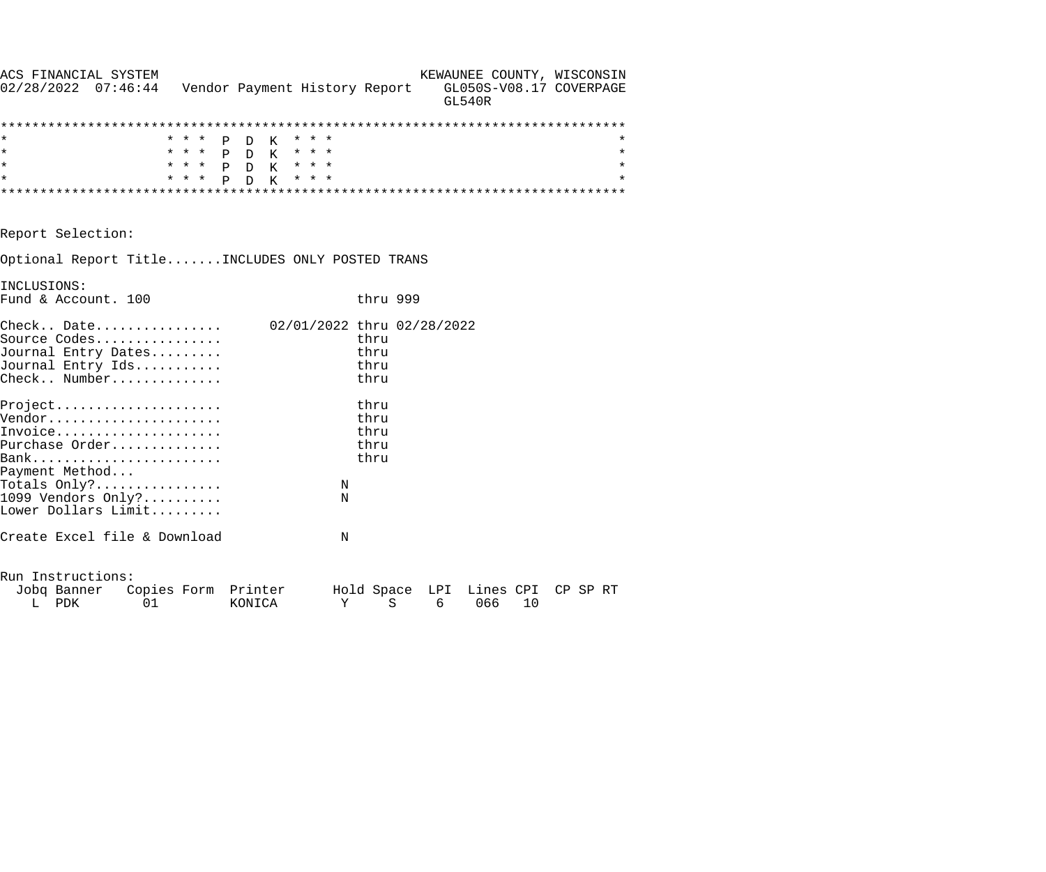```
ACS FINANCIAL SYSTEM                                             KEWAUNEE COUNTY, WISCONSIN
02/28/2022  07:46:44   Vendor Payment History Report    GL050S-V08.17 COVERPAGE
                                                                 GL540R

*******************************************************************************
*                    * * *  P  D  K  * * *                                    *
*                    * * *  P  D  K  * * *                                    *
*                    * * *  P  D  K  * * *                                    *
*                    * * *  P  D  K  * * *                                    *
*******************************************************************************


Report Selection:

Optional Report Title.......INCLUDES ONLY POSTED TRANS

INCLUSIONS:
Fund & Account. 100                          thru 999

Check.. Date................      02/01/2022 thru 02/28/2022
Source Codes................                 thru
Journal Entry Dates.........                 thru
Journal Entry Ids...........                 thru
Check.. Number..............                 thru

Project.....................                 thru
Vendor......................                 thru
Invoice.....................                 thru
Purchase Order..............                 thru
Bank........................                 thru
Payment Method...
Totals Only?................               N
1099 Vendors Only?..........               N
Lower Dollars Limit.........

Create Excel file & Download               N


Run Instructions:
  Jobq Banner   Copies Form  Printer      Hold Space  LPI  Lines CPI  CP SP RT
    L  PDK        01         KONICA        Y     S     6    066   10
```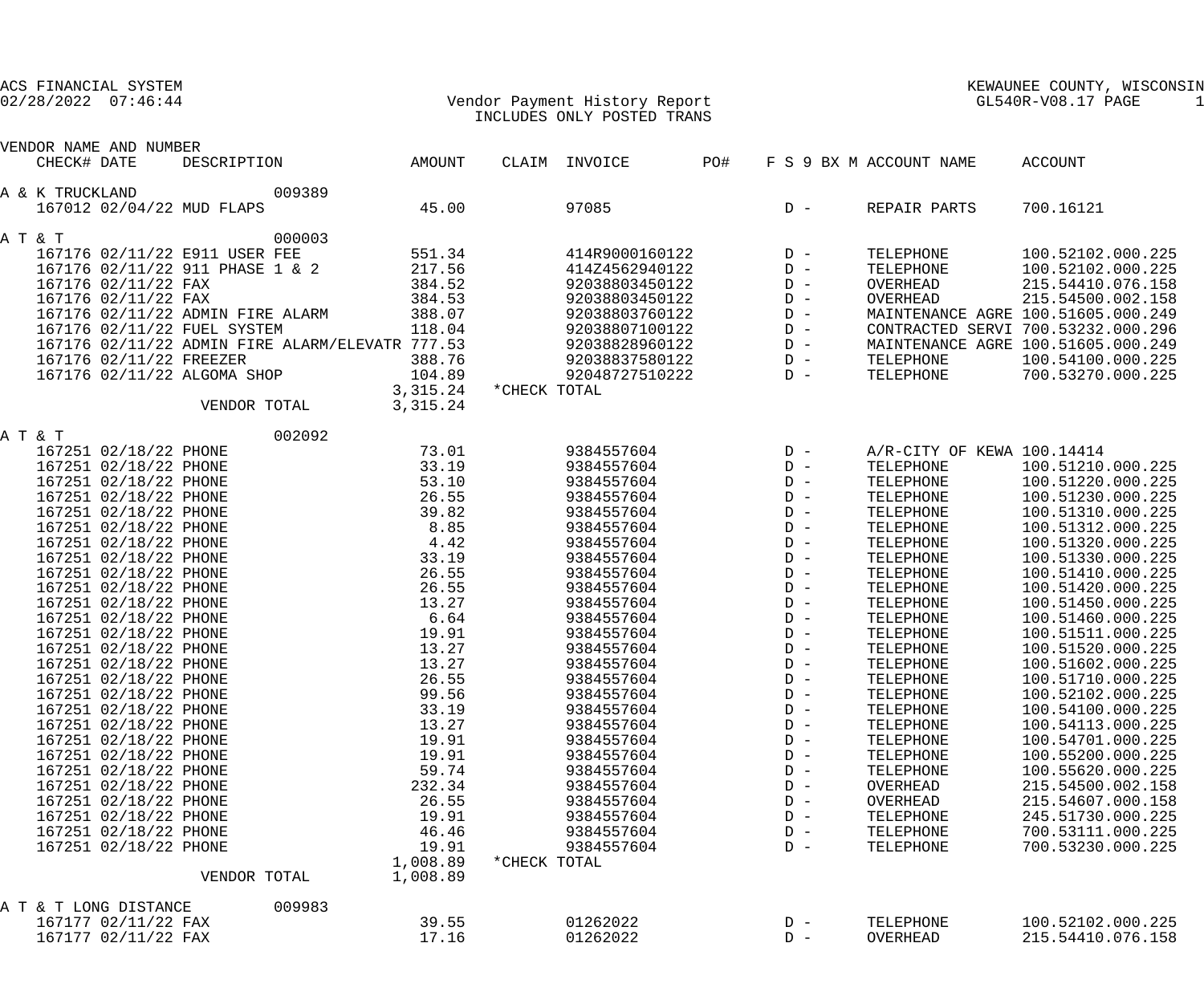ACS FINANCIAL SYSTEM
02/28/2022 07:46:44

KEWAUNEE COUNTY, WISCONSIN
GL540R-V08.17

# Vendor Payment History Report
INCLUDES ONLY POSTED TRANS

| VENDOR NAME AND NUMBER | | | | | | | | | |
|---|---|---|---|---|---|---|---|---|---|
| CHECK# | DATE | DESCRIPTION | AMOUNT | CLAIM | INVOICE | PO# | F S 9 BX M | ACCOUNT NAME | ACCOUNT |
| **A & K TRUCKLAND** | | 009389 | | | | | | | |
| 167012 | 02/04/22 | MUD FLAPS | 45.00 | | 97085 | | D - | REPAIR PARTS | 700.16121 |
| **A T & T** | | 000003 | | | | | | | |
| 167176 | 02/11/22 | E911 USER FEE | 551.34 | | 414R9000160122 | | D - | TELEPHONE | 100.52102.000.225 |
| 167176 | 02/11/22 | 911 PHASE 1 & 2 | 217.56 | | 414Z4562940122 | | D - | TELEPHONE | 100.52102.000.225 |
| 167176 | 02/11/22 | FAX | 384.52 | | 92038803450122 | | D - | OVERHEAD | 215.54410.076.158 |
| 167176 | 02/11/22 | FAX | 384.53 | | 92038803450122 | | D - | OVERHEAD | 215.54500.002.158 |
| 167176 | 02/11/22 | ADMIN FIRE ALARM | 388.07 | | 92038803760122 | | D - | MAINTENANCE AGRE | 100.51605.000.249 |
| 167176 | 02/11/22 | FUEL SYSTEM | 118.04 | | 92038807100122 | | D - | CONTRACTED SERVI | 700.53232.000.296 |
| 167176 | 02/11/22 | ADMIN FIRE ALARM/ELEVATR | 777.53 | | 92038828960122 | | D - | MAINTENANCE AGRE | 100.51605.000.249 |
| 167176 | 02/11/22 | FREEZER | 388.76 | | 92038837580122 | | D - | TELEPHONE | 100.54100.000.225 |
| 167176 | 02/11/22 | ALGOMA SHOP | 104.89 | | 92048727510222 | | D - | TELEPHONE | 700.53270.000.225 |
| | | | 3,315.24 | *CHECK TOTAL | | | | | |
| | | VENDOR TOTAL | 3,315.24 | | | | | | |
| **A T & T** | | 002092 | | | | | | | |
| 167251 | 02/18/22 | PHONE | 73.01 | | 9384557604 | | D - | A/R-CITY OF KEWA | 100.14414 |
| 167251 | 02/18/22 | PHONE | 33.19 | | 9384557604 | | D - | TELEPHONE | 100.51210.000.225 |
| 167251 | 02/18/22 | PHONE | 53.10 | | 9384557604 | | D - | TELEPHONE | 100.51220.000.225 |
| 167251 | 02/18/22 | PHONE | 26.55 | | 9384557604 | | D - | TELEPHONE | 100.51230.000.225 |
| 167251 | 02/18/22 | PHONE | 39.82 | | 9384557604 | | D - | TELEPHONE | 100.51310.000.225 |
| 167251 | 02/18/22 | PHONE | 8.85 | | 9384557604 | | D - | TELEPHONE | 100.51312.000.225 |
| 167251 | 02/18/22 | PHONE | 4.42 | | 9384557604 | | D - | TELEPHONE | 100.51320.000.225 |
| 167251 | 02/18/22 | PHONE | 33.19 | | 9384557604 | | D - | TELEPHONE | 100.51330.000.225 |
| 167251 | 02/18/22 | PHONE | 26.55 | | 9384557604 | | D - | TELEPHONE | 100.51410.000.225 |
| 167251 | 02/18/22 | PHONE | 26.55 | | 9384557604 | | D - | TELEPHONE | 100.51420.000.225 |
| 167251 | 02/18/22 | PHONE | 13.27 | | 9384557604 | | D - | TELEPHONE | 100.51450.000.225 |
| 167251 | 02/18/22 | PHONE | 6.64 | | 9384557604 | | D - | TELEPHONE | 100.51460.000.225 |
| 167251 | 02/18/22 | PHONE | 19.91 | | 9384557604 | | D - | TELEPHONE | 100.51511.000.225 |
| 167251 | 02/18/22 | PHONE | 13.27 | | 9384557604 | | D - | TELEPHONE | 100.51520.000.225 |
| 167251 | 02/18/22 | PHONE | 13.27 | | 9384557604 | | D - | TELEPHONE | 100.51602.000.225 |
| 167251 | 02/18/22 | PHONE | 26.55 | | 9384557604 | | D - | TELEPHONE | 100.51710.000.225 |
| 167251 | 02/18/22 | PHONE | 99.56 | | 9384557604 | | D - | TELEPHONE | 100.52102.000.225 |
| 167251 | 02/18/22 | PHONE | 33.19 | | 9384557604 | | D - | TELEPHONE | 100.54100.000.225 |
| 167251 | 02/18/22 | PHONE | 13.27 | | 9384557604 | | D - | TELEPHONE | 100.54113.000.225 |
| 167251 | 02/18/22 | PHONE | 19.91 | | 9384557604 | | D - | TELEPHONE | 100.54701.000.225 |
| 167251 | 02/18/22 | PHONE | 19.91 | | 9384557604 | | D - | TELEPHONE | 100.55200.000.225 |
| 167251 | 02/18/22 | PHONE | 59.74 | | 9384557604 | | D - | TELEPHONE | 100.55620.000.225 |
| 167251 | 02/18/22 | PHONE | 232.34 | | 9384557604 | | D - | OVERHEAD | 215.54500.002.158 |
| 167251 | 02/18/22 | PHONE | 26.55 | | 9384557604 | | D - | OVERHEAD | 215.54607.000.158 |
| 167251 | 02/18/22 | PHONE | 19.91 | | 9384557604 | | D - | TELEPHONE | 245.51730.000.225 |
| 167251 | 02/18/22 | PHONE | 46.46 | | 9384557604 | | D - | TELEPHONE | 700.53111.000.225 |
| 167251 | 02/18/22 | PHONE | 19.91 | | 9384557604 | | D - | TELEPHONE | 700.53230.000.225 |
| | | | 1,008.89 | *CHECK TOTAL | | | | | |
| | | VENDOR TOTAL | 1,008.89 | | | | | | |
| **A T & T LONG DISTANCE** | | 009983 | | | | | | | |
| 167177 | 02/11/22 | FAX | 39.55 | | 01262022 | | D - | TELEPHONE | 100.52102.000.225 |
| 167177 | 02/11/22 | FAX | 17.16 | | 01262022 | | D - | OVERHEAD | 215.54410.076.158 |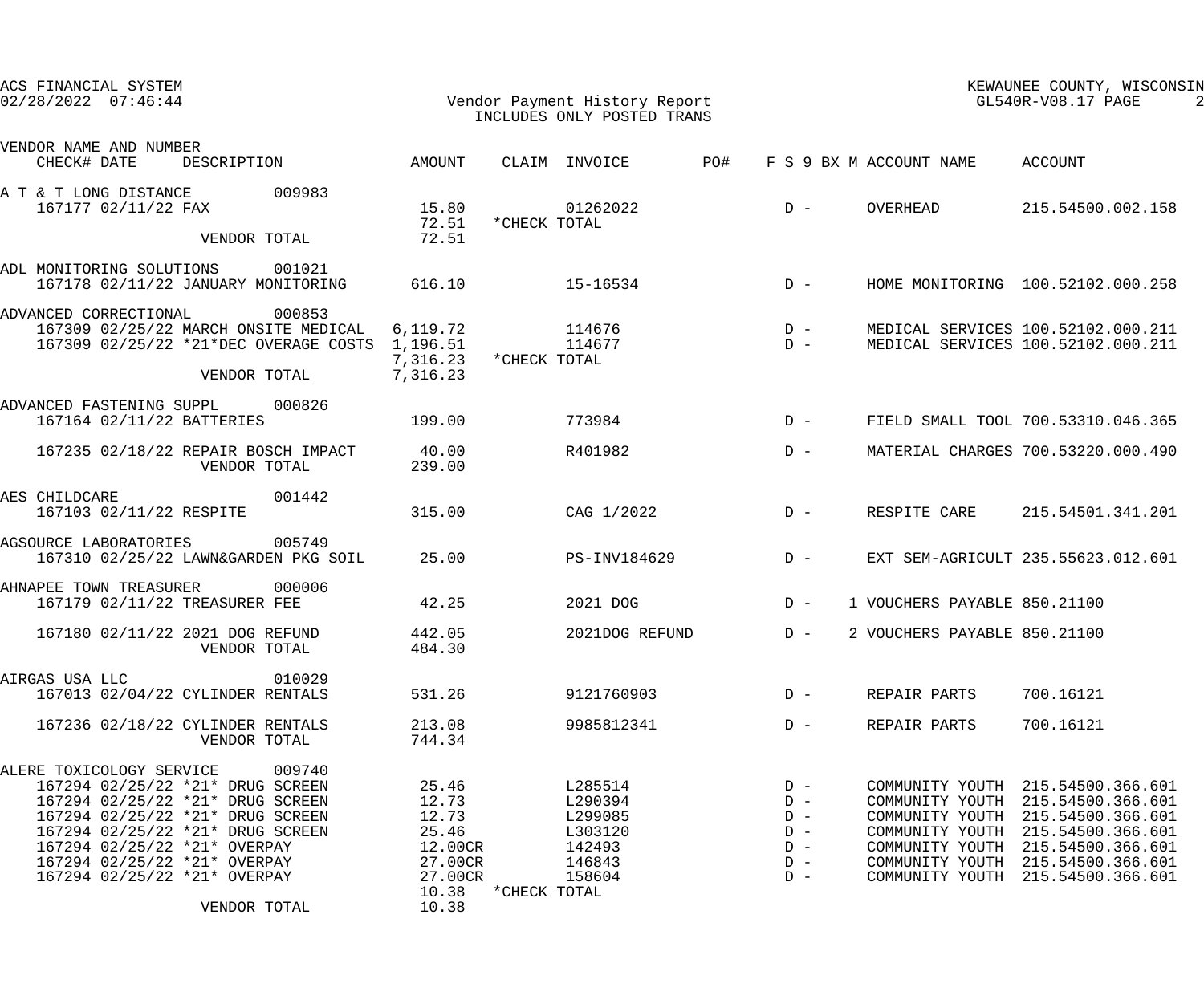ACS FINANCIAL SYSTEM
02/28/2022 07:46:44

Vendor Payment History Report
INCLUDES ONLY POSTED TRANS

KEWAUNEE COUNTY, WISCONSIN
GL540R-V08.17

| VENDOR NAME AND NUMBER / CHECK# | DATE | DESCRIPTION | AMOUNT | CLAIM | INVOICE | PO# | F S 9 BX M | ACCOUNT NAME | ACCOUNT |
|---|---|---|---|---|---|---|---|---|---|
| A T & T LONG DISTANCE 009983 | | | | | | | | | |
| 167177 | 02/11/22 | FAX | 15.80 | | 01262022 | | D - | OVERHEAD | 215.54500.002.158 |
| | | | 72.51 | *CHECK TOTAL | | | | | |
| | | VENDOR TOTAL | 72.51 | | | | | | |
| ADL MONITORING SOLUTIONS 001021 | | | | | | | | | |
| 167178 | 02/11/22 | JANUARY MONITORING | 616.10 | | 15-16534 | | D - | HOME MONITORING | 100.52102.000.258 |
| ADVANCED CORRECTIONAL 000853 | | | | | | | | | |
| 167309 | 02/25/22 | MARCH ONSITE MEDICAL | 6,119.72 | | 114676 | | D - | MEDICAL SERVICES | 100.52102.000.211 |
| 167309 | 02/25/22 | *21*DEC OVERAGE COSTS | 1,196.51 | | 114677 | | D - | MEDICAL SERVICES | 100.52102.000.211 |
| | | | 7,316.23 | *CHECK TOTAL | | | | | |
| | | VENDOR TOTAL | 7,316.23 | | | | | | |
| ADVANCED FASTENING SUPPL 000826 | | | | | | | | | |
| 167164 | 02/11/22 | BATTERIES | 199.00 | | 773984 | | D - | FIELD SMALL TOOL | 700.53310.046.365 |
| 167235 | 02/18/22 | REPAIR BOSCH IMPACT | 40.00 | | R401982 | | D - | MATERIAL CHARGES | 700.53220.000.490 |
| | | VENDOR TOTAL | 239.00 | | | | | | |
| AES CHILDCARE 001442 | | | | | | | | | |
| 167103 | 02/11/22 | RESPITE | 315.00 | | CAG 1/2022 | | D - | RESPITE CARE | 215.54501.341.201 |
| AGSOURCE LABORATORIES 005749 | | | | | | | | | |
| 167310 | 02/25/22 | LAWN&GARDEN PKG SOIL | 25.00 | | PS-INV184629 | | D - | EXT SEM-AGRICULT | 235.55623.012.601 |
| AHNAPEE TOWN TREASURER 000006 | | | | | | | | | |
| 167179 | 02/11/22 | TREASURER FEE | 42.25 | | 2021 DOG | | D - 1 | VOUCHERS PAYABLE | 850.21100 |
| 167180 | 02/11/22 | 2021 DOG REFUND | 442.05 | | 2021DOG REFUND | | D - 2 | VOUCHERS PAYABLE | 850.21100 |
| | | VENDOR TOTAL | 484.30 | | | | | | |
| AIRGAS USA LLC 010029 | | | | | | | | | |
| 167013 | 02/04/22 | CYLINDER RENTALS | 531.26 | | 9121760903 | | D - | REPAIR PARTS | 700.16121 |
| 167236 | 02/18/22 | CYLINDER RENTALS | 213.08 | | 9985812341 | | D - | REPAIR PARTS | 700.16121 |
| | | VENDOR TOTAL | 744.34 | | | | | | |
| ALERE TOXICOLOGY SERVICE 009740 | | | | | | | | | |
| 167294 | 02/25/22 | *21* DRUG SCREEN | 25.46 | | L285514 | | D - | COMMUNITY YOUTH | 215.54500.366.601 |
| 167294 | 02/25/22 | *21* DRUG SCREEN | 12.73 | | L290394 | | D - | COMMUNITY YOUTH | 215.54500.366.601 |
| 167294 | 02/25/22 | *21* DRUG SCREEN | 12.73 | | L299085 | | D - | COMMUNITY YOUTH | 215.54500.366.601 |
| 167294 | 02/25/22 | *21* DRUG SCREEN | 25.46 | | L303120 | | D - | COMMUNITY YOUTH | 215.54500.366.601 |
| 167294 | 02/25/22 | *21* OVERPAY | 12.00CR | | 142493 | | D - | COMMUNITY YOUTH | 215.54500.366.601 |
| 167294 | 02/25/22 | *21* OVERPAY | 27.00CR | | 146843 | | D - | COMMUNITY YOUTH | 215.54500.366.601 |
| 167294 | 02/25/22 | *21* OVERPAY | 27.00CR | | 158604 | | D - | COMMUNITY YOUTH | 215.54500.366.601 |
| | | | 10.38 | *CHECK TOTAL | | | | | |
| | | VENDOR TOTAL | 10.38 | | | | | | |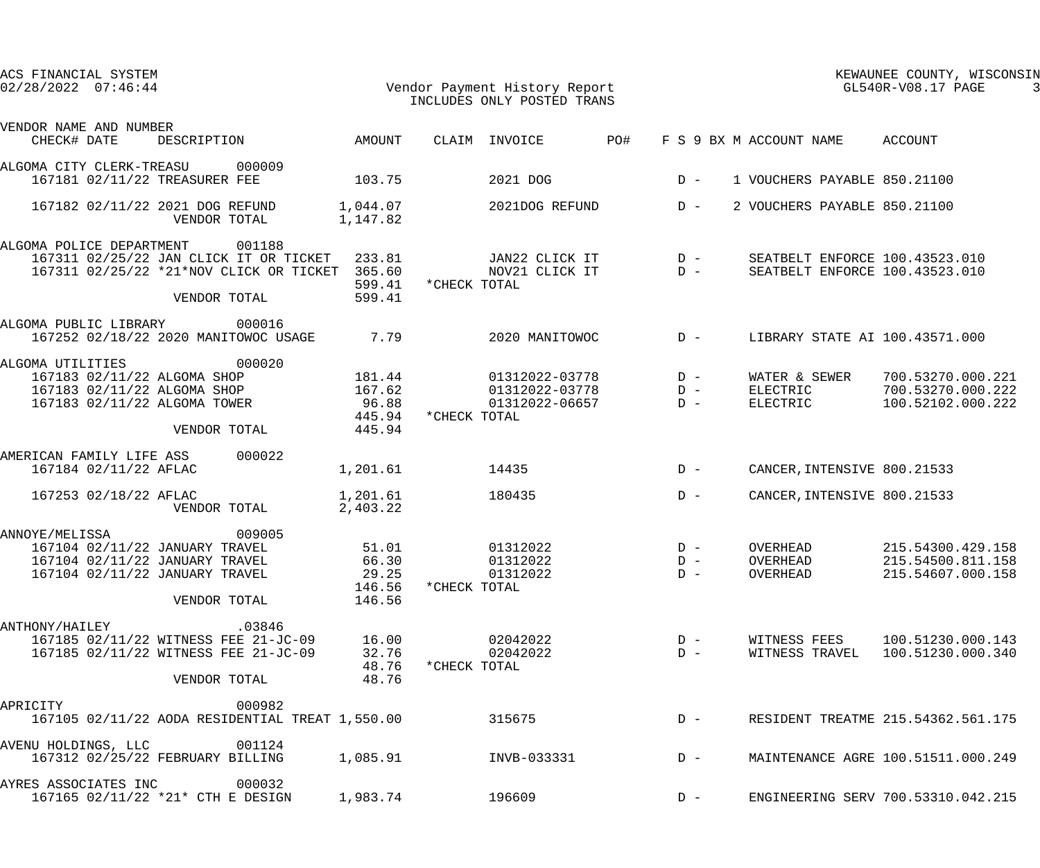ACS FINANCIAL SYSTEM
02/28/2022 07:46:44

Vendor Payment History Report
INCLUDES ONLY POSTED TRANS

KEWAUNEE COUNTY, WISCONSIN
GL540R-V08.17 PAGE 3

| VENDOR NAME AND NUMBER / CHECK# DATE | DESCRIPTION | AMOUNT | CLAIM | INVOICE | PO# | F S 9 BX M | ACCOUNT NAME | ACCOUNT |
|---|---|---|---|---|---|---|---|---|
| ALGOMA CITY CLERK-TREASU 000009 | | | | | | | | |
| 167181 02/11/22 | TREASURER FEE | 103.75 | | 2021 DOG | | D - 1 | VOUCHERS PAYABLE | 850.21100 |
| 167182 02/11/22 | 2021 DOG REFUND | 1,044.07 | | 2021DOG REFUND | | D - 2 | VOUCHERS PAYABLE | 850.21100 |
| | VENDOR TOTAL | 1,147.82 | | | | | | |
| ALGOMA POLICE DEPARTMENT 001188 | | | | | | | | |
| 167311 02/25/22 | JAN CLICK IT OR TICKET | 233.81 | | JAN22 CLICK IT | | D - | SEATBELT ENFORCE | 100.43523.010 |
| 167311 02/25/22 | *21*NOV CLICK OR TICKET | 365.60 | | NOV21 CLICK IT | | D - | SEATBELT ENFORCE | 100.43523.010 |
| | | 599.41 | *CHECK TOTAL | | | | | |
| | VENDOR TOTAL | 599.41 | | | | | | |
| ALGOMA PUBLIC LIBRARY 000016 | | | | | | | | |
| 167252 02/18/22 | 2020 MANITOWOC USAGE | 7.79 | | 2020 MANITOWOC | | D - | LIBRARY STATE AI | 100.43571.000 |
| ALGOMA UTILITIES 000020 | | | | | | | | |
| 167183 02/11/22 | ALGOMA SHOP | 181.44 | | 01312022-03778 | | D - | WATER & SEWER | 700.53270.000.221 |
| 167183 02/11/22 | ALGOMA SHOP | 167.62 | | 01312022-03778 | | D - | ELECTRIC | 700.53270.000.222 |
| 167183 02/11/22 | ALGOMA TOWER | 96.88 | | 01312022-06657 | | D - | ELECTRIC | 100.52102.000.222 |
| | | 445.94 | *CHECK TOTAL | | | | | |
| | VENDOR TOTAL | 445.94 | | | | | | |
| AMERICAN FAMILY LIFE ASS 000022 | | | | | | | | |
| 167184 02/11/22 | AFLAC | 1,201.61 | | 14435 | | D - | CANCER,INTENSIVE | 800.21533 |
| 167253 02/18/22 | AFLAC | 1,201.61 | | 180435 | | D - | CANCER,INTENSIVE | 800.21533 |
| | VENDOR TOTAL | 2,403.22 | | | | | | |
| ANNOYE/MELISSA 009005 | | | | | | | | |
| 167104 02/11/22 | JANUARY TRAVEL | 51.01 | | 01312022 | | D - | OVERHEAD | 215.54300.429.158 |
| 167104 02/11/22 | JANUARY TRAVEL | 66.30 | | 01312022 | | D - | OVERHEAD | 215.54500.811.158 |
| 167104 02/11/22 | JANUARY TRAVEL | 29.25 | | 01312022 | | D - | OVERHEAD | 215.54607.000.158 |
| | | 146.56 | *CHECK TOTAL | | | | | |
| | VENDOR TOTAL | 146.56 | | | | | | |
| ANTHONY/HAILEY .03846 | | | | | | | | |
| 167185 02/11/22 | WITNESS FEE 21-JC-09 | 16.00 | | 02042022 | | D - | WITNESS FEES | 100.51230.000.143 |
| 167185 02/11/22 | WITNESS FEE 21-JC-09 | 32.76 | | 02042022 | | D - | WITNESS TRAVEL | 100.51230.000.340 |
| | | 48.76 | *CHECK TOTAL | | | | | |
| | VENDOR TOTAL | 48.76 | | | | | | |
| APRICITY 000982 | | | | | | | | |
| 167105 02/11/22 | AODA RESIDENTIAL TREAT | 1,550.00 | | 315675 | | D - | RESIDENT TREATME | 215.54362.561.175 |
| AVENU HOLDINGS, LLC 001124 | | | | | | | | |
| 167312 02/25/22 | FEBRUARY BILLING | 1,085.91 | | INVB-033331 | | D - | MAINTENANCE AGRE | 100.51511.000.249 |
| AYRES ASSOCIATES INC 000032 | | | | | | | | |
| 167165 02/11/22 | *21* CTH E DESIGN | 1,983.74 | | 196609 | | D - | ENGINEERING SERV | 700.53310.042.215 |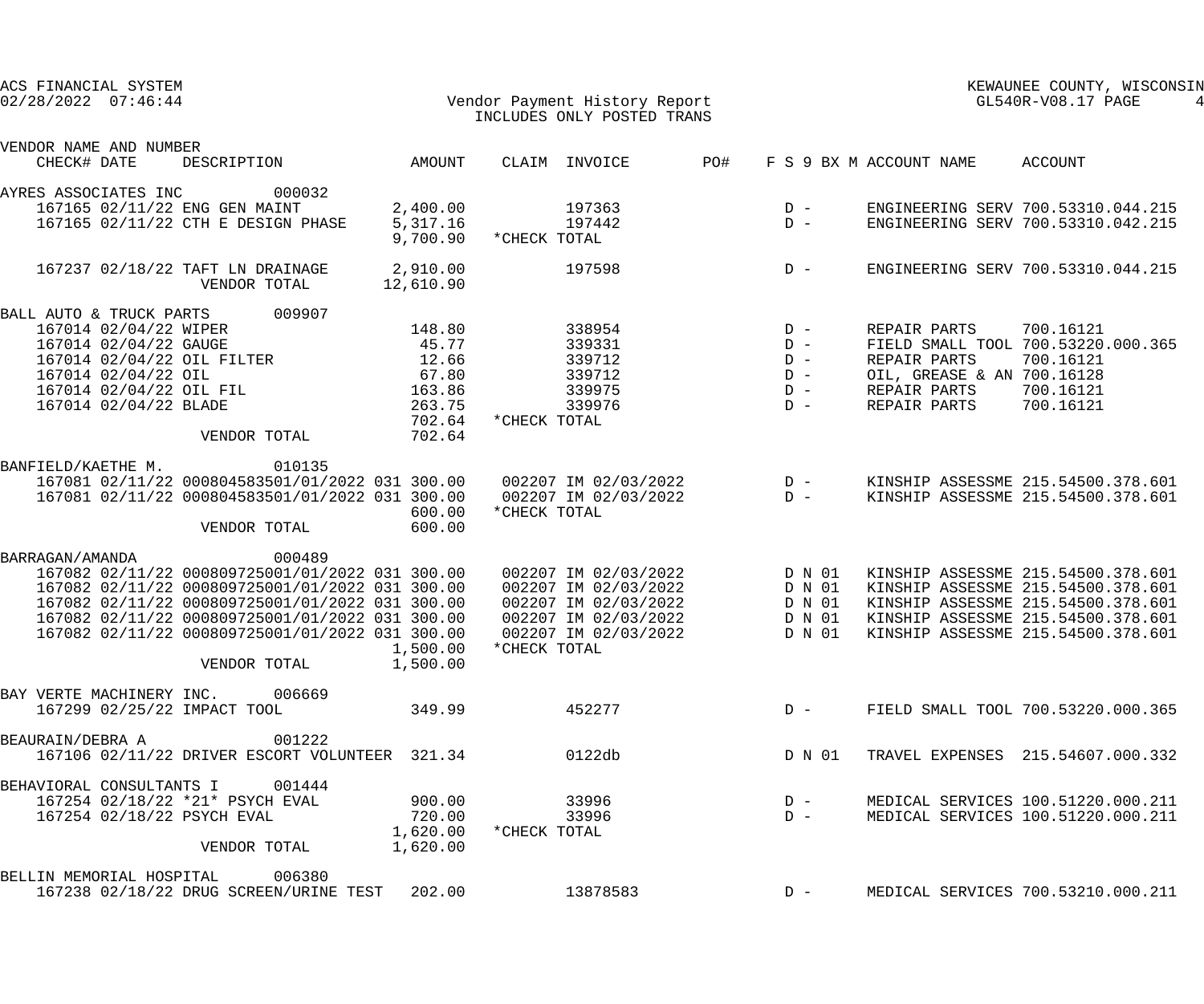ACS FINANCIAL SYSTEM
02/28/2022 07:46:44

Vendor Payment History Report
INCLUDES ONLY POSTED TRANS

KEWAUNEE COUNTY, WISCONSIN
GL540R-V08.17 PAGE 4

| VENDOR NAME AND NUMBER / CHECK# DATE | DESCRIPTION | AMOUNT | CLAIM | INVOICE | PO# | F S 9 BX M | ACCOUNT NAME | ACCOUNT |
|---|---|---|---|---|---|---|---|---|
| AYRES ASSOCIATES INC 000032 | | | | | | | | |
| 167165 02/11/22 | ENG GEN MAINT | 2,400.00 | | 197363 | | D - | ENGINEERING SERV | 700.53310.044.215 |
| 167165 02/11/22 | CTH E DESIGN PHASE | 5,317.16 | | 197442 | | D - | ENGINEERING SERV | 700.53310.042.215 |
| | | 9,700.90 | *CHECK TOTAL | | | | | |
| 167237 02/18/22 | TAFT LN DRAINAGE | 2,910.00 | | 197598 | | D - | ENGINEERING SERV | 700.53310.044.215 |
| | VENDOR TOTAL | 12,610.90 | | | | | | |
| BALL AUTO & TRUCK PARTS 009907 | | | | | | | | |
| 167014 02/04/22 | WIPER | 148.80 | | 338954 | | D - | REPAIR PARTS | 700.16121 |
| 167014 02/04/22 | GAUGE | 45.77 | | 339331 | | D - | FIELD SMALL TOOL | 700.53220.000.365 |
| 167014 02/04/22 | OIL FILTER | 12.66 | | 339712 | | D - | REPAIR PARTS | 700.16121 |
| 167014 02/04/22 | OIL | 67.80 | | 339712 | | D - | OIL, GREASE & AN | 700.16128 |
| 167014 02/04/22 | OIL FIL | 163.86 | | 339975 | | D - | REPAIR PARTS | 700.16121 |
| 167014 02/04/22 | BLADE | 263.75 | | 339976 | | D - | REPAIR PARTS | 700.16121 |
| | | 702.64 | *CHECK TOTAL | | | | | |
| | VENDOR TOTAL | 702.64 | | | | | | |
| BANFIELD/KAETHE M. 010135 | | | | | | | | |
| 167081 02/11/22 | 000804583501/01/2022 031 | 300.00 | 002207 | IM 02/03/2022 | | D - | KINSHIP ASSESSME | 215.54500.378.601 |
| 167081 02/11/22 | 000804583501/01/2022 031 | 300.00 | 002207 | IM 02/03/2022 | | D - | KINSHIP ASSESSME | 215.54500.378.601 |
| | | 600.00 | *CHECK TOTAL | | | | | |
| | VENDOR TOTAL | 600.00 | | | | | | |
| BARRAGAN/AMANDA 000489 | | | | | | | | |
| 167082 02/11/22 | 000809725001/01/2022 031 | 300.00 | 002207 | IM 02/03/2022 | | D N 01 | KINSHIP ASSESSME | 215.54500.378.601 |
| 167082 02/11/22 | 000809725001/01/2022 031 | 300.00 | 002207 | IM 02/03/2022 | | D N 01 | KINSHIP ASSESSME | 215.54500.378.601 |
| 167082 02/11/22 | 000809725001/01/2022 031 | 300.00 | 002207 | IM 02/03/2022 | | D N 01 | KINSHIP ASSESSME | 215.54500.378.601 |
| 167082 02/11/22 | 000809725001/01/2022 031 | 300.00 | 002207 | IM 02/03/2022 | | D N 01 | KINSHIP ASSESSME | 215.54500.378.601 |
| 167082 02/11/22 | 000809725001/01/2022 031 | 300.00 | 002207 | IM 02/03/2022 | | D N 01 | KINSHIP ASSESSME | 215.54500.378.601 |
| | | 1,500.00 | *CHECK TOTAL | | | | | |
| | VENDOR TOTAL | 1,500.00 | | | | | | |
| BAY VERTE MACHINERY INC. 006669 | | | | | | | | |
| 167299 02/25/22 | IMPACT TOOL | 349.99 | | 452277 | | D - | FIELD SMALL TOOL | 700.53220.000.365 |
| BEAURAIN/DEBRA A 001222 | | | | | | | | |
| 167106 02/11/22 | DRIVER ESCORT VOLUNTEER | 321.34 | | 0122db | | D N 01 | TRAVEL EXPENSES | 215.54607.000.332 |
| BEHAVIORAL CONSULTANTS I 001444 | | | | | | | | |
| 167254 02/18/22 | *21* PSYCH EVAL | 900.00 | | 33996 | | D - | MEDICAL SERVICES | 100.51220.000.211 |
| 167254 02/18/22 | PSYCH EVAL | 720.00 | | 33996 | | D - | MEDICAL SERVICES | 100.51220.000.211 |
| | | 1,620.00 | *CHECK TOTAL | | | | | |
| | VENDOR TOTAL | 1,620.00 | | | | | | |
| BELLIN MEMORIAL HOSPITAL 006380 | | | | | | | | |
| 167238 02/18/22 | DRUG SCREEN/URINE TEST | 202.00 | | 13878583 | | D - | MEDICAL SERVICES | 700.53210.000.211 |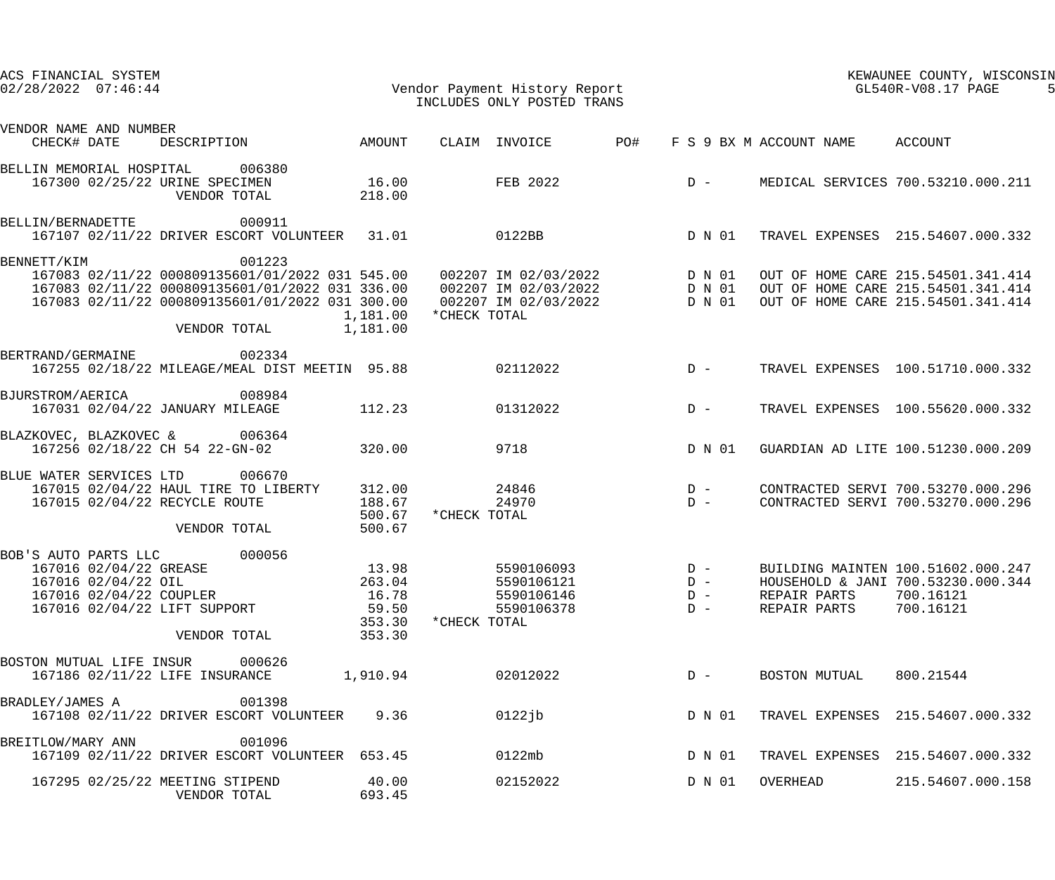ACS FINANCIAL SYSTEM
02/28/2022 07:46:44

# Vendor Payment History Report
INCLUDES ONLY POSTED TRANS

KEWAUNEE COUNTY, WISCONSIN
GL540R-V08.17

| VENDOR NAME AND NUMBER / CHECK# DATE | DESCRIPTION | AMOUNT | CLAIM | INVOICE | PO# | F S 9 BX M | ACCOUNT NAME | ACCOUNT |
|---|---|---|---|---|---|---|---|---|
| BELLIN MEMORIAL HOSPITAL 006380 | | | | | | | | |
| 167300 02/25/22 | URINE SPECIMEN | 16.00 | | FEB 2022 | | D - | MEDICAL SERVICES | 700.53210.000.211 |
| | VENDOR TOTAL | 218.00 | | | | | | |
| BELLIN/BERNADETTE 000911 | | | | | | | | |
| 167107 02/11/22 | DRIVER ESCORT VOLUNTEER | 31.01 | | 0122BB | | D N 01 | TRAVEL EXPENSES | 215.54607.000.332 |
| BENNETT/KIM 001223 | | | | | | | | |
| 167083 02/11/22 | 000809135601/01/2022 031 | 545.00 | 002207 | IM 02/03/2022 | | D N 01 | OUT OF HOME CARE | 215.54501.341.414 |
| 167083 02/11/22 | 000809135601/01/2022 031 | 336.00 | 002207 | IM 02/03/2022 | | D N 01 | OUT OF HOME CARE | 215.54501.341.414 |
| 167083 02/11/22 | 000809135601/01/2022 031 | 300.00 | 002207 | IM 02/03/2022 | | D N 01 | OUT OF HOME CARE | 215.54501.341.414 |
| | | 1,181.00 | *CHECK TOTAL | | | | | |
| | VENDOR TOTAL | 1,181.00 | | | | | | |
| BERTRAND/GERMAINE 002334 | | | | | | | | |
| 167255 02/18/22 | MILEAGE/MEAL DIST MEETIN | 95.88 | | 02112022 | | D - | TRAVEL EXPENSES | 100.51710.000.332 |
| BJURSTROM/AERICA 008984 | | | | | | | | |
| 167031 02/04/22 | JANUARY MILEAGE | 112.23 | | 01312022 | | D - | TRAVEL EXPENSES | 100.55620.000.332 |
| BLAZKOVEC, BLAZKOVEC & 006364 | | | | | | | | |
| 167256 02/18/22 | CH 54 22-GN-02 | 320.00 | | 9718 | | D N 01 | GUARDIAN AD LITE | 100.51230.000.209 |
| BLUE WATER SERVICES LTD 006670 | | | | | | | | |
| 167015 02/04/22 | HAUL TIRE TO LIBERTY | 312.00 | | 24846 | | D - | CONTRACTED SERVI | 700.53270.000.296 |
| 167015 02/04/22 | RECYCLE ROUTE | 188.67 | | 24970 | | D - | CONTRACTED SERVI | 700.53270.000.296 |
| | | 500.67 | *CHECK TOTAL | | | | | |
| | VENDOR TOTAL | 500.67 | | | | | | |
| BOB'S AUTO PARTS LLC 000056 | | | | | | | | |
| 167016 02/04/22 | GREASE | 13.98 | | 5590106093 | | D - | BUILDING MAINTEN | 100.51602.000.247 |
| 167016 02/04/22 | OIL | 263.04 | | 5590106121 | | D - | HOUSEHOLD & JANI | 700.53230.000.344 |
| 167016 02/04/22 | COUPLER | 16.78 | | 5590106146 | | D - | REPAIR PARTS | 700.16121 |
| 167016 02/04/22 | LIFT SUPPORT | 59.50 | | 5590106378 | | D - | REPAIR PARTS | 700.16121 |
| | | 353.30 | *CHECK TOTAL | | | | | |
| | VENDOR TOTAL | 353.30 | | | | | | |
| BOSTON MUTUAL LIFE INSUR 000626 | | | | | | | | |
| 167186 02/11/22 | LIFE INSURANCE | 1,910.94 | | 02012022 | | D - | BOSTON MUTUAL | 800.21544 |
| BRADLEY/JAMES A 001398 | | | | | | | | |
| 167108 02/11/22 | DRIVER ESCORT VOLUNTEER | 9.36 | | 0122jb | | D N 01 | TRAVEL EXPENSES | 215.54607.000.332 |
| BREITLOW/MARY ANN 001096 | | | | | | | | |
| 167109 02/11/22 | DRIVER ESCORT VOLUNTEER | 653.45 | | 0122mb | | D N 01 | TRAVEL EXPENSES | 215.54607.000.332 |
| 167295 02/25/22 | MEETING STIPEND | 40.00 | | 02152022 | | D N 01 | OVERHEAD | 215.54607.000.158 |
| | VENDOR TOTAL | 693.45 | | | | | | |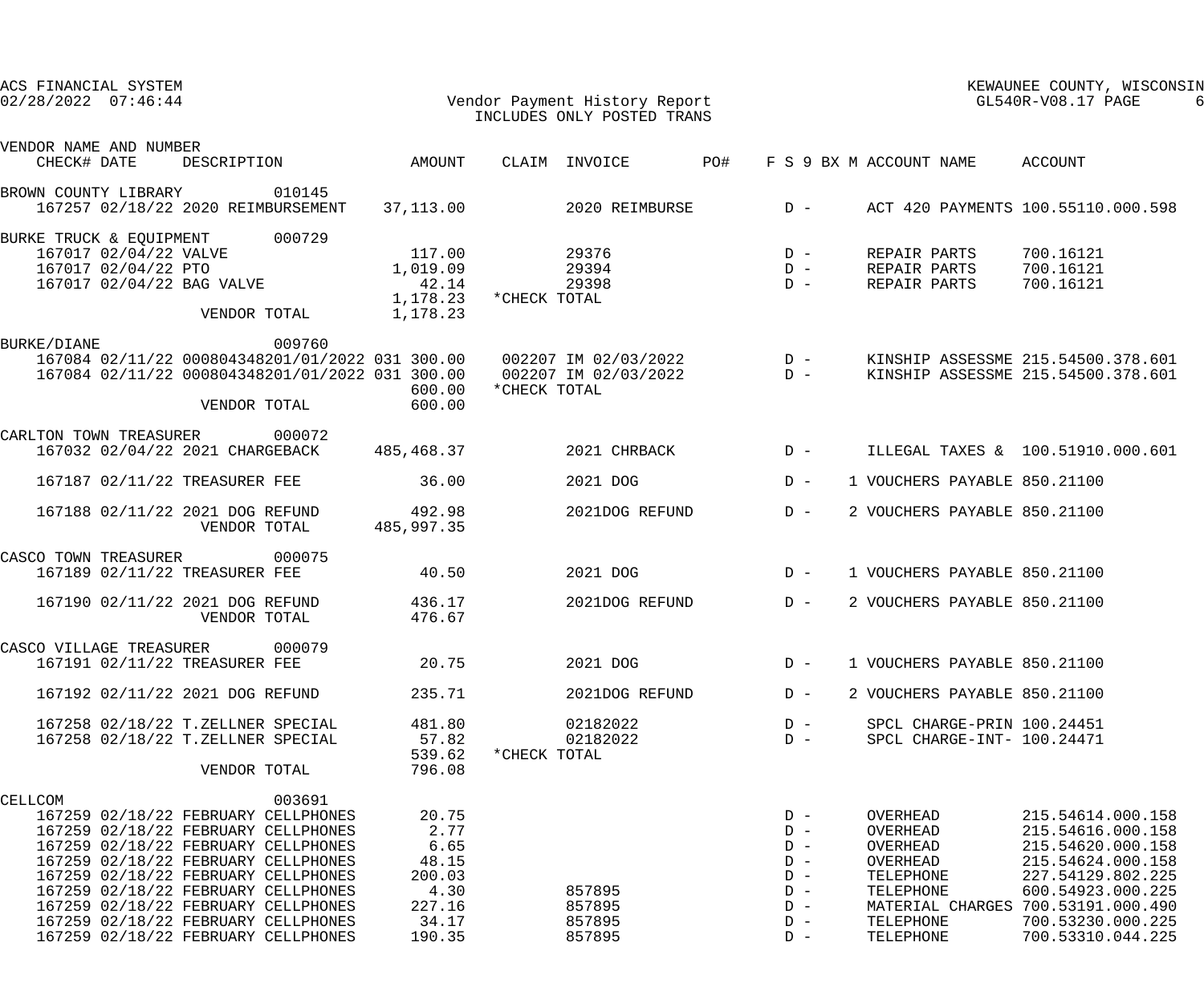ACS FINANCIAL SYSTEM
02/28/2022 07:46:44

Vendor Payment History Report
INCLUDES ONLY POSTED TRANS

KEWAUNEE COUNTY, WISCONSIN
GL540R-V08.17

| VENDOR NAME AND NUMBER / CHECK# | DATE | DESCRIPTION | AMOUNT | CLAIM | INVOICE | PO# | F S 9 BX M | ACCOUNT NAME | ACCOUNT |
|---|---|---|---|---|---|---|---|---|---|
| BROWN COUNTY LIBRARY 010145 | | | | | | | | | |
| 167257 | 02/18/22 | 2020 REIMBURSEMENT | 37,113.00 | | 2020 REIMBURSE | | D - | ACT 420 PAYMENTS | 100.55110.000.598 |
| BURKE TRUCK & EQUIPMENT 000729 | | | | | | | | | |
| 167017 | 02/04/22 | VALVE | 117.00 | | 29376 | | D - | REPAIR PARTS | 700.16121 |
| 167017 | 02/04/22 | PTO | 1,019.09 | | 29394 | | D - | REPAIR PARTS | 700.16121 |
| 167017 | 02/04/22 | BAG VALVE | 42.14 | | 29398 | | D - | REPAIR PARTS | 700.16121 |
| | | | 1,178.23 | *CHECK TOTAL | | | | | |
| | | VENDOR TOTAL | 1,178.23 | | | | | | |
| BURKE/DIANE 009760 | | | | | | | | | |
| 167084 | 02/11/22 | 000804348201/01/2022 031 | 300.00 | 002207 | IM 02/03/2022 | | D - | KINSHIP ASSESSME | 215.54500.378.601 |
| 167084 | 02/11/22 | 000804348201/01/2022 031 | 300.00 | 002207 | IM 02/03/2022 | | D - | KINSHIP ASSESSME | 215.54500.378.601 |
| | | | 600.00 | *CHECK TOTAL | | | | | |
| | | VENDOR TOTAL | 600.00 | | | | | | |
| CARLTON TOWN TREASURER 000072 | | | | | | | | | |
| 167032 | 02/04/22 | 2021 CHARGEBACK | 485,468.37 | | 2021 CHRBACK | | D - | ILLEGAL TAXES & | 100.51910.000.601 |
| 167187 | 02/11/22 | TREASURER FEE | 36.00 | | 2021 DOG | | D - 1 | VOUCHERS PAYABLE | 850.21100 |
| 167188 | 02/11/22 | 2021 DOG REFUND | 492.98 | | 2021DOG REFUND | | D - 2 | VOUCHERS PAYABLE | 850.21100 |
| | | VENDOR TOTAL | 485,997.35 | | | | | | |
| CASCO TOWN TREASURER 000075 | | | | | | | | | |
| 167189 | 02/11/22 | TREASURER FEE | 40.50 | | 2021 DOG | | D - 1 | VOUCHERS PAYABLE | 850.21100 |
| 167190 | 02/11/22 | 2021 DOG REFUND | 436.17 | | 2021DOG REFUND | | D - 2 | VOUCHERS PAYABLE | 850.21100 |
| | | VENDOR TOTAL | 476.67 | | | | | | |
| CASCO VILLAGE TREASURER 000079 | | | | | | | | | |
| 167191 | 02/11/22 | TREASURER FEE | 20.75 | | 2021 DOG | | D - 1 | VOUCHERS PAYABLE | 850.21100 |
| 167192 | 02/11/22 | 2021 DOG REFUND | 235.71 | | 2021DOG REFUND | | D - 2 | VOUCHERS PAYABLE | 850.21100 |
| 167258 | 02/18/22 | T.ZELLNER SPECIAL | 481.80 | | 02182022 | | D - | SPCL CHARGE-PRIN | 100.24451 |
| 167258 | 02/18/22 | T.ZELLNER SPECIAL | 57.82 | | 02182022 | | D - | SPCL CHARGE-INT- | 100.24471 |
| | | | 539.62 | *CHECK TOTAL | | | | | |
| | | VENDOR TOTAL | 796.08 | | | | | | |
| CELLCOM 003691 | | | | | | | | | |
| 167259 | 02/18/22 | FEBRUARY CELLPHONES | 20.75 | | | | D - | OVERHEAD | 215.54614.000.158 |
| 167259 | 02/18/22 | FEBRUARY CELLPHONES | 2.77 | | | | D - | OVERHEAD | 215.54616.000.158 |
| 167259 | 02/18/22 | FEBRUARY CELLPHONES | 6.65 | | | | D - | OVERHEAD | 215.54620.000.158 |
| 167259 | 02/18/22 | FEBRUARY CELLPHONES | 48.15 | | | | D - | OVERHEAD | 215.54624.000.158 |
| 167259 | 02/18/22 | FEBRUARY CELLPHONES | 200.03 | | | | D - | TELEPHONE | 227.54129.802.225 |
| 167259 | 02/18/22 | FEBRUARY CELLPHONES | 4.30 | | 857895 | | D - | TELEPHONE | 600.54923.000.225 |
| 167259 | 02/18/22 | FEBRUARY CELLPHONES | 227.16 | | 857895 | | D - | MATERIAL CHARGES | 700.53191.000.490 |
| 167259 | 02/18/22 | FEBRUARY CELLPHONES | 34.17 | | 857895 | | D - | TELEPHONE | 700.53230.000.225 |
| 167259 | 02/18/22 | FEBRUARY CELLPHONES | 190.35 | | 857895 | | D - | TELEPHONE | 700.53310.044.225 |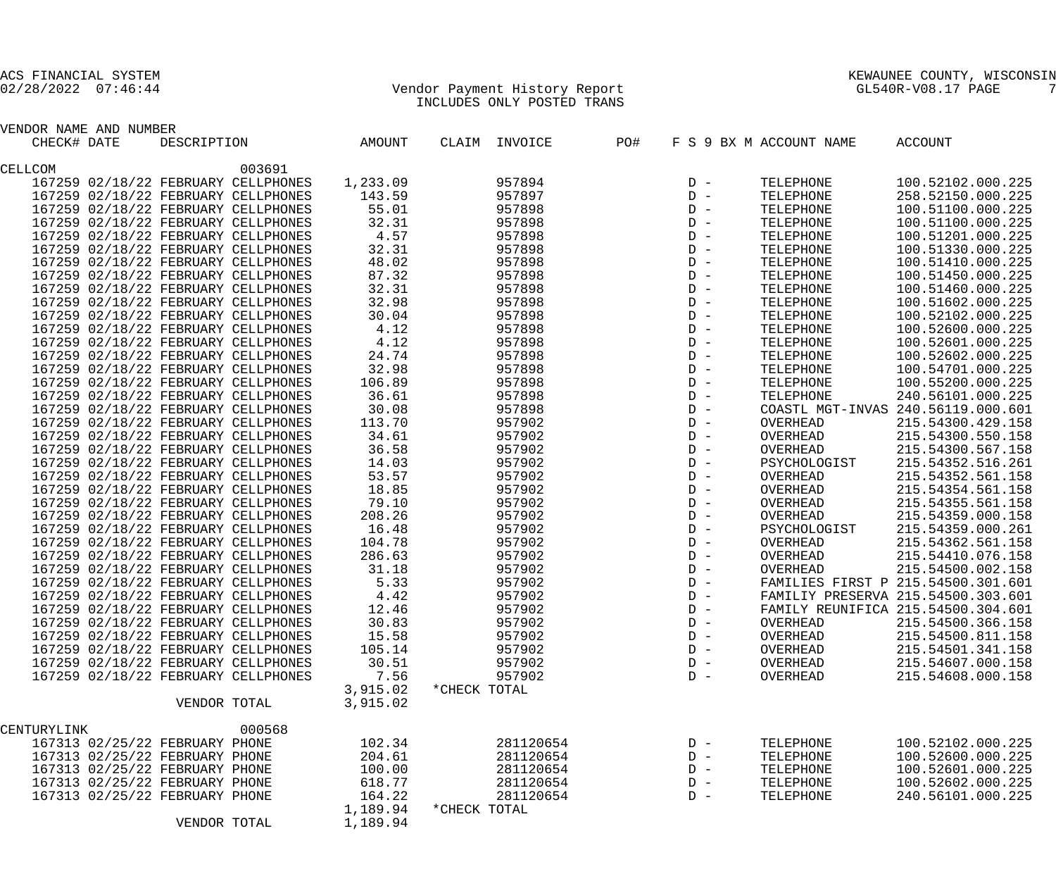ACS FINANCIAL SYSTEM
02/28/2022 07:46:44

Vendor Payment History Report
INCLUDES ONLY POSTED TRANS

KEWAUNEE COUNTY, WISCONSIN
GL540R-V08.17 PAGE 7

| VENDOR NAME AND NUMBER CHECK# | DATE | DESCRIPTION | AMOUNT | CLAIM | INVOICE | PO# | F S 9 BX M | ACCOUNT NAME | ACCOUNT |
|---|---|---|---|---|---|---|---|---|---|
| CELLCOM | | 003691 | | | | | | | |
| 167259 | 02/18/22 | FEBRUARY CELLPHONES | 1,233.09 | | 957894 | | D - | TELEPHONE | 100.52102.000.225 |
| 167259 | 02/18/22 | FEBRUARY CELLPHONES | 143.59 | | 957897 | | D - | TELEPHONE | 258.52150.000.225 |
| 167259 | 02/18/22 | FEBRUARY CELLPHONES | 55.01 | | 957898 | | D - | TELEPHONE | 100.51100.000.225 |
| 167259 | 02/18/22 | FEBRUARY CELLPHONES | 32.31 | | 957898 | | D - | TELEPHONE | 100.51100.000.225 |
| 167259 | 02/18/22 | FEBRUARY CELLPHONES | 4.57 | | 957898 | | D - | TELEPHONE | 100.51201.000.225 |
| 167259 | 02/18/22 | FEBRUARY CELLPHONES | 32.31 | | 957898 | | D - | TELEPHONE | 100.51330.000.225 |
| 167259 | 02/18/22 | FEBRUARY CELLPHONES | 48.02 | | 957898 | | D - | TELEPHONE | 100.51410.000.225 |
| 167259 | 02/18/22 | FEBRUARY CELLPHONES | 87.32 | | 957898 | | D - | TELEPHONE | 100.51450.000.225 |
| 167259 | 02/18/22 | FEBRUARY CELLPHONES | 32.31 | | 957898 | | D - | TELEPHONE | 100.51460.000.225 |
| 167259 | 02/18/22 | FEBRUARY CELLPHONES | 32.98 | | 957898 | | D - | TELEPHONE | 100.51602.000.225 |
| 167259 | 02/18/22 | FEBRUARY CELLPHONES | 30.04 | | 957898 | | D - | TELEPHONE | 100.52102.000.225 |
| 167259 | 02/18/22 | FEBRUARY CELLPHONES | 4.12 | | 957898 | | D - | TELEPHONE | 100.52600.000.225 |
| 167259 | 02/18/22 | FEBRUARY CELLPHONES | 4.12 | | 957898 | | D - | TELEPHONE | 100.52601.000.225 |
| 167259 | 02/18/22 | FEBRUARY CELLPHONES | 24.74 | | 957898 | | D - | TELEPHONE | 100.52602.000.225 |
| 167259 | 02/18/22 | FEBRUARY CELLPHONES | 32.98 | | 957898 | | D - | TELEPHONE | 100.54701.000.225 |
| 167259 | 02/18/22 | FEBRUARY CELLPHONES | 106.89 | | 957898 | | D - | TELEPHONE | 100.55200.000.225 |
| 167259 | 02/18/22 | FEBRUARY CELLPHONES | 36.61 | | 957898 | | D - | TELEPHONE | 240.56101.000.225 |
| 167259 | 02/18/22 | FEBRUARY CELLPHONES | 30.08 | | 957898 | | D - | COASTL MGT-INVAS | 240.56119.000.601 |
| 167259 | 02/18/22 | FEBRUARY CELLPHONES | 113.70 | | 957902 | | D - | OVERHEAD | 215.54300.429.158 |
| 167259 | 02/18/22 | FEBRUARY CELLPHONES | 34.61 | | 957902 | | D - | OVERHEAD | 215.54300.550.158 |
| 167259 | 02/18/22 | FEBRUARY CELLPHONES | 36.58 | | 957902 | | D - | OVERHEAD | 215.54300.567.158 |
| 167259 | 02/18/22 | FEBRUARY CELLPHONES | 14.03 | | 957902 | | D - | PSYCHOLOGIST | 215.54352.516.261 |
| 167259 | 02/18/22 | FEBRUARY CELLPHONES | 53.57 | | 957902 | | D - | OVERHEAD | 215.54352.561.158 |
| 167259 | 02/18/22 | FEBRUARY CELLPHONES | 18.85 | | 957902 | | D - | OVERHEAD | 215.54354.561.158 |
| 167259 | 02/18/22 | FEBRUARY CELLPHONES | 79.10 | | 957902 | | D - | OVERHEAD | 215.54355.561.158 |
| 167259 | 02/18/22 | FEBRUARY CELLPHONES | 208.26 | | 957902 | | D - | OVERHEAD | 215.54359.000.158 |
| 167259 | 02/18/22 | FEBRUARY CELLPHONES | 16.48 | | 957902 | | D - | PSYCHOLOGIST | 215.54359.000.261 |
| 167259 | 02/18/22 | FEBRUARY CELLPHONES | 104.78 | | 957902 | | D - | OVERHEAD | 215.54362.561.158 |
| 167259 | 02/18/22 | FEBRUARY CELLPHONES | 286.63 | | 957902 | | D - | OVERHEAD | 215.54410.076.158 |
| 167259 | 02/18/22 | FEBRUARY CELLPHONES | 31.18 | | 957902 | | D - | OVERHEAD | 215.54500.002.158 |
| 167259 | 02/18/22 | FEBRUARY CELLPHONES | 5.33 | | 957902 | | D - | FAMILIES FIRST P | 215.54500.301.601 |
| 167259 | 02/18/22 | FEBRUARY CELLPHONES | 4.42 | | 957902 | | D - | FAMILIY PRESERVA | 215.54500.303.601 |
| 167259 | 02/18/22 | FEBRUARY CELLPHONES | 12.46 | | 957902 | | D - | FAMILY REUNIFICA | 215.54500.304.601 |
| 167259 | 02/18/22 | FEBRUARY CELLPHONES | 30.83 | | 957902 | | D - | OVERHEAD | 215.54500.366.158 |
| 167259 | 02/18/22 | FEBRUARY CELLPHONES | 15.58 | | 957902 | | D - | OVERHEAD | 215.54500.811.158 |
| 167259 | 02/18/22 | FEBRUARY CELLPHONES | 105.14 | | 957902 | | D - | OVERHEAD | 215.54501.341.158 |
| 167259 | 02/18/22 | FEBRUARY CELLPHONES | 30.51 | | 957902 | | D - | OVERHEAD | 215.54607.000.158 |
| 167259 | 02/18/22 | FEBRUARY CELLPHONES | 7.56 | | 957902 | | D - | OVERHEAD | 215.54608.000.158 |
| | | | 3,915.02 | *CHECK TOTAL | | | | | |
| | | VENDOR TOTAL | 3,915.02 | | | | | | |
| CENTURYLINK | | 000568 | | | | | | | |
| 167313 | 02/25/22 | FEBRUARY PHONE | 102.34 | | 281120654 | | D - | TELEPHONE | 100.52102.000.225 |
| 167313 | 02/25/22 | FEBRUARY PHONE | 204.61 | | 281120654 | | D - | TELEPHONE | 100.52600.000.225 |
| 167313 | 02/25/22 | FEBRUARY PHONE | 100.00 | | 281120654 | | D - | TELEPHONE | 100.52601.000.225 |
| 167313 | 02/25/22 | FEBRUARY PHONE | 618.77 | | 281120654 | | D - | TELEPHONE | 100.52602.000.225 |
| 167313 | 02/25/22 | FEBRUARY PHONE | 164.22 | | 281120654 | | D - | TELEPHONE | 240.56101.000.225 |
| | | | 1,189.94 | *CHECK TOTAL | | | | | |
| | | VENDOR TOTAL | 1,189.94 | | | | | | |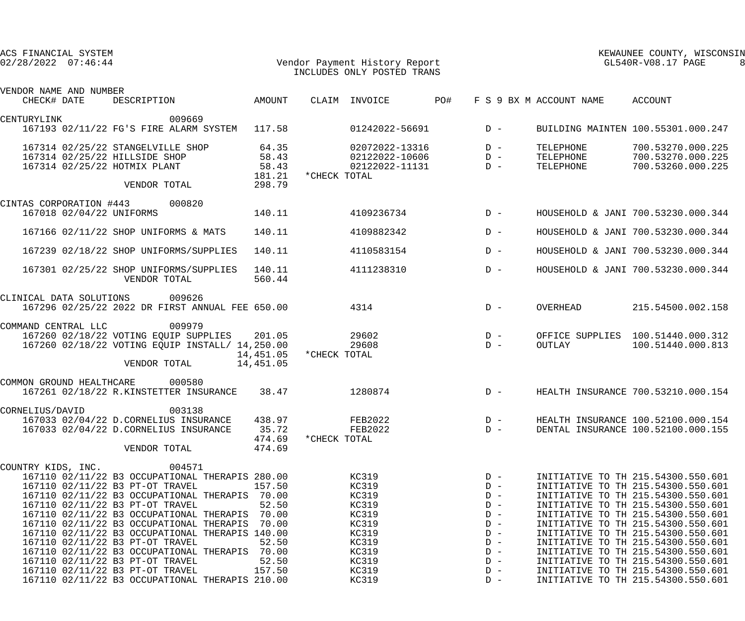ACS FINANCIAL SYSTEM
02/28/2022 07:46:44

Vendor Payment History Report
INCLUDES ONLY POSTED TRANS

KEWAUNEE COUNTY, WISCONSIN
GL540R-V08.17

| VENDOR NAME AND NUMBER / CHECK# | DATE | DESCRIPTION | AMOUNT | CLAIM | INVOICE | PO# | F S 9 BX M | ACCOUNT NAME | ACCOUNT |
|---|---|---|---|---|---|---|---|---|---|
| CENTURYLINK 009669 | | | | | | | | | |
| 167193 | 02/11/22 | FG'S FIRE ALARM SYSTEM | 117.58 | | 01242022-56691 | | D - | BUILDING MAINTEN | 100.55301.000.247 |
| 167314 | 02/25/22 | STANGELVILLE SHOP | 64.35 | | 02072022-13316 | | D - | TELEPHONE | 700.53270.000.225 |
| 167314 | 02/25/22 | HILLSIDE SHOP | 58.43 | | 02122022-10606 | | D - | TELEPHONE | 700.53270.000.225 |
| 167314 | 02/25/22 | HOTMIX PLANT | 58.43 | | 02122022-11131 | | D - | TELEPHONE | 700.53260.000.225 |
| | | | 181.21 | *CHECK TOTAL | | | | | |
| | | VENDOR TOTAL | 298.79 | | | | | | |
| CINTAS CORPORATION #443 000820 | | | | | | | | | |
| 167018 | 02/04/22 | UNIFORMS | 140.11 | | 4109236734 | | D - | HOUSEHOLD & JANI | 700.53230.000.344 |
| 167166 | 02/11/22 | SHOP UNIFORMS & MATS | 140.11 | | 4109882342 | | D - | HOUSEHOLD & JANI | 700.53230.000.344 |
| 167239 | 02/18/22 | SHOP UNIFORMS/SUPPLIES | 140.11 | | 4110583154 | | D - | HOUSEHOLD & JANI | 700.53230.000.344 |
| 167301 | 02/25/22 | SHOP UNIFORMS/SUPPLIES | 140.11 | | 4111238310 | | D - | HOUSEHOLD & JANI | 700.53230.000.344 |
| | | VENDOR TOTAL | 560.44 | | | | | | |
| CLINICAL DATA SOLUTIONS 009626 | | | | | | | | | |
| 167296 | 02/25/22 | 2022 DR FIRST ANNUAL FEE | 650.00 | | 4314 | | D - | OVERHEAD | 215.54500.002.158 |
| COMMAND CENTRAL LLC 009979 | | | | | | | | | |
| 167260 | 02/18/22 | VOTING EQUIP SUPPLIES | 201.05 | | 29602 | | D - | OFFICE SUPPLIES | 100.51440.000.312 |
| 167260 | 02/18/22 | VOTING EQUIP INSTALL/ | 14,250.00 | | 29608 | | D - | OUTLAY | 100.51440.000.813 |
| | | | 14,451.05 | *CHECK TOTAL | | | | | |
| | | VENDOR TOTAL | 14,451.05 | | | | | | |
| COMMON GROUND HEALTHCARE 000580 | | | | | | | | | |
| 167261 | 02/18/22 | R.KINSTETTER INSURANCE | 38.47 | | 1280874 | | D - | HEALTH INSURANCE | 700.53210.000.154 |
| CORNELIUS/DAVID 003138 | | | | | | | | | |
| 167033 | 02/04/22 | D.CORNELIUS INSURANCE | 438.97 | | FEB2022 | | D - | HEALTH INSURANCE | 100.52100.000.154 |
| 167033 | 02/04/22 | D.CORNELIUS INSURANCE | 35.72 | | FEB2022 | | D - | DENTAL INSURANCE | 100.52100.000.155 |
| | | | 474.69 | *CHECK TOTAL | | | | | |
| | | VENDOR TOTAL | 474.69 | | | | | | |
| COUNTRY KIDS, INC. 004571 | | | | | | | | | |
| 167110 | 02/11/22 | B3 OCCUPATIONAL THERAPIS | 280.00 | | KC319 | | D - | INITIATIVE TO TH | 215.54300.550.601 |
| 167110 | 02/11/22 | B3 PT-OT TRAVEL | 157.50 | | KC319 | | D - | INITIATIVE TO TH | 215.54300.550.601 |
| 167110 | 02/11/22 | B3 OCCUPATIONAL THERAPIS | 70.00 | | KC319 | | D - | INITIATIVE TO TH | 215.54300.550.601 |
| 167110 | 02/11/22 | B3 PT-OT TRAVEL | 52.50 | | KC319 | | D - | INITIATIVE TO TH | 215.54300.550.601 |
| 167110 | 02/11/22 | B3 OCCUPATIONAL THERAPIS | 70.00 | | KC319 | | D - | INITIATIVE TO TH | 215.54300.550.601 |
| 167110 | 02/11/22 | B3 OCCUPATIONAL THERAPIS | 70.00 | | KC319 | | D - | INITIATIVE TO TH | 215.54300.550.601 |
| 167110 | 02/11/22 | B3 OCCUPATIONAL THERAPIS | 140.00 | | KC319 | | D - | INITIATIVE TO TH | 215.54300.550.601 |
| 167110 | 02/11/22 | B3 PT-OT TRAVEL | 52.50 | | KC319 | | D - | INITIATIVE TO TH | 215.54300.550.601 |
| 167110 | 02/11/22 | B3 OCCUPATIONAL THERAPIS | 70.00 | | KC319 | | D - | INITIATIVE TO TH | 215.54300.550.601 |
| 167110 | 02/11/22 | B3 PT-OT TRAVEL | 52.50 | | KC319 | | D - | INITIATIVE TO TH | 215.54300.550.601 |
| 167110 | 02/11/22 | B3 PT-OT TRAVEL | 157.50 | | KC319 | | D - | INITIATIVE TO TH | 215.54300.550.601 |
| 167110 | 02/11/22 | B3 OCCUPATIONAL THERAPIS | 210.00 | | KC319 | | D - | INITIATIVE TO TH | 215.54300.550.601 |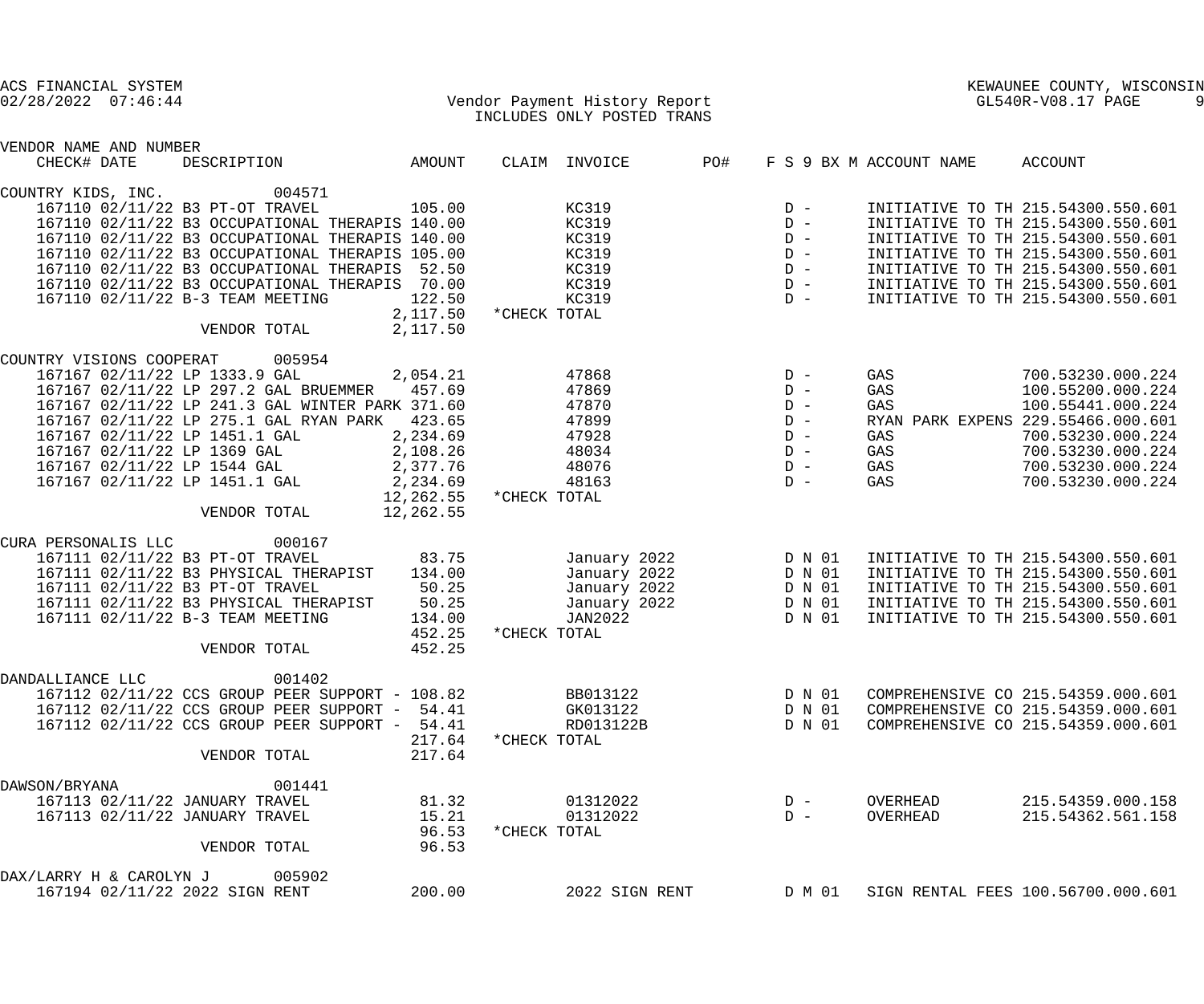ACS FINANCIAL SYSTEM
02/28/2022 07:46:44

KEWAUNEE COUNTY, WISCONSIN
GL540R-V08.17 PAGE 9

## Vendor Payment History Report
INCLUDES ONLY POSTED TRANS

| VENDOR NAME AND NUMBER CHECK# DATE | DESCRIPTION | AMOUNT | CLAIM | INVOICE | PO# | F S 9 BX M | ACCOUNT NAME | ACCOUNT |
|---|---|---|---|---|---|---|---|---|
| **COUNTRY KIDS, INC. 004571** | | | | | | | | |
| 167110 02/11/22 | B3 PT-OT TRAVEL | 105.00 | | KC319 | | D - | INITIATIVE TO TH | 215.54300.550.601 |
| 167110 02/11/22 | B3 OCCUPATIONAL THERAPIS | 140.00 | | KC319 | | D - | INITIATIVE TO TH | 215.54300.550.601 |
| 167110 02/11/22 | B3 OCCUPATIONAL THERAPIS | 140.00 | | KC319 | | D - | INITIATIVE TO TH | 215.54300.550.601 |
| 167110 02/11/22 | B3 OCCUPATIONAL THERAPIS | 105.00 | | KC319 | | D - | INITIATIVE TO TH | 215.54300.550.601 |
| 167110 02/11/22 | B3 OCCUPATIONAL THERAPIS | 52.50 | | KC319 | | D - | INITIATIVE TO TH | 215.54300.550.601 |
| 167110 02/11/22 | B3 OCCUPATIONAL THERAPIS | 70.00 | | KC319 | | D - | INITIATIVE TO TH | 215.54300.550.601 |
| 167110 02/11/22 | B-3 TEAM MEETING | 122.50 | | KC319 | | D - | INITIATIVE TO TH | 215.54300.550.601 |
| | | 2,117.50 | *CHECK TOTAL | | | | | |
| | VENDOR TOTAL | 2,117.50 | | | | | | |
| **COUNTRY VISIONS COOPERAT 005954** | | | | | | | | |
| 167167 02/11/22 | LP 1333.9 GAL | 2,054.21 | | 47868 | | D - | GAS | 700.53230.000.224 |
| 167167 02/11/22 | LP 297.2 GAL BRUEMMER | 457.69 | | 47869 | | D - | GAS | 100.55200.000.224 |
| 167167 02/11/22 | LP 241.3 GAL WINTER PARK | 371.60 | | 47870 | | D - | GAS | 100.55441.000.224 |
| 167167 02/11/22 | LP 275.1 GAL RYAN PARK | 423.65 | | 47899 | | D - | RYAN PARK EXPENS | 229.55466.000.601 |
| 167167 02/11/22 | LP 1451.1 GAL | 2,234.69 | | 47928 | | D - | GAS | 700.53230.000.224 |
| 167167 02/11/22 | LP 1369 GAL | 2,108.26 | | 48034 | | D - | GAS | 700.53230.000.224 |
| 167167 02/11/22 | LP 1544 GAL | 2,377.76 | | 48076 | | D - | GAS | 700.53230.000.224 |
| 167167 02/11/22 | LP 1451.1 GAL | 2,234.69 | | 48163 | | D - | GAS | 700.53230.000.224 |
| | | 12,262.55 | *CHECK TOTAL | | | | | |
| | VENDOR TOTAL | 12,262.55 | | | | | | |
| **CURA PERSONALIS LLC 000167** | | | | | | | | |
| 167111 02/11/22 | B3 PT-OT TRAVEL | 83.75 | | January 2022 | | D N 01 | INITIATIVE TO TH | 215.54300.550.601 |
| 167111 02/11/22 | B3 PHYSICAL THERAPIST | 134.00 | | January 2022 | | D N 01 | INITIATIVE TO TH | 215.54300.550.601 |
| 167111 02/11/22 | B3 PT-OT TRAVEL | 50.25 | | January 2022 | | D N 01 | INITIATIVE TO TH | 215.54300.550.601 |
| 167111 02/11/22 | B3 PHYSICAL THERAPIST | 50.25 | | January 2022 | | D N 01 | INITIATIVE TO TH | 215.54300.550.601 |
| 167111 02/11/22 | B-3 TEAM MEETING | 134.00 | | JAN2022 | | D N 01 | INITIATIVE TO TH | 215.54300.550.601 |
| | | 452.25 | *CHECK TOTAL | | | | | |
| | VENDOR TOTAL | 452.25 | | | | | | |
| **DANDALLIANCE LLC 001402** | | | | | | | | |
| 167112 02/11/22 | CCS GROUP PEER SUPPORT - | 108.82 | | BB013122 | | D N 01 | COMPREHENSIVE CO | 215.54359.000.601 |
| 167112 02/11/22 | CCS GROUP PEER SUPPORT - | 54.41 | | GK013122 | | D N 01 | COMPREHENSIVE CO | 215.54359.000.601 |
| 167112 02/11/22 | CCS GROUP PEER SUPPORT - | 54.41 | | RD013122B | | D N 01 | COMPREHENSIVE CO | 215.54359.000.601 |
| | | 217.64 | *CHECK TOTAL | | | | | |
| | VENDOR TOTAL | 217.64 | | | | | | |
| **DAWSON/BRYANA 001441** | | | | | | | | |
| 167113 02/11/22 | JANUARY TRAVEL | 81.32 | | 01312022 | | D - | OVERHEAD | 215.54359.000.158 |
| 167113 02/11/22 | JANUARY TRAVEL | 15.21 | | 01312022 | | D - | OVERHEAD | 215.54362.561.158 |
| | | 96.53 | *CHECK TOTAL | | | | | |
| | VENDOR TOTAL | 96.53 | | | | | | |
| **DAX/LARRY H & CAROLYN J 005902** | | | | | | | | |
| 167194 02/11/22 | 2022 SIGN RENT | 200.00 | | 2022 SIGN RENT | | D M 01 | SIGN RENTAL FEES | 100.56700.000.601 |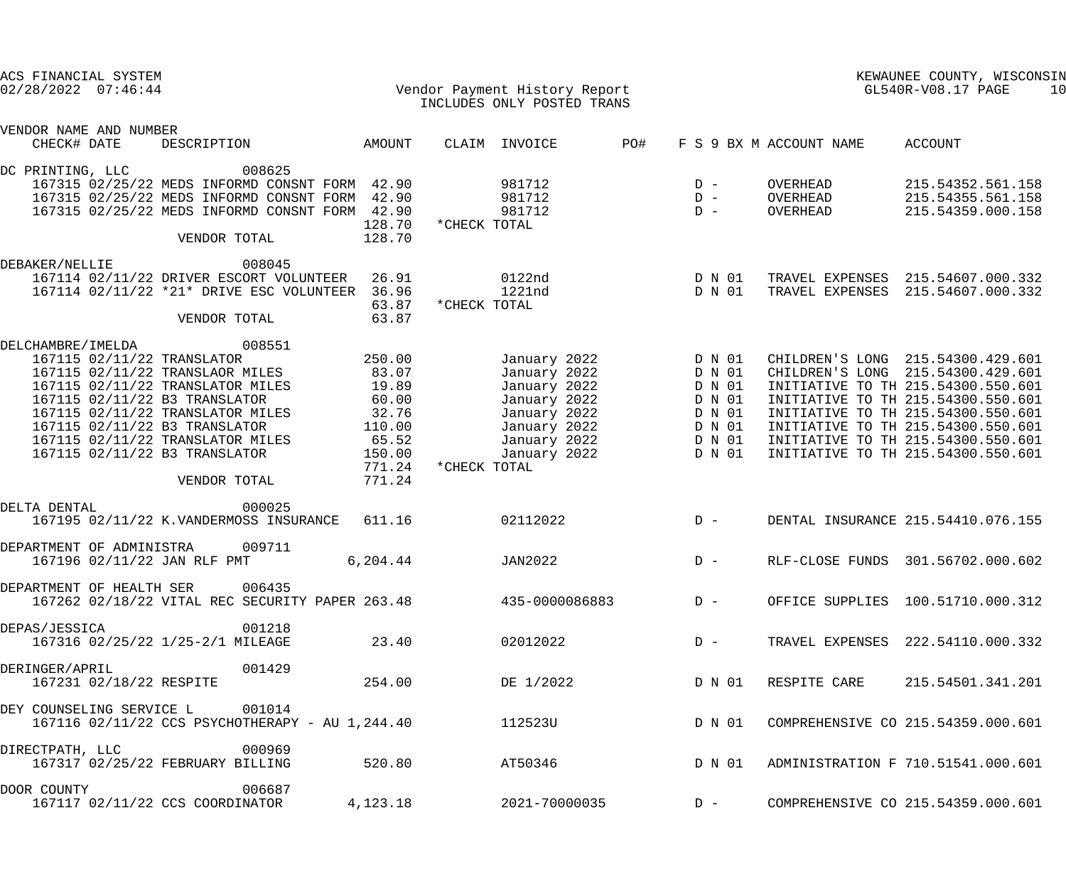ACS FINANCIAL SYSTEM
02/28/2022 07:46:44

Vendor Payment History Report
INCLUDES ONLY POSTED TRANS

KEWAUNEE COUNTY, WISCONSIN
GL540R-V08.17

| VENDOR NAME AND NUMBER CHECK# DATE | DESCRIPTION | AMOUNT | CLAIM | INVOICE | PO# | F S 9 BX M | ACCOUNT NAME | ACCOUNT |
|---|---|---|---|---|---|---|---|---|
| DC PRINTING, LLC 008625 | | | | | | | | |
| 167315 02/25/22 | MEDS INFORMD CONSNT FORM | 42.90 | | 981712 | | D - | OVERHEAD | 215.54352.561.158 |
| 167315 02/25/22 | MEDS INFORMD CONSNT FORM | 42.90 | | 981712 | | D - | OVERHEAD | 215.54355.561.158 |
| 167315 02/25/22 | MEDS INFORMD CONSNT FORM | 42.90 | | 981712 | | D - | OVERHEAD | 215.54359.000.158 |
| | | 128.70 | *CHECK TOTAL | | | | | |
| | VENDOR TOTAL | 128.70 | | | | | | |
| DEBAKER/NELLIE 008045 | | | | | | | | |
| 167114 02/11/22 | DRIVER ESCORT VOLUNTEER | 26.91 | | 0122nd | | D N 01 | TRAVEL EXPENSES | 215.54607.000.332 |
| 167114 02/11/22 | *21* DRIVE ESC VOLUNTEER | 36.96 | | 1221nd | | D N 01 | TRAVEL EXPENSES | 215.54607.000.332 |
| | | 63.87 | *CHECK TOTAL | | | | | |
| | VENDOR TOTAL | 63.87 | | | | | | |
| DELCHAMBRE/IMELDA 008551 | | | | | | | | |
| 167115 02/11/22 | TRANSLATOR | 250.00 | | January 2022 | | D N 01 | CHILDREN'S LONG | 215.54300.429.601 |
| 167115 02/11/22 | TRANSLAOR MILES | 83.07 | | January 2022 | | D N 01 | CHILDREN'S LONG | 215.54300.429.601 |
| 167115 02/11/22 | TRANSLATOR MILES | 19.89 | | January 2022 | | D N 01 | INITIATIVE TO TH | 215.54300.550.601 |
| 167115 02/11/22 | B3 TRANSLATOR | 60.00 | | January 2022 | | D N 01 | INITIATIVE TO TH | 215.54300.550.601 |
| 167115 02/11/22 | TRANSLATOR MILES | 32.76 | | January 2022 | | D N 01 | INITIATIVE TO TH | 215.54300.550.601 |
| 167115 02/11/22 | B3 TRANSLATOR | 110.00 | | January 2022 | | D N 01 | INITIATIVE TO TH | 215.54300.550.601 |
| 167115 02/11/22 | TRANSLATOR MILES | 65.52 | | January 2022 | | D N 01 | INITIATIVE TO TH | 215.54300.550.601 |
| 167115 02/11/22 | B3 TRANSLATOR | 150.00 | | January 2022 | | D N 01 | INITIATIVE TO TH | 215.54300.550.601 |
| | | 771.24 | *CHECK TOTAL | | | | | |
| | VENDOR TOTAL | 771.24 | | | | | | |
| DELTA DENTAL 000025 | | | | | | | | |
| 167195 02/11/22 | K.VANDERMOSS INSURANCE | 611.16 | | 02112022 | | D - | DENTAL INSURANCE | 215.54410.076.155 |
| DEPARTMENT OF ADMINISTRA 009711 | | | | | | | | |
| 167196 02/11/22 | JAN RLF PMT | 6,204.44 | | JAN2022 | | D - | RLF-CLOSE FUNDS | 301.56702.000.602 |
| DEPARTMENT OF HEALTH SER 006435 | | | | | | | | |
| 167262 02/18/22 | VITAL REC SECURITY PAPER | 263.48 | | 435-0000086883 | | D - | OFFICE SUPPLIES | 100.51710.000.312 |
| DEPAS/JESSICA 001218 | | | | | | | | |
| 167316 02/25/22 | 1/25-2/1 MILEAGE | 23.40 | | 02012022 | | D - | TRAVEL EXPENSES | 222.54110.000.332 |
| DERINGER/APRIL 001429 | | | | | | | | |
| 167231 02/18/22 | RESPITE | 254.00 | | DE 1/2022 | | D N 01 | RESPITE CARE | 215.54501.341.201 |
| DEY COUNSELING SERVICE L 001014 | | | | | | | | |
| 167116 02/11/22 | CCS PSYCHOTHERAPY - AU | 1,244.40 | | 112523U | | D N 01 | COMPREHENSIVE CO | 215.54359.000.601 |
| DIRECTPATH, LLC 000969 | | | | | | | | |
| 167317 02/25/22 | FEBRUARY BILLING | 520.80 | | AT50346 | | D N 01 | ADMINISTRATION F | 710.51541.000.601 |
| DOOR COUNTY 006687 | | | | | | | | |
| 167117 02/11/22 | CCS COORDINATOR | 4,123.18 | | 2021-70000035 | | D - | COMPREHENSIVE CO | 215.54359.000.601 |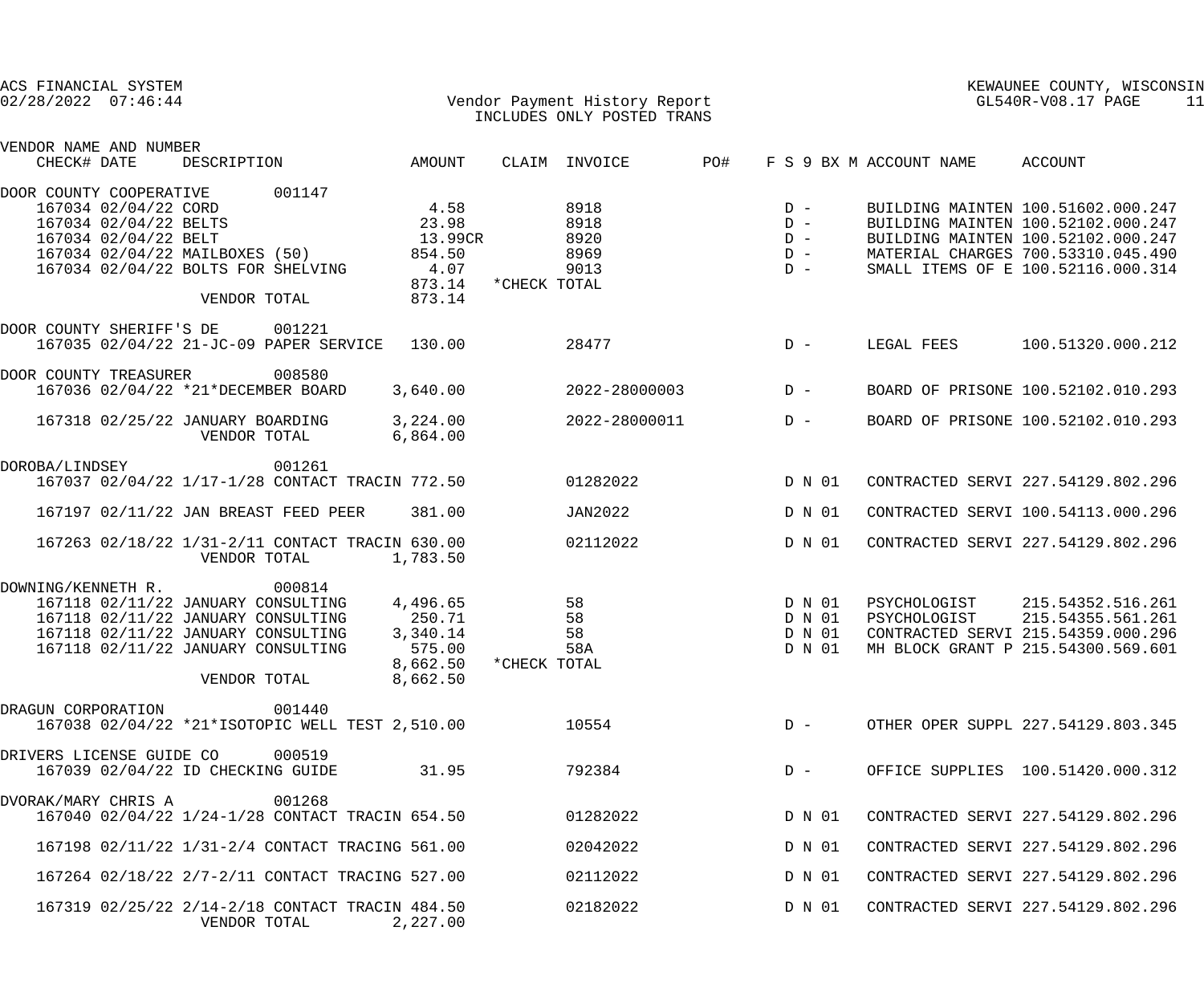ACS FINANCIAL SYSTEM
02/28/2022 07:46:44

Vendor Payment History Report
INCLUDES ONLY POSTED TRANS

KEWAUNEE COUNTY, WISCONSIN
GL540R-V08.17 PAGE 11

| VENDOR NAME AND NUMBER CHECK# | DATE | DESCRIPTION | AMOUNT | CLAIM | INVOICE | PO# | F S 9 BX M | ACCOUNT NAME | ACCOUNT |
|---|---|---|---|---|---|---|---|---|---|
| DOOR COUNTY COOPERATIVE 001147 | | | | | | | | | |
| 167034 | 02/04/22 | CORD | 4.58 | | 8918 | | D - | BUILDING MAINTEN | 100.51602.000.247 |
| 167034 | 02/04/22 | BELTS | 23.98 | | 8918 | | D - | BUILDING MAINTEN | 100.52102.000.247 |
| 167034 | 02/04/22 | BELT | 13.99CR | | 8920 | | D - | BUILDING MAINTEN | 100.52102.000.247 |
| 167034 | 02/04/22 | MAILBOXES (50) | 854.50 | | 8969 | | D - | MATERIAL CHARGES | 700.53310.045.490 |
| 167034 | 02/04/22 | BOLTS FOR SHELVING | 4.07 | | 9013 | | D - | SMALL ITEMS OF E | 100.52116.000.314 |
| | | | 873.14 | *CHECK TOTAL | | | | | |
| | | VENDOR TOTAL | 873.14 | | | | | | |
| DOOR COUNTY SHERIFF'S DE 001221 | | | | | | | | | |
| 167035 | 02/04/22 | 21-JC-09 PAPER SERVICE | 130.00 | | 28477 | | D - | LEGAL FEES | 100.51320.000.212 |
| DOOR COUNTY TREASURER 008580 | | | | | | | | | |
| 167036 | 02/04/22 | *21*DECEMBER BOARD | 3,640.00 | | 2022-28000003 | | D - | BOARD OF PRISONE | 100.52102.010.293 |
| 167318 | 02/25/22 | JANUARY BOARDING | 3,224.00 | | 2022-28000011 | | D - | BOARD OF PRISONE | 100.52102.010.293 |
| | | VENDOR TOTAL | 6,864.00 | | | | | | |
| DOROBA/LINDSEY 001261 | | | | | | | | | |
| 167037 | 02/04/22 | 1/17-1/28 CONTACT TRACIN | 772.50 | | 01282022 | | D N 01 | CONTRACTED SERVI | 227.54129.802.296 |
| 167197 | 02/11/22 | JAN BREAST FEED PEER | 381.00 | | JAN2022 | | D N 01 | CONTRACTED SERVI | 100.54113.000.296 |
| 167263 | 02/18/22 | 1/31-2/11 CONTACT TRACIN | 630.00 | | 02112022 | | D N 01 | CONTRACTED SERVI | 227.54129.802.296 |
| | | VENDOR TOTAL | 1,783.50 | | | | | | |
| DOWNING/KENNETH R. 000814 | | | | | | | | | |
| 167118 | 02/11/22 | JANUARY CONSULTING | 4,496.65 | | 58 | | D N 01 | PSYCHOLOGIST | 215.54352.516.261 |
| 167118 | 02/11/22 | JANUARY CONSULTING | 250.71 | | 58 | | D N 01 | PSYCHOLOGIST | 215.54355.561.261 |
| 167118 | 02/11/22 | JANUARY CONSULTING | 3,340.14 | | 58 | | D N 01 | CONTRACTED SERVI | 215.54359.000.296 |
| 167118 | 02/11/22 | JANUARY CONSULTING | 575.00 | | 58A | | D N 01 | MH BLOCK GRANT P | 215.54300.569.601 |
| | | | 8,662.50 | *CHECK TOTAL | | | | | |
| | | VENDOR TOTAL | 8,662.50 | | | | | | |
| DRAGUN CORPORATION 001440 | | | | | | | | | |
| 167038 | 02/04/22 | *21*ISOTOPIC WELL TEST | 2,510.00 | | 10554 | | D - | OTHER OPER SUPPL | 227.54129.803.345 |
| DRIVERS LICENSE GUIDE CO 000519 | | | | | | | | | |
| 167039 | 02/04/22 | ID CHECKING GUIDE | 31.95 | | 792384 | | D - | OFFICE SUPPLIES | 100.51420.000.312 |
| DVORAK/MARY CHRIS A 001268 | | | | | | | | | |
| 167040 | 02/04/22 | 1/24-1/28 CONTACT TRACIN | 654.50 | | 01282022 | | D N 01 | CONTRACTED SERVI | 227.54129.802.296 |
| 167198 | 02/11/22 | 1/31-2/4 CONTACT TRACING | 561.00 | | 02042022 | | D N 01 | CONTRACTED SERVI | 227.54129.802.296 |
| 167264 | 02/18/22 | 2/7-2/11 CONTACT TRACING | 527.00 | | 02112022 | | D N 01 | CONTRACTED SERVI | 227.54129.802.296 |
| 167319 | 02/25/22 | 2/14-2/18 CONTACT TRACIN | 484.50 | | 02182022 | | D N 01 | CONTRACTED SERVI | 227.54129.802.296 |
| | | VENDOR TOTAL | 2,227.00 | | | | | | |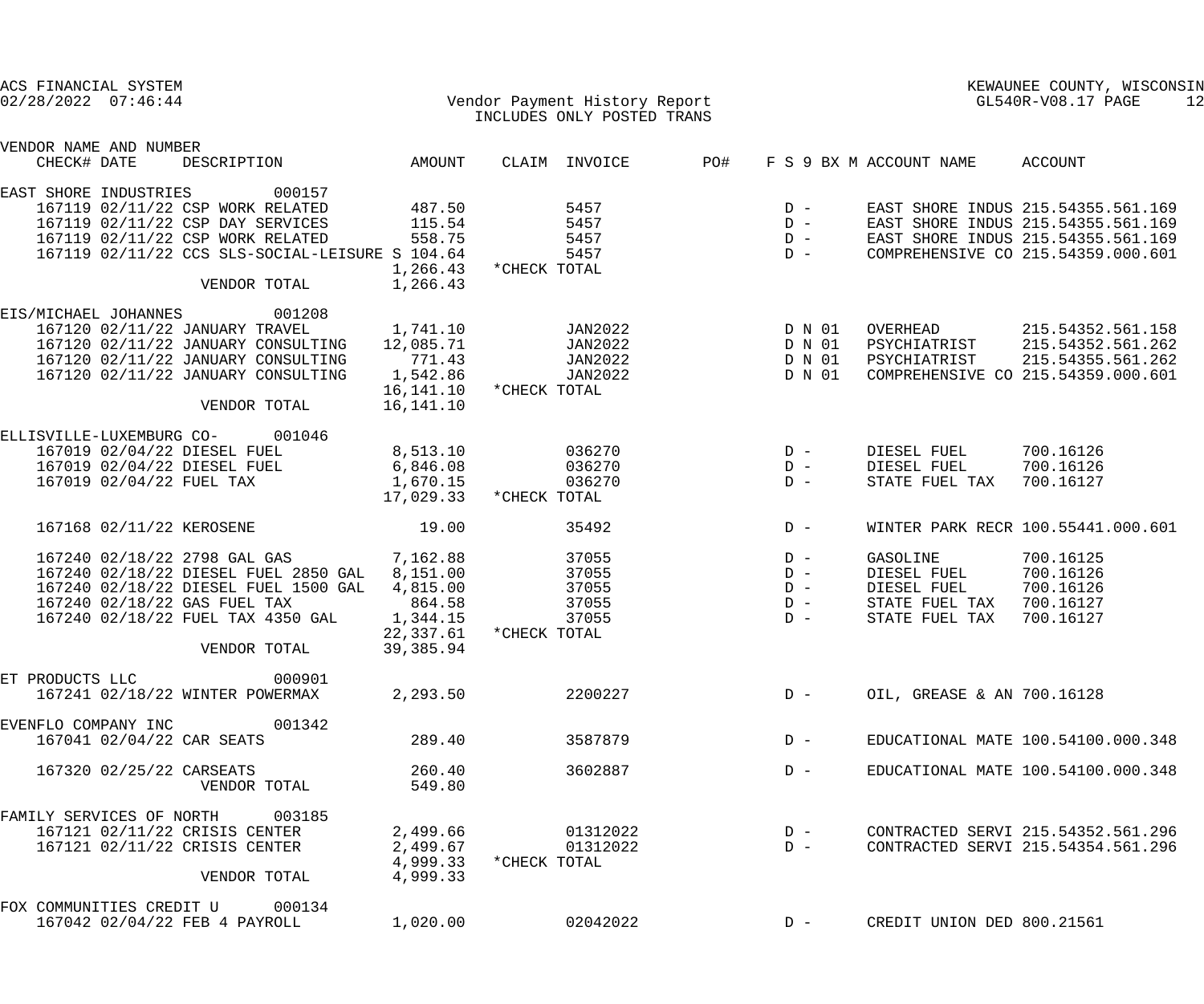ACS FINANCIAL SYSTEM
02/28/2022 07:46:44

KEWAUNEE COUNTY, WISCONSIN
GL540R-V08.17 PAGE 12

## Vendor Payment History Report
INCLUDES ONLY POSTED TRANS

| VENDOR NAME AND NUMBER / CHECK# | DATE | DESCRIPTION | AMOUNT | CLAIM | INVOICE | PO# | F S 9 BX M | ACCOUNT NAME | ACCOUNT |
|---|---|---|---|---|---|---|---|---|---|
| EAST SHORE INDUSTRIES 000157 | | | | | | | | | |
| 167119 | 02/11/22 | CSP WORK RELATED | 487.50 | | 5457 | | D - | EAST SHORE INDUS | 215.54355.561.169 |
| 167119 | 02/11/22 | CSP DAY SERVICES | 115.54 | | 5457 | | D - | EAST SHORE INDUS | 215.54355.561.169 |
| 167119 | 02/11/22 | CSP WORK RELATED | 558.75 | | 5457 | | D - | EAST SHORE INDUS | 215.54355.561.169 |
| 167119 | 02/11/22 | CCS SLS-SOCIAL-LEISURE S | 104.64 | | 5457 | | D - | COMPREHENSIVE CO | 215.54359.000.601 |
| | | | 1,266.43 | *CHECK TOTAL | | | | | |
| | | VENDOR TOTAL | 1,266.43 | | | | | | |
| EIS/MICHAEL JOHANNES 001208 | | | | | | | | | |
| 167120 | 02/11/22 | JANUARY TRAVEL | 1,741.10 | | JAN2022 | | D N 01 | OVERHEAD | 215.54352.561.158 |
| 167120 | 02/11/22 | JANUARY CONSULTING | 12,085.71 | | JAN2022 | | D N 01 | PSYCHIATRIST | 215.54352.561.262 |
| 167120 | 02/11/22 | JANUARY CONSULTING | 771.43 | | JAN2022 | | D N 01 | PSYCHIATRIST | 215.54355.561.262 |
| 167120 | 02/11/22 | JANUARY CONSULTING | 1,542.86 | | JAN2022 | | D N 01 | COMPREHENSIVE CO | 215.54359.000.601 |
| | | | 16,141.10 | *CHECK TOTAL | | | | | |
| | | VENDOR TOTAL | 16,141.10 | | | | | | |
| ELLISVILLE-LUXEMBURG CO- 001046 | | | | | | | | | |
| 167019 | 02/04/22 | DIESEL FUEL | 8,513.10 | | 036270 | | D - | DIESEL FUEL | 700.16126 |
| 167019 | 02/04/22 | DIESEL FUEL | 6,846.08 | | 036270 | | D - | DIESEL FUEL | 700.16126 |
| 167019 | 02/04/22 | FUEL TAX | 1,670.15 | | 036270 | | D - | STATE FUEL TAX | 700.16127 |
| | | | 17,029.33 | *CHECK TOTAL | | | | | |
| 167168 | 02/11/22 | KEROSENE | 19.00 | | 35492 | | D - | WINTER PARK RECR | 100.55441.000.601 |
| 167240 | 02/18/22 | 2798 GAL GAS | 7,162.88 | | 37055 | | D - | GASOLINE | 700.16125 |
| 167240 | 02/18/22 | DIESEL FUEL 2850 GAL | 8,151.00 | | 37055 | | D - | DIESEL FUEL | 700.16126 |
| 167240 | 02/18/22 | DIESEL FUEL 1500 GAL | 4,815.00 | | 37055 | | D - | DIESEL FUEL | 700.16126 |
| 167240 | 02/18/22 | GAS FUEL TAX | 864.58 | | 37055 | | D - | STATE FUEL TAX | 700.16127 |
| 167240 | 02/18/22 | FUEL TAX 4350 GAL | 1,344.15 | | 37055 | | D - | STATE FUEL TAX | 700.16127 |
| | | | 22,337.61 | *CHECK TOTAL | | | | | |
| | | VENDOR TOTAL | 39,385.94 | | | | | | |
| ET PRODUCTS LLC 000901 | | | | | | | | | |
| 167241 | 02/18/22 | WINTER POWERMAX | 2,293.50 | | 2200227 | | D - | OIL, GREASE & AN | 700.16128 |
| EVENFLO COMPANY INC 001342 | | | | | | | | | |
| 167041 | 02/04/22 | CAR SEATS | 289.40 | | 3587879 | | D - | EDUCATIONAL MATE | 100.54100.000.348 |
| 167320 | 02/25/22 | CARSEATS | 260.40 | | 3602887 | | D - | EDUCATIONAL MATE | 100.54100.000.348 |
| | | VENDOR TOTAL | 549.80 | | | | | | |
| FAMILY SERVICES OF NORTH 003185 | | | | | | | | | |
| 167121 | 02/11/22 | CRISIS CENTER | 2,499.66 | | 01312022 | | D - | CONTRACTED SERVI | 215.54352.561.296 |
| 167121 | 02/11/22 | CRISIS CENTER | 2,499.67 | | 01312022 | | D - | CONTRACTED SERVI | 215.54354.561.296 |
| | | | 4,999.33 | *CHECK TOTAL | | | | | |
| | | VENDOR TOTAL | 4,999.33 | | | | | | |
| FOX COMMUNITIES CREDIT U 000134 | | | | | | | | | |
| 167042 | 02/04/22 | FEB 4 PAYROLL | 1,020.00 | | 02042022 | | D - | CREDIT UNION DED | 800.21561 |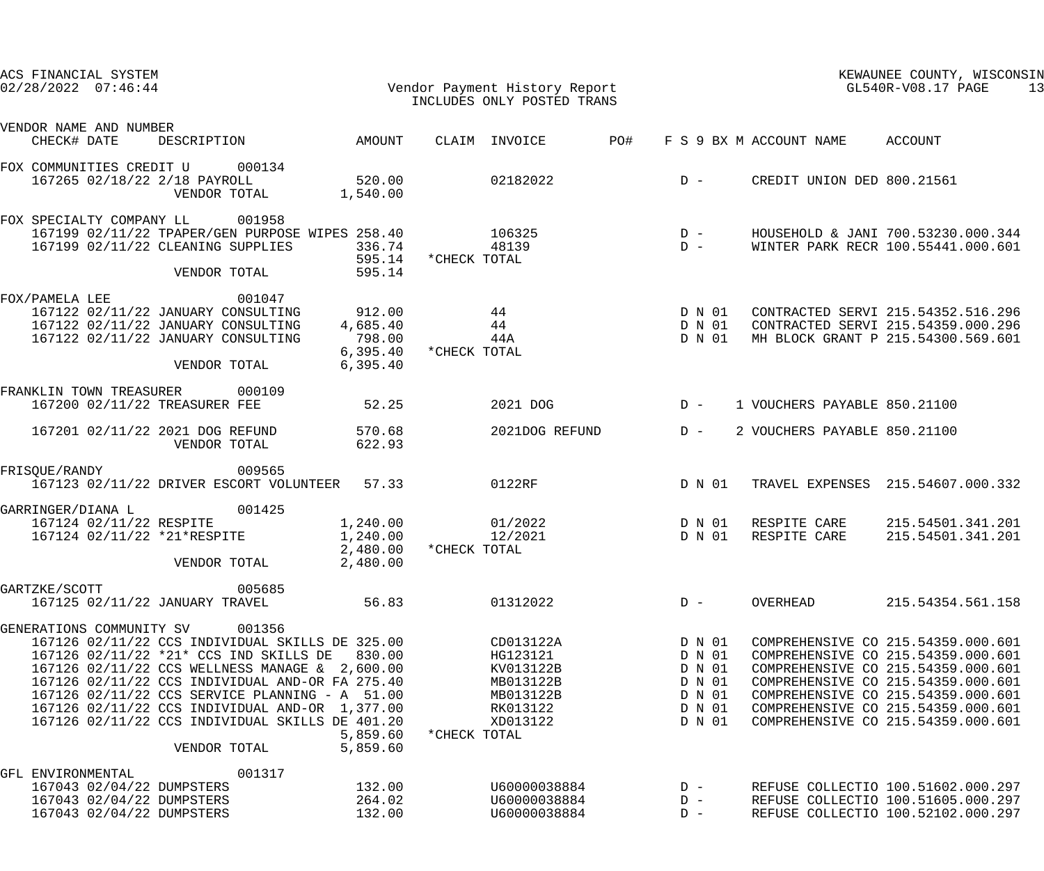ACS FINANCIAL SYSTEM
02/28/2022 07:46:44

Vendor Payment History Report
INCLUDES ONLY POSTED TRANS

KEWAUNEE COUNTY, WISCONSIN
GL540R-V08.17 PAGE 13

| VENDOR NAME AND NUMBER / CHECK# | DATE | DESCRIPTION | AMOUNT | CLAIM | INVOICE | PO# | F | S | 9 | BX | M | ACCOUNT NAME | ACCOUNT |
|---|---|---|---|---|---|---|---|---|---|---|---|---|---|
| FOX COMMUNITIES CREDIT U 000134 | | | | | | | | | | | | | |
| 167265 | 02/18/22 | 2/18 PAYROLL | 520.00 | | 02182022 | | D | - | | | | CREDIT UNION DED | 800.21561 |
| | | VENDOR TOTAL | 1,540.00 | | | | | | | | | | |
| FOX SPECIALTY COMPANY LL 001958 | | | | | | | | | | | | | |
| 167199 | 02/11/22 | TPAPER/GEN PURPOSE WIPES | 258.40 | | 106325 | | D | - | | | | HOUSEHOLD & JANI | 700.53230.000.344 |
| 167199 | 02/11/22 | CLEANING SUPPLIES | 336.74 | | 48139 | | D | - | | | | WINTER PARK RECR | 100.55441.000.601 |
| | | | 595.14 | *CHECK TOTAL | | | | | | | | | |
| | | VENDOR TOTAL | 595.14 | | | | | | | | | | |
| FOX/PAMELA LEE 001047 | | | | | | | | | | | | | |
| 167122 | 02/11/22 | JANUARY CONSULTING | 912.00 | | 44 | | D | N | 01 | | | CONTRACTED SERVI | 215.54352.516.296 |
| 167122 | 02/11/22 | JANUARY CONSULTING | 4,685.40 | | 44 | | D | N | 01 | | | CONTRACTED SERVI | 215.54359.000.296 |
| 167122 | 02/11/22 | JANUARY CONSULTING | 798.00 | | 44A | | D | N | 01 | | | MH BLOCK GRANT P | 215.54300.569.601 |
| | | | 6,395.40 | *CHECK TOTAL | | | | | | | | | |
| | | VENDOR TOTAL | 6,395.40 | | | | | | | | | | |
| FRANKLIN TOWN TREASURER 000109 | | | | | | | | | | | | | |
| 167200 | 02/11/22 | TREASURER FEE | 52.25 | | 2021 DOG | | D | - | | 1 | | VOUCHERS PAYABLE | 850.21100 |
| 167201 | 02/11/22 | 2021 DOG REFUND | 570.68 | | 2021DOG REFUND | | D | - | | 2 | | VOUCHERS PAYABLE | 850.21100 |
| | | VENDOR TOTAL | 622.93 | | | | | | | | | | |
| FRISQUE/RANDY 009565 | | | | | | | | | | | | | |
| 167123 | 02/11/22 | DRIVER ESCORT VOLUNTEER | 57.33 | | 0122RF | | D | N | 01 | | | TRAVEL EXPENSES | 215.54607.000.332 |
| GARRINGER/DIANA L 001425 | | | | | | | | | | | | | |
| 167124 | 02/11/22 | RESPITE | 1,240.00 | | 01/2022 | | D | N | 01 | | | RESPITE CARE | 215.54501.341.201 |
| 167124 | 02/11/22 | *21*RESPITE | 1,240.00 | | 12/2021 | | D | N | 01 | | | RESPITE CARE | 215.54501.341.201 |
| | | | 2,480.00 | *CHECK TOTAL | | | | | | | | | |
| | | VENDOR TOTAL | 2,480.00 | | | | | | | | | | |
| GARTZKE/SCOTT 005685 | | | | | | | | | | | | | |
| 167125 | 02/11/22 | JANUARY TRAVEL | 56.83 | | 01312022 | | D | - | | | | OVERHEAD | 215.54354.561.158 |
| GENERATIONS COMMUNITY SV 001356 | | | | | | | | | | | | | |
| 167126 | 02/11/22 | CCS INDIVIDUAL SKILLS DE | 325.00 | | CD013122A | | D | N | 01 | | | COMPREHENSIVE CO | 215.54359.000.601 |
| 167126 | 02/11/22 | *21* CCS IND SKILLS DE | 830.00 | | HG123121 | | D | N | 01 | | | COMPREHENSIVE CO | 215.54359.000.601 |
| 167126 | 02/11/22 | CCS WELLNESS MANAGE & | 2,600.00 | | KV013122B | | D | N | 01 | | | COMPREHENSIVE CO | 215.54359.000.601 |
| 167126 | 02/11/22 | CCS INDIVIDUAL AND-OR FA | 275.40 | | MB013122B | | D | N | 01 | | | COMPREHENSIVE CO | 215.54359.000.601 |
| 167126 | 02/11/22 | CCS SERVICE PLANNING - A | 51.00 | | MB013122B | | D | N | 01 | | | COMPREHENSIVE CO | 215.54359.000.601 |
| 167126 | 02/11/22 | CCS INDIVIDUAL AND-OR | 1,377.00 | | RK013122 | | D | N | 01 | | | COMPREHENSIVE CO | 215.54359.000.601 |
| 167126 | 02/11/22 | CCS INDIVIDUAL SKILLS DE | 401.20 | | XD013122 | | D | N | 01 | | | COMPREHENSIVE CO | 215.54359.000.601 |
| | | | 5,859.60 | *CHECK TOTAL | | | | | | | | | |
| | | VENDOR TOTAL | 5,859.60 | | | | | | | | | | |
| GFL ENVIRONMENTAL 001317 | | | | | | | | | | | | | |
| 167043 | 02/04/22 | DUMPSTERS | 132.00 | | U60000038884 | | D | - | | | | REFUSE COLLECTIO | 100.51602.000.297 |
| 167043 | 02/04/22 | DUMPSTERS | 264.02 | | U60000038884 | | D | - | | | | REFUSE COLLECTIO | 100.51605.000.297 |
| 167043 | 02/04/22 | DUMPSTERS | 132.00 | | U60000038884 | | D | - | | | | REFUSE COLLECTIO | 100.52102.000.297 |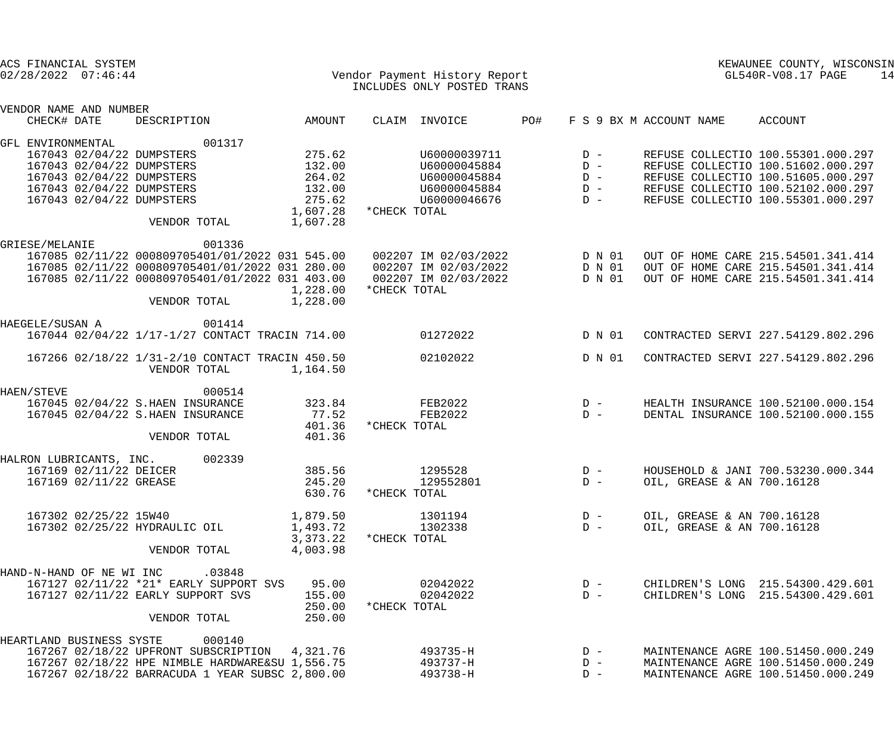ACS FINANCIAL SYSTEM
02/28/2022 07:46:44

KEWAUNEE COUNTY, WISCONSIN
GL540R-V08.17

# Vendor Payment History Report
INCLUDES ONLY POSTED TRANS

| VENDOR NAME AND NUMBER CHECK# DATE | DESCRIPTION | AMOUNT | CLAIM | INVOICE | PO# | F S 9 BX M | ACCOUNT NAME | ACCOUNT |
|---|---|---|---|---|---|---|---|---|
| GFL ENVIRONMENTAL 001317 | | | | | | | | |
| 167043 02/04/22 | DUMPSTERS | 275.62 | | U60000039711 | | D - | REFUSE COLLECTIO | 100.55301.000.297 |
| 167043 02/04/22 | DUMPSTERS | 132.00 | | U60000045884 | | D - | REFUSE COLLECTIO | 100.51602.000.297 |
| 167043 02/04/22 | DUMPSTERS | 264.02 | | U60000045884 | | D - | REFUSE COLLECTIO | 100.51605.000.297 |
| 167043 02/04/22 | DUMPSTERS | 132.00 | | U60000045884 | | D - | REFUSE COLLECTIO | 100.52102.000.297 |
| 167043 02/04/22 | DUMPSTERS | 275.62 | | U60000046676 | | D - | REFUSE COLLECTIO | 100.55301.000.297 |
| | | 1,607.28 | *CHECK TOTAL | | | | | |
| | VENDOR TOTAL | 1,607.28 | | | | | | |
| GRIESE/MELANIE 001336 | | | | | | | | |
| 167085 02/11/22 | 000809705401/01/2022 031 | 545.00 | 002207 | IM 02/03/2022 | | D N 01 | OUT OF HOME CARE | 215.54501.341.414 |
| 167085 02/11/22 | 000809705401/01/2022 031 | 280.00 | 002207 | IM 02/03/2022 | | D N 01 | OUT OF HOME CARE | 215.54501.341.414 |
| 167085 02/11/22 | 000809705401/01/2022 031 | 403.00 | 002207 | IM 02/03/2022 | | D N 01 | OUT OF HOME CARE | 215.54501.341.414 |
| | | 1,228.00 | *CHECK TOTAL | | | | | |
| | VENDOR TOTAL | 1,228.00 | | | | | | |
| HAEGELE/SUSAN A 001414 | | | | | | | | |
| 167044 02/04/22 | 1/17-1/27 CONTACT TRACIN | 714.00 | | 01272022 | | D N 01 | CONTRACTED SERVI | 227.54129.802.296 |
| 167266 02/18/22 | 1/31-2/10 CONTACT TRACIN | 450.50 | | 02102022 | | D N 01 | CONTRACTED SERVI | 227.54129.802.296 |
| | VENDOR TOTAL | 1,164.50 | | | | | | |
| HAEN/STEVE 000514 | | | | | | | | |
| 167045 02/04/22 | S.HAEN INSURANCE | 323.84 | | FEB2022 | | D - | HEALTH INSURANCE | 100.52100.000.154 |
| 167045 02/04/22 | S.HAEN INSURANCE | 77.52 | | FEB2022 | | D - | DENTAL INSURANCE | 100.52100.000.155 |
| | | 401.36 | *CHECK TOTAL | | | | | |
| | VENDOR TOTAL | 401.36 | | | | | | |
| HALRON LUBRICANTS, INC. 002339 | | | | | | | | |
| 167169 02/11/22 | DEICER | 385.56 | | 1295528 | | D - | HOUSEHOLD & JANI | 700.53230.000.344 |
| 167169 02/11/22 | GREASE | 245.20 | | 129552801 | | D - | OIL, GREASE & AN | 700.16128 |
| | | 630.76 | *CHECK TOTAL | | | | | |
| 167302 02/25/22 | 15W40 | 1,879.50 | | 1301194 | | D - | OIL, GREASE & AN | 700.16128 |
| 167302 02/25/22 | HYDRAULIC OIL | 1,493.72 | | 1302338 | | D - | OIL, GREASE & AN | 700.16128 |
| | | 3,373.22 | *CHECK TOTAL | | | | | |
| | VENDOR TOTAL | 4,003.98 | | | | | | |
| HAND-N-HAND OF NE WI INC .03848 | | | | | | | | |
| 167127 02/11/22 | *21* EARLY SUPPORT SVS | 95.00 | | 02042022 | | D - | CHILDREN'S LONG | 215.54300.429.601 |
| 167127 02/11/22 | EARLY SUPPORT SVS | 155.00 | | 02042022 | | D - | CHILDREN'S LONG | 215.54300.429.601 |
| | | 250.00 | *CHECK TOTAL | | | | | |
| | VENDOR TOTAL | 250.00 | | | | | | |
| HEARTLAND BUSINESS SYSTE 000140 | | | | | | | | |
| 167267 02/18/22 | UPFRONT SUBSCRIPTION | 4,321.76 | | 493735-H | | D - | MAINTENANCE AGRE | 100.51450.000.249 |
| 167267 02/18/22 | HPE NIMBLE HARDWARE&SU | 1,556.75 | | 493737-H | | D - | MAINTENANCE AGRE | 100.51450.000.249 |
| 167267 02/18/22 | BARRACUDA 1 YEAR SUBSC | 2,800.00 | | 493738-H | | D - | MAINTENANCE AGRE | 100.51450.000.249 |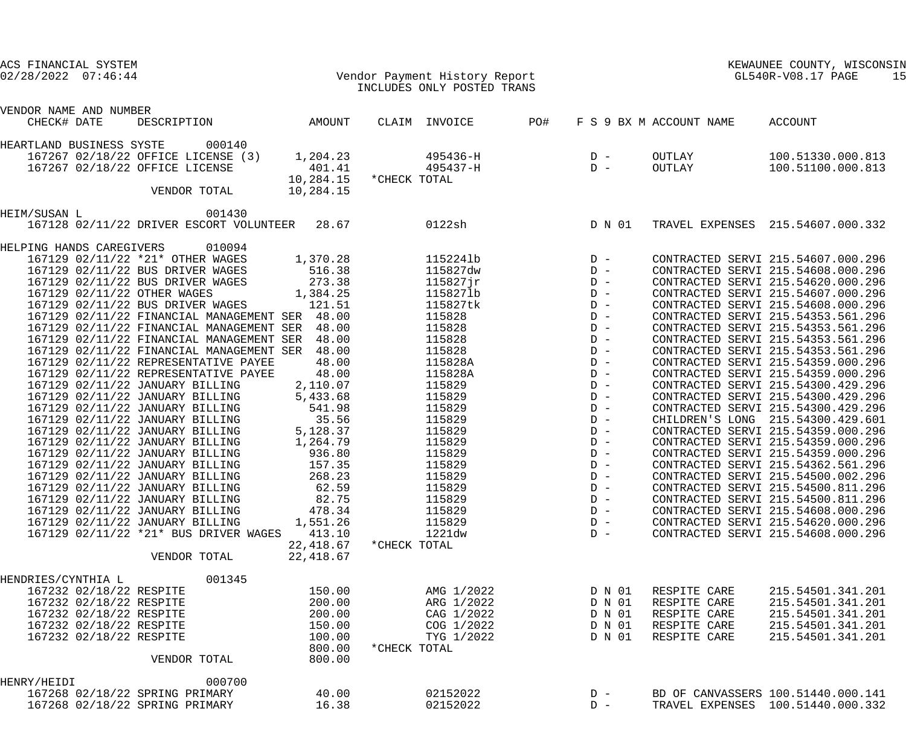ACS FINANCIAL SYSTEM
02/28/2022 07:46:44

Vendor Payment History Report
INCLUDES ONLY POSTED TRANS

KEWAUNEE COUNTY, WISCONSIN
GL540R-V08.17

| VENDOR NAME AND NUMBER / CHECK# | DATE | DESCRIPTION | AMOUNT | CLAIM | INVOICE | PO# | F S 9 BX M | ACCOUNT NAME | ACCOUNT |
|---|---|---|---|---|---|---|---|---|---|
| HEARTLAND BUSINESS SYSTE 000140 | | | | | | | | | |
| 167267 | 02/18/22 | OFFICE LICENSE (3) | 1,204.23 | | 495436-H | | D - | OUTLAY | 100.51330.000.813 |
| 167267 | 02/18/22 | OFFICE LICENSE | 401.41 | | 495437-H | | D - | OUTLAY | 100.51100.000.813 |
| | | | 10,284.15 | *CHECK TOTAL | | | | | |
| | | VENDOR TOTAL | 10,284.15 | | | | | | |
| HEIM/SUSAN L 001430 | | | | | | | | | |
| 167128 | 02/11/22 | DRIVER ESCORT VOLUNTEER | 28.67 | | 0122sh | | D N 01 | TRAVEL EXPENSES | 215.54607.000.332 |
| HELPING HANDS CAREGIVERS 010094 | | | | | | | | | |
| 167129 | 02/11/22 | *21* OTHER WAGES | 1,370.28 | | 115224lb | | D - | CONTRACTED SERVI | 215.54607.000.296 |
| 167129 | 02/11/22 | BUS DRIVER WAGES | 516.38 | | 115827dw | | D - | CONTRACTED SERVI | 215.54608.000.296 |
| 167129 | 02/11/22 | BUS DRIVER WAGES | 273.38 | | 115827jr | | D - | CONTRACTED SERVI | 215.54620.000.296 |
| 167129 | 02/11/22 | OTHER WAGES | 1,384.25 | | 115827lb | | D - | CONTRACTED SERVI | 215.54607.000.296 |
| 167129 | 02/11/22 | BUS DRIVER WAGES | 121.51 | | 115827tk | | D - | CONTRACTED SERVI | 215.54608.000.296 |
| 167129 | 02/11/22 | FINANCIAL MANAGEMENT SER | 48.00 | | 115828 | | D - | CONTRACTED SERVI | 215.54353.561.296 |
| 167129 | 02/11/22 | FINANCIAL MANAGEMENT SER | 48.00 | | 115828 | | D - | CONTRACTED SERVI | 215.54353.561.296 |
| 167129 | 02/11/22 | FINANCIAL MANAGEMENT SER | 48.00 | | 115828 | | D - | CONTRACTED SERVI | 215.54353.561.296 |
| 167129 | 02/11/22 | FINANCIAL MANAGEMENT SER | 48.00 | | 115828 | | D - | CONTRACTED SERVI | 215.54353.561.296 |
| 167129 | 02/11/22 | REPRESENTATIVE PAYEE | 48.00 | | 115828A | | D - | CONTRACTED SERVI | 215.54359.000.296 |
| 167129 | 02/11/22 | REPRESENTATIVE PAYEE | 48.00 | | 115828A | | D - | CONTRACTED SERVI | 215.54359.000.296 |
| 167129 | 02/11/22 | JANUARY BILLING | 2,110.07 | | 115829 | | D - | CONTRACTED SERVI | 215.54300.429.296 |
| 167129 | 02/11/22 | JANUARY BILLING | 5,433.68 | | 115829 | | D - | CONTRACTED SERVI | 215.54300.429.296 |
| 167129 | 02/11/22 | JANUARY BILLING | 541.98 | | 115829 | | D - | CONTRACTED SERVI | 215.54300.429.296 |
| 167129 | 02/11/22 | JANUARY BILLING | 35.56 | | 115829 | | D - | CHILDREN'S LONG | 215.54300.429.601 |
| 167129 | 02/11/22 | JANUARY BILLING | 5,128.37 | | 115829 | | D - | CONTRACTED SERVI | 215.54359.000.296 |
| 167129 | 02/11/22 | JANUARY BILLING | 1,264.79 | | 115829 | | D - | CONTRACTED SERVI | 215.54359.000.296 |
| 167129 | 02/11/22 | JANUARY BILLING | 936.80 | | 115829 | | D - | CONTRACTED SERVI | 215.54359.000.296 |
| 167129 | 02/11/22 | JANUARY BILLING | 157.35 | | 115829 | | D - | CONTRACTED SERVI | 215.54362.561.296 |
| 167129 | 02/11/22 | JANUARY BILLING | 268.23 | | 115829 | | D - | CONTRACTED SERVI | 215.54500.002.296 |
| 167129 | 02/11/22 | JANUARY BILLING | 62.59 | | 115829 | | D - | CONTRACTED SERVI | 215.54500.811.296 |
| 167129 | 02/11/22 | JANUARY BILLING | 82.75 | | 115829 | | D - | CONTRACTED SERVI | 215.54500.811.296 |
| 167129 | 02/11/22 | JANUARY BILLING | 478.34 | | 115829 | | D - | CONTRACTED SERVI | 215.54608.000.296 |
| 167129 | 02/11/22 | JANUARY BILLING | 1,551.26 | | 115829 | | D - | CONTRACTED SERVI | 215.54620.000.296 |
| 167129 | 02/11/22 | *21* BUS DRIVER WAGES | 413.10 | | 1221dw | | D - | CONTRACTED SERVI | 215.54608.000.296 |
| | | | 22,418.67 | *CHECK TOTAL | | | | | |
| | | VENDOR TOTAL | 22,418.67 | | | | | | |
| HENDRIES/CYNTHIA L 001345 | | | | | | | | | |
| 167232 | 02/18/22 | RESPITE | 150.00 | | AMG 1/2022 | | D N 01 | RESPITE CARE | 215.54501.341.201 |
| 167232 | 02/18/22 | RESPITE | 200.00 | | ARG 1/2022 | | D N 01 | RESPITE CARE | 215.54501.341.201 |
| 167232 | 02/18/22 | RESPITE | 200.00 | | CAG 1/2022 | | D N 01 | RESPITE CARE | 215.54501.341.201 |
| 167232 | 02/18/22 | RESPITE | 150.00 | | COG 1/2022 | | D N 01 | RESPITE CARE | 215.54501.341.201 |
| 167232 | 02/18/22 | RESPITE | 100.00 | | TYG 1/2022 | | D N 01 | RESPITE CARE | 215.54501.341.201 |
| | | | 800.00 | *CHECK TOTAL | | | | | |
| | | VENDOR TOTAL | 800.00 | | | | | | |
| HENRY/HEIDI 000700 | | | | | | | | | |
| 167268 | 02/18/22 | SPRING PRIMARY | 40.00 | | 02152022 | | D - | BD OF CANVASSERS | 100.51440.000.141 |
| 167268 | 02/18/22 | SPRING PRIMARY | 16.38 | | 02152022 | | D - | TRAVEL EXPENSES | 100.51440.000.332 |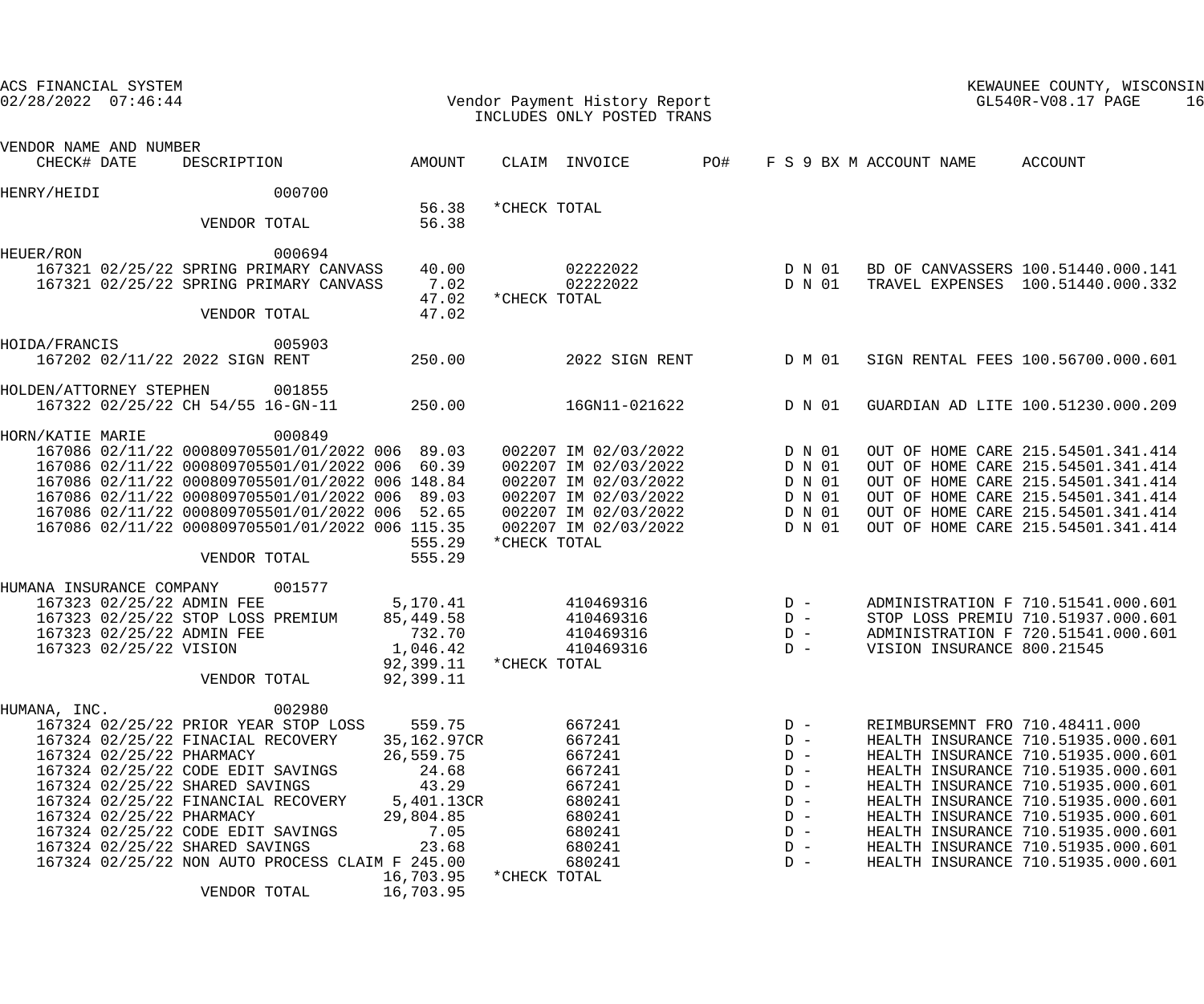ACS FINANCIAL SYSTEM
02/28/2022 07:46:44

KEWAUNEE COUNTY, WISCONSIN
GL540R-V08.17

Vendor Payment History Report
INCLUDES ONLY POSTED TRANS

| VENDOR NAME AND NUMBER CHECK# DATE | DESCRIPTION | AMOUNT | CLAIM | INVOICE | PO# | F S 9 BX M | ACCOUNT NAME | ACCOUNT |
|---|---|---|---|---|---|---|---|---|
| HENRY/HEIDI 000700 | | | | | | | | |
| | | 56.38 | *CHECK TOTAL | | | | | |
| | VENDOR TOTAL | 56.38 | | | | | | |
| HEUER/RON 000694 | | | | | | | | |
| 167321 02/25/22 | SPRING PRIMARY CANVASS | 40.00 | | 02222022 | | D N 01 | BD OF CANVASSERS | 100.51440.000.141 |
| 167321 02/25/22 | SPRING PRIMARY CANVASS | 7.02 | | 02222022 | | D N 01 | TRAVEL EXPENSES | 100.51440.000.332 |
| | | 47.02 | *CHECK TOTAL | | | | | |
| | VENDOR TOTAL | 47.02 | | | | | | |
| HOIDA/FRANCIS 005903 | | | | | | | | |
| 167202 02/11/22 | 2022 SIGN RENT | 250.00 | | 2022 SIGN RENT | | D M 01 | SIGN RENTAL FEES | 100.56700.000.601 |
| HOLDEN/ATTORNEY STEPHEN 001855 | | | | | | | | |
| 167322 02/25/22 | CH 54/55 16-GN-11 | 250.00 | | 16GN11-021622 | | D N 01 | GUARDIAN AD LITE | 100.51230.000.209 |
| HORN/KATIE MARIE 000849 | | | | | | | | |
| 167086 02/11/22 | 000809705501/01/2022 006 | 89.03 | 002207 | IM 02/03/2022 | | D N 01 | OUT OF HOME CARE | 215.54501.341.414 |
| 167086 02/11/22 | 000809705501/01/2022 006 | 60.39 | 002207 | IM 02/03/2022 | | D N 01 | OUT OF HOME CARE | 215.54501.341.414 |
| 167086 02/11/22 | 000809705501/01/2022 006 | 148.84 | 002207 | IM 02/03/2022 | | D N 01 | OUT OF HOME CARE | 215.54501.341.414 |
| 167086 02/11/22 | 000809705501/01/2022 006 | 89.03 | 002207 | IM 02/03/2022 | | D N 01 | OUT OF HOME CARE | 215.54501.341.414 |
| 167086 02/11/22 | 000809705501/01/2022 006 | 52.65 | 002207 | IM 02/03/2022 | | D N 01 | OUT OF HOME CARE | 215.54501.341.414 |
| 167086 02/11/22 | 000809705501/01/2022 006 | 115.35 | 002207 | IM 02/03/2022 | | D N 01 | OUT OF HOME CARE | 215.54501.341.414 |
| | | 555.29 | *CHECK TOTAL | | | | | |
| | VENDOR TOTAL | 555.29 | | | | | | |
| HUMANA INSURANCE COMPANY 001577 | | | | | | | | |
| 167323 02/25/22 | ADMIN FEE | 5,170.41 | | 410469316 | | D - | ADMINISTRATION F | 710.51541.000.601 |
| 167323 02/25/22 | STOP LOSS PREMIUM | 85,449.58 | | 410469316 | | D - | STOP LOSS PREMIU | 710.51937.000.601 |
| 167323 02/25/22 | ADMIN FEE | 732.70 | | 410469316 | | D - | ADMINISTRATION F | 720.51541.000.601 |
| 167323 02/25/22 | VISION | 1,046.42 | | 410469316 | | D - | VISION INSURANCE | 800.21545 |
| | | 92,399.11 | *CHECK TOTAL | | | | | |
| | VENDOR TOTAL | 92,399.11 | | | | | | |
| HUMANA, INC. 002980 | | | | | | | | |
| 167324 02/25/22 | PRIOR YEAR STOP LOSS | 559.75 | | 667241 | | D - | REIMBURSEMNT FRO | 710.48411.000 |
| 167324 02/25/22 | FINACIAL RECOVERY | 35,162.97CR | | 667241 | | D - | HEALTH INSURANCE | 710.51935.000.601 |
| 167324 02/25/22 | PHARMACY | 26,559.75 | | 667241 | | D - | HEALTH INSURANCE | 710.51935.000.601 |
| 167324 02/25/22 | CODE EDIT SAVINGS | 24.68 | | 667241 | | D - | HEALTH INSURANCE | 710.51935.000.601 |
| 167324 02/25/22 | SHARED SAVINGS | 43.29 | | 667241 | | D - | HEALTH INSURANCE | 710.51935.000.601 |
| 167324 02/25/22 | FINANCIAL RECOVERY | 5,401.13CR | | 680241 | | D - | HEALTH INSURANCE | 710.51935.000.601 |
| 167324 02/25/22 | PHARMACY | 29,804.85 | | 680241 | | D - | HEALTH INSURANCE | 710.51935.000.601 |
| 167324 02/25/22 | CODE EDIT SAVINGS | 7.05 | | 680241 | | D - | HEALTH INSURANCE | 710.51935.000.601 |
| 167324 02/25/22 | SHARED SAVINGS | 23.68 | | 680241 | | D - | HEALTH INSURANCE | 710.51935.000.601 |
| 167324 02/25/22 | NON AUTO PROCESS CLAIM F | 245.00 | | 680241 | | D - | HEALTH INSURANCE | 710.51935.000.601 |
| | | 16,703.95 | *CHECK TOTAL | | | | | |
| | VENDOR TOTAL | 16,703.95 | | | | | | |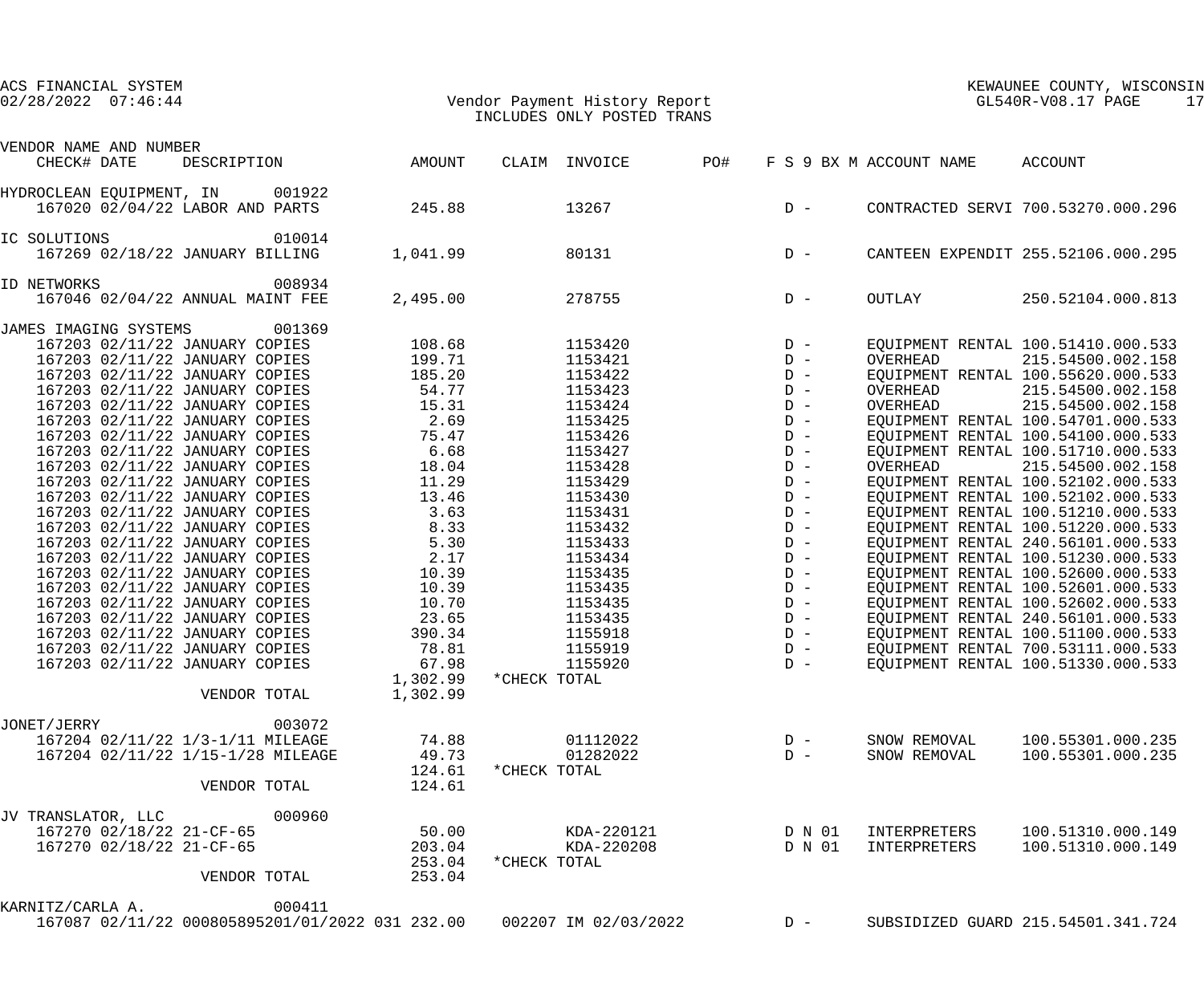ACS FINANCIAL SYSTEM
02/28/2022 07:46:44

Vendor Payment History Report
INCLUDES ONLY POSTED TRANS

KEWAUNEE COUNTY, WISCONSIN
GL540R-V08.17 PAGE 17

| VENDOR NAME AND NUMBER / CHECK# | DATE | DESCRIPTION | AMOUNT | CLAIM | INVOICE | PO# | F S 9 BX M | ACCOUNT NAME | ACCOUNT |
|---|---|---|---|---|---|---|---|---|---|
| HYDROCLEAN EQUIPMENT, IN 001922 | | | | | | | | | |
| 167020 | 02/04/22 | LABOR AND PARTS | 245.88 | | 13267 | | D - | CONTRACTED SERVI | 700.53270.000.296 |
| IC SOLUTIONS 010014 | | | | | | | | | |
| 167269 | 02/18/22 | JANUARY BILLING | 1,041.99 | | 80131 | | D - | CANTEEN EXPENDIT | 255.52106.000.295 |
| ID NETWORKS 008934 | | | | | | | | | |
| 167046 | 02/04/22 | ANNUAL MAINT FEE | 2,495.00 | | 278755 | | D - | OUTLAY | 250.52104.000.813 |
| JAMES IMAGING SYSTEMS 001369 | | | | | | | | | |
| 167203 | 02/11/22 | JANUARY COPIES | 108.68 | | 1153420 | | D - | EQUIPMENT RENTAL | 100.51410.000.533 |
| 167203 | 02/11/22 | JANUARY COPIES | 199.71 | | 1153421 | | D - | OVERHEAD | 215.54500.002.158 |
| 167203 | 02/11/22 | JANUARY COPIES | 185.20 | | 1153422 | | D - | EQUIPMENT RENTAL | 100.55620.000.533 |
| 167203 | 02/11/22 | JANUARY COPIES | 54.77 | | 1153423 | | D - | OVERHEAD | 215.54500.002.158 |
| 167203 | 02/11/22 | JANUARY COPIES | 15.31 | | 1153424 | | D - | OVERHEAD | 215.54500.002.158 |
| 167203 | 02/11/22 | JANUARY COPIES | 2.69 | | 1153425 | | D - | EQUIPMENT RENTAL | 100.54701.000.533 |
| 167203 | 02/11/22 | JANUARY COPIES | 75.47 | | 1153426 | | D - | EQUIPMENT RENTAL | 100.54100.000.533 |
| 167203 | 02/11/22 | JANUARY COPIES | 6.68 | | 1153427 | | D - | EQUIPMENT RENTAL | 100.51710.000.533 |
| 167203 | 02/11/22 | JANUARY COPIES | 18.04 | | 1153428 | | D - | OVERHEAD | 215.54500.002.158 |
| 167203 | 02/11/22 | JANUARY COPIES | 11.29 | | 1153429 | | D - | EQUIPMENT RENTAL | 100.52102.000.533 |
| 167203 | 02/11/22 | JANUARY COPIES | 13.46 | | 1153430 | | D - | EQUIPMENT RENTAL | 100.52102.000.533 |
| 167203 | 02/11/22 | JANUARY COPIES | 3.63 | | 1153431 | | D - | EQUIPMENT RENTAL | 100.51210.000.533 |
| 167203 | 02/11/22 | JANUARY COPIES | 8.33 | | 1153432 | | D - | EQUIPMENT RENTAL | 100.51220.000.533 |
| 167203 | 02/11/22 | JANUARY COPIES | 5.30 | | 1153433 | | D - | EQUIPMENT RENTAL | 240.56101.000.533 |
| 167203 | 02/11/22 | JANUARY COPIES | 2.17 | | 1153434 | | D - | EQUIPMENT RENTAL | 100.51230.000.533 |
| 167203 | 02/11/22 | JANUARY COPIES | 10.39 | | 1153435 | | D - | EQUIPMENT RENTAL | 100.52600.000.533 |
| 167203 | 02/11/22 | JANUARY COPIES | 10.39 | | 1153435 | | D - | EQUIPMENT RENTAL | 100.52601.000.533 |
| 167203 | 02/11/22 | JANUARY COPIES | 10.70 | | 1153435 | | D - | EQUIPMENT RENTAL | 100.52602.000.533 |
| 167203 | 02/11/22 | JANUARY COPIES | 23.65 | | 1153435 | | D - | EQUIPMENT RENTAL | 240.56101.000.533 |
| 167203 | 02/11/22 | JANUARY COPIES | 390.34 | | 1155918 | | D - | EQUIPMENT RENTAL | 100.51100.000.533 |
| 167203 | 02/11/22 | JANUARY COPIES | 78.81 | | 1155919 | | D - | EQUIPMENT RENTAL | 700.53111.000.533 |
| 167203 | 02/11/22 | JANUARY COPIES | 67.98 | | 1155920 | | D - | EQUIPMENT RENTAL | 100.51330.000.533 |
| | | | 1,302.99 | *CHECK TOTAL | | | | | |
| | | VENDOR TOTAL | 1,302.99 | | | | | | |
| JONET/JERRY 003072 | | | | | | | | | |
| 167204 | 02/11/22 | 1/3-1/11 MILEAGE | 74.88 | | 01112022 | | D - | SNOW REMOVAL | 100.55301.000.235 |
| 167204 | 02/11/22 | 1/15-1/28 MILEAGE | 49.73 | | 01282022 | | D - | SNOW REMOVAL | 100.55301.000.235 |
| | | | 124.61 | *CHECK TOTAL | | | | | |
| | | VENDOR TOTAL | 124.61 | | | | | | |
| JV TRANSLATOR, LLC 000960 | | | | | | | | | |
| 167270 | 02/18/22 | 21-CF-65 | 50.00 | | KDA-220121 | | D N 01 | INTERPRETERS | 100.51310.000.149 |
| 167270 | 02/18/22 | 21-CF-65 | 203.04 | | KDA-220208 | | D N 01 | INTERPRETERS | 100.51310.000.149 |
| | | | 253.04 | *CHECK TOTAL | | | | | |
| | | VENDOR TOTAL | 253.04 | | | | | | |
| KARNITZ/CARLA A. 000411 | | | | | | | | | |
| 167087 | 02/11/22 | 000805895201/01/2022 031 | 232.00 | 002207 | IM 02/03/2022 | | D - | SUBSIDIZED GUARD | 215.54501.341.724 |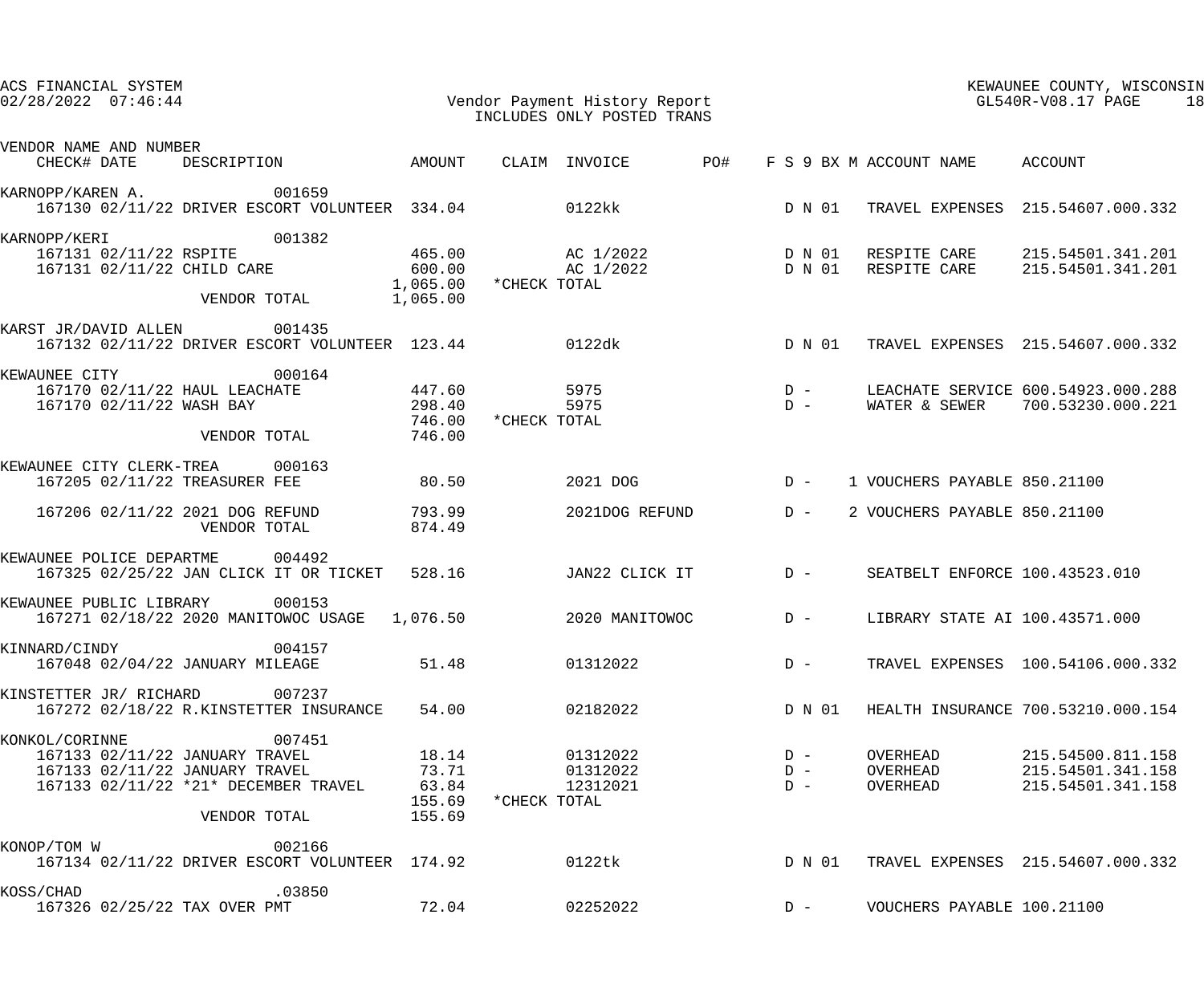ACS FINANCIAL SYSTEM
02/28/2022 07:46:44

Vendor Payment History Report
INCLUDES ONLY POSTED TRANS

KEWAUNEE COUNTY, WISCONSIN
GL540R-V08.17 PAGE 18

| VENDOR NAME AND NUMBER / CHECK# DATE | DESCRIPTION | AMOUNT | CLAIM | INVOICE | PO# | F S 9 BX M | ACCOUNT NAME | ACCOUNT |
|---|---|---|---|---|---|---|---|---|
| KARNOPP/KAREN A. 001659 | | | | | | | | |
| 167130 02/11/22 | DRIVER ESCORT VOLUNTEER | 334.04 | | 0122kk | | D N 01 | TRAVEL EXPENSES | 215.54607.000.332 |
| KARNOPP/KERI 001382 | | | | | | | | |
| 167131 02/11/22 | RSPITE | 465.00 | | AC 1/2022 | | D N 01 | RESPITE CARE | 215.54501.341.201 |
| 167131 02/11/22 | CHILD CARE | 600.00 | | AC 1/2022 | | D N 01 | RESPITE CARE | 215.54501.341.201 |
| | | 1,065.00 | *CHECK TOTAL | | | | | |
| | VENDOR TOTAL | 1,065.00 | | | | | | |
| KARST JR/DAVID ALLEN 001435 | | | | | | | | |
| 167132 02/11/22 | DRIVER ESCORT VOLUNTEER | 123.44 | | 0122dk | | D N 01 | TRAVEL EXPENSES | 215.54607.000.332 |
| KEWAUNEE CITY 000164 | | | | | | | | |
| 167170 02/11/22 | HAUL LEACHATE | 447.60 | | 5975 | | D - | LEACHATE SERVICE | 600.54923.000.288 |
| 167170 02/11/22 | WASH BAY | 298.40 | | 5975 | | D - | WATER & SEWER | 700.53230.000.221 |
| | | 746.00 | *CHECK TOTAL | | | | | |
| | VENDOR TOTAL | 746.00 | | | | | | |
| KEWAUNEE CITY CLERK-TREA 000163 | | | | | | | | |
| 167205 02/11/22 | TREASURER FEE | 80.50 | | 2021 DOG | | D - 1 | VOUCHERS PAYABLE | 850.21100 |
| 167206 02/11/22 | 2021 DOG REFUND | 793.99 | | 2021DOG REFUND | | D - 2 | VOUCHERS PAYABLE | 850.21100 |
| | VENDOR TOTAL | 874.49 | | | | | | |
| KEWAUNEE POLICE DEPARTME 004492 | | | | | | | | |
| 167325 02/25/22 | JAN CLICK IT OR TICKET | 528.16 | | JAN22 CLICK IT | | D - | SEATBELT ENFORCE | 100.43523.010 |
| KEWAUNEE PUBLIC LIBRARY 000153 | | | | | | | | |
| 167271 02/18/22 | 2020 MANITOWOC USAGE | 1,076.50 | | 2020 MANITOWOC | | D - | LIBRARY STATE AI | 100.43571.000 |
| KINNARD/CINDY 004157 | | | | | | | | |
| 167048 02/04/22 | JANUARY MILEAGE | 51.48 | | 01312022 | | D - | TRAVEL EXPENSES | 100.54106.000.332 |
| KINSTETTER JR/ RICHARD 007237 | | | | | | | | |
| 167272 02/18/22 | R.KINSTETTER INSURANCE | 54.00 | | 02182022 | | D N 01 | HEALTH INSURANCE | 700.53210.000.154 |
| KONKOL/CORINNE 007451 | | | | | | | | |
| 167133 02/11/22 | JANUARY TRAVEL | 18.14 | | 01312022 | | D - | OVERHEAD | 215.54500.811.158 |
| 167133 02/11/22 | JANUARY TRAVEL | 73.71 | | 01312022 | | D - | OVERHEAD | 215.54501.341.158 |
| 167133 02/11/22 | *21* DECEMBER TRAVEL | 63.84 | | 12312021 | | D - | OVERHEAD | 215.54501.341.158 |
| | | 155.69 | *CHECK TOTAL | | | | | |
| | VENDOR TOTAL | 155.69 | | | | | | |
| KONOP/TOM W 002166 | | | | | | | | |
| 167134 02/11/22 | DRIVER ESCORT VOLUNTEER | 174.92 | | 0122tk | | D N 01 | TRAVEL EXPENSES | 215.54607.000.332 |
| KOSS/CHAD .03850 | | | | | | | | |
| 167326 02/25/22 | TAX OVER PMT | 72.04 | | 02252022 | | D - | VOUCHERS PAYABLE | 100.21100 |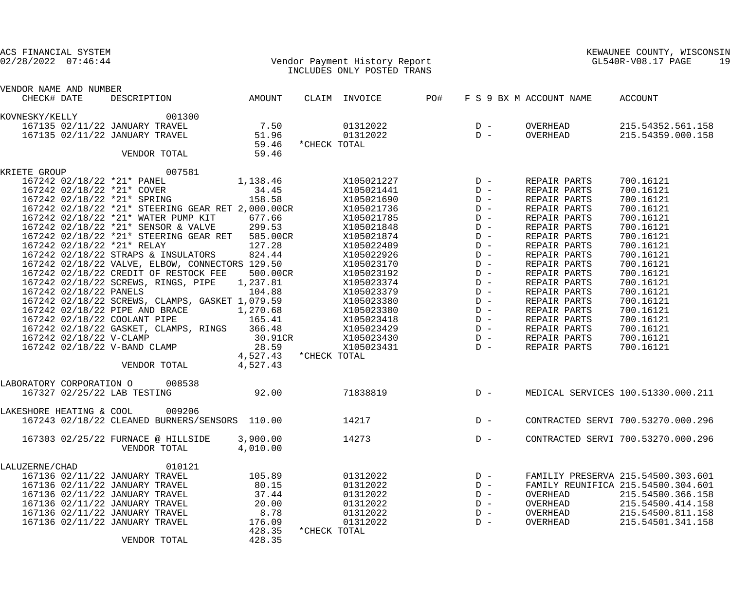ACS FINANCIAL SYSTEM
02/28/2022 07:46:44

Vendor Payment History Report
INCLUDES ONLY POSTED TRANS

KEWAUNEE COUNTY, WISCONSIN
GL540R-V08.17 PAGE 19

| VENDOR NAME AND NUMBER CHECK# DATE | DESCRIPTION | AMOUNT | CLAIM | INVOICE | PO# | F S 9 BX M | ACCOUNT NAME | ACCOUNT |
|---|---|---|---|---|---|---|---|---|
| KOVNESKY/KELLY 001300 | | | | | | | | |
| 167135 02/11/22 | JANUARY TRAVEL | 7.50 | | 01312022 | | D - | OVERHEAD | 215.54352.561.158 |
| 167135 02/11/22 | JANUARY TRAVEL | 51.96 | | 01312022 | | D - | OVERHEAD | 215.54359.000.158 |
| | | 59.46 | *CHECK TOTAL | | | | | |
| | VENDOR TOTAL | 59.46 | | | | | | |
| KRIETE GROUP 007581 | | | | | | | | |
| 167242 02/18/22 | *21* PANEL | 1,138.46 | | X105021227 | | D - | REPAIR PARTS | 700.16121 |
| 167242 02/18/22 | *21* COVER | 34.45 | | X105021441 | | D - | REPAIR PARTS | 700.16121 |
| 167242 02/18/22 | *21* SPRING | 158.58 | | X105021690 | | D - | REPAIR PARTS | 700.16121 |
| 167242 02/18/22 | *21* STEERING GEAR RET | 2,000.00CR | | X105021736 | | D - | REPAIR PARTS | 700.16121 |
| 167242 02/18/22 | *21* WATER PUMP KIT | 677.66 | | X105021785 | | D - | REPAIR PARTS | 700.16121 |
| 167242 02/18/22 | *21* SENSOR & VALVE | 299.53 | | X105021848 | | D - | REPAIR PARTS | 700.16121 |
| 167242 02/18/22 | *21* STEERING GEAR RET | 585.00CR | | X105021874 | | D - | REPAIR PARTS | 700.16121 |
| 167242 02/18/22 | *21* RELAY | 127.28 | | X105022409 | | D - | REPAIR PARTS | 700.16121 |
| 167242 02/18/22 | STRAPS & INSULATORS | 824.44 | | X105022926 | | D - | REPAIR PARTS | 700.16121 |
| 167242 02/18/22 | VALVE, ELBOW, CONNECTORS | 129.50 | | X105023170 | | D - | REPAIR PARTS | 700.16121 |
| 167242 02/18/22 | CREDIT OF RESTOCK FEE | 500.00CR | | X105023192 | | D - | REPAIR PARTS | 700.16121 |
| 167242 02/18/22 | SCREWS, RINGS, PIPE | 1,237.81 | | X105023374 | | D - | REPAIR PARTS | 700.16121 |
| 167242 02/18/22 | PANELS | 104.88 | | X105023379 | | D - | REPAIR PARTS | 700.16121 |
| 167242 02/18/22 | SCREWS, CLAMPS, GASKET | 1,079.59 | | X105023380 | | D - | REPAIR PARTS | 700.16121 |
| 167242 02/18/22 | PIPE AND BRACE | 1,270.68 | | X105023380 | | D - | REPAIR PARTS | 700.16121 |
| 167242 02/18/22 | COOLANT PIPE | 165.41 | | X105023418 | | D - | REPAIR PARTS | 700.16121 |
| 167242 02/18/22 | GASKET, CLAMPS, RINGS | 366.48 | | X105023429 | | D - | REPAIR PARTS | 700.16121 |
| 167242 02/18/22 | V-CLAMP | 30.91CR | | X105023430 | | D - | REPAIR PARTS | 700.16121 |
| 167242 02/18/22 | V-BAND CLAMP | 28.59 | | X105023431 | | D - | REPAIR PARTS | 700.16121 |
| | | 4,527.43 | *CHECK TOTAL | | | | | |
| | VENDOR TOTAL | 4,527.43 | | | | | | |
| LABORATORY CORPORATION O 008538 | | | | | | | | |
| 167327 02/25/22 | LAB TESTING | 92.00 | | 71838819 | | D - | MEDICAL SERVICES | 100.51330.000.211 |
| LAKESHORE HEATING & COOL 009206 | | | | | | | | |
| 167243 02/18/22 | CLEANED BURNERS/SENSORS | 110.00 | | 14217 | | D - | CONTRACTED SERVI | 700.53270.000.296 |
| 167303 02/25/22 | FURNACE @ HILLSIDE | 3,900.00 | | 14273 | | D - | CONTRACTED SERVI | 700.53270.000.296 |
| | VENDOR TOTAL | 4,010.00 | | | | | | |
| LALUZERNE/CHAD 010121 | | | | | | | | |
| 167136 02/11/22 | JANUARY TRAVEL | 105.89 | | 01312022 | | D - | FAMILIY PRESERVA | 215.54500.303.601 |
| 167136 02/11/22 | JANUARY TRAVEL | 80.15 | | 01312022 | | D - | FAMILY REUNIFICA | 215.54500.304.601 |
| 167136 02/11/22 | JANUARY TRAVEL | 37.44 | | 01312022 | | D - | OVERHEAD | 215.54500.366.158 |
| 167136 02/11/22 | JANUARY TRAVEL | 20.00 | | 01312022 | | D - | OVERHEAD | 215.54500.414.158 |
| 167136 02/11/22 | JANUARY TRAVEL | 8.78 | | 01312022 | | D - | OVERHEAD | 215.54500.811.158 |
| 167136 02/11/22 | JANUARY TRAVEL | 176.09 | | 01312022 | | D - | OVERHEAD | 215.54501.341.158 |
| | | 428.35 | *CHECK TOTAL | | | | | |
| | VENDOR TOTAL | 428.35 | | | | | | |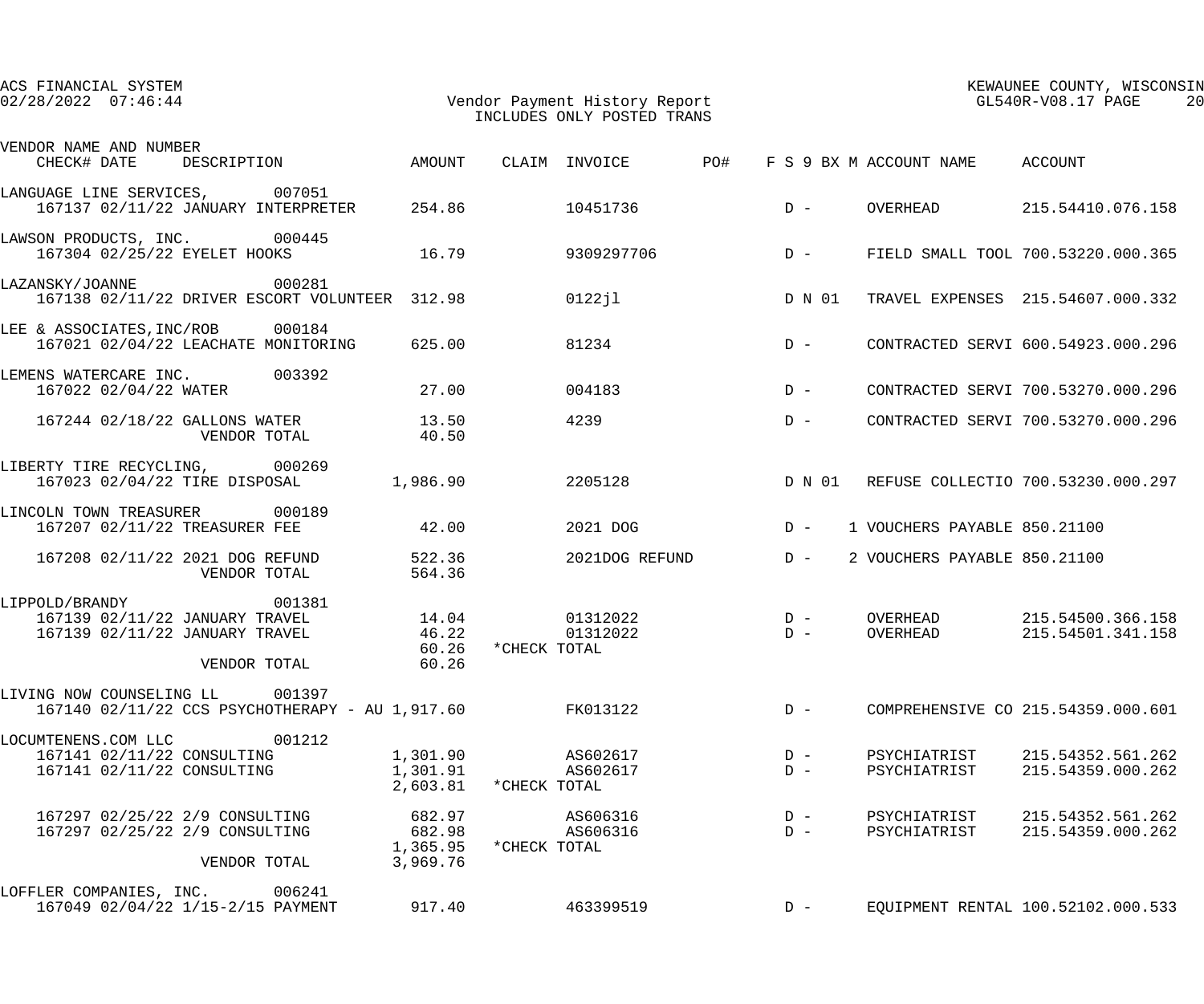ACS FINANCIAL SYSTEM
02/28/2022 07:46:44

Vendor Payment History Report
INCLUDES ONLY POSTED TRANS

KEWAUNEE COUNTY, WISCONSIN
GL540R-V08.17 PAGE 20

| VENDOR NAME AND NUMBER / CHECK# | DATE | DESCRIPTION | AMOUNT | CLAIM | INVOICE | PO# | F S 9 BX M | ACCOUNT NAME | ACCOUNT |
|---|---|---|---|---|---|---|---|---|---|
| LANGUAGE LINE SERVICES, 007051 | | | | | | | | | |
| 167137 | 02/11/22 | JANUARY INTERPRETER | 254.86 | | 10451736 | | D - | OVERHEAD | 215.54410.076.158 |
| LAWSON PRODUCTS, INC. 000445 | | | | | | | | | |
| 167304 | 02/25/22 | EYELET HOOKS | 16.79 | | 9309297706 | | D - | FIELD SMALL TOOL | 700.53220.000.365 |
| LAZANSKY/JOANNE 000281 | | | | | | | | | |
| 167138 | 02/11/22 | DRIVER ESCORT VOLUNTEER | 312.98 | | 0122jl | | D N 01 | TRAVEL EXPENSES | 215.54607.000.332 |
| LEE & ASSOCIATES,INC/ROB 000184 | | | | | | | | | |
| 167021 | 02/04/22 | LEACHATE MONITORING | 625.00 | | 81234 | | D - | CONTRACTED SERVI | 600.54923.000.296 |
| LEMENS WATERCARE INC. 003392 | | | | | | | | | |
| 167022 | 02/04/22 | WATER | 27.00 | | 004183 | | D - | CONTRACTED SERVI | 700.53270.000.296 |
| 167244 | 02/18/22 | GALLONS WATER | 13.50 | | 4239 | | D - | CONTRACTED SERVI | 700.53270.000.296 |
| | | VENDOR TOTAL | 40.50 | | | | | | |
| LIBERTY TIRE RECYCLING, 000269 | | | | | | | | | |
| 167023 | 02/04/22 | TIRE DISPOSAL | 1,986.90 | | 2205128 | | D N 01 | REFUSE COLLECTIO | 700.53230.000.297 |
| LINCOLN TOWN TREASURER 000189 | | | | | | | | | |
| 167207 | 02/11/22 | TREASURER FEE | 42.00 | | 2021 DOG | | D - 1 | VOUCHERS PAYABLE | 850.21100 |
| 167208 | 02/11/22 | 2021 DOG REFUND | 522.36 | | 2021DOG REFUND | | D - 2 | VOUCHERS PAYABLE | 850.21100 |
| | | VENDOR TOTAL | 564.36 | | | | | | |
| LIPPOLD/BRANDY 001381 | | | | | | | | | |
| 167139 | 02/11/22 | JANUARY TRAVEL | 14.04 | | 01312022 | | D - | OVERHEAD | 215.54500.366.158 |
| 167139 | 02/11/22 | JANUARY TRAVEL | 46.22 | | 01312022 | | D - | OVERHEAD | 215.54501.341.158 |
| | | | 60.26 | *CHECK TOTAL | | | | | |
| | | VENDOR TOTAL | 60.26 | | | | | | |
| LIVING NOW COUNSELING LL 001397 | | | | | | | | | |
| 167140 | 02/11/22 | CCS PSYCHOTHERAPY - AU | 1,917.60 | | FK013122 | | D - | COMPREHENSIVE CO | 215.54359.000.601 |
| LOCUMTENENS.COM LLC 001212 | | | | | | | | | |
| 167141 | 02/11/22 | CONSULTING | 1,301.90 | | AS602617 | | D - | PSYCHIATRIST | 215.54352.561.262 |
| 167141 | 02/11/22 | CONSULTING | 1,301.91 | | AS602617 | | D - | PSYCHIATRIST | 215.54359.000.262 |
| | | | 2,603.81 | *CHECK TOTAL | | | | | |
| 167297 | 02/25/22 | 2/9 CONSULTING | 682.97 | | AS606316 | | D - | PSYCHIATRIST | 215.54352.561.262 |
| 167297 | 02/25/22 | 2/9 CONSULTING | 682.98 | | AS606316 | | D - | PSYCHIATRIST | 215.54359.000.262 |
| | | | 1,365.95 | *CHECK TOTAL | | | | | |
| | | VENDOR TOTAL | 3,969.76 | | | | | | |
| LOFFLER COMPANIES, INC. 006241 | | | | | | | | | |
| 167049 | 02/04/22 | 1/15-2/15 PAYMENT | 917.40 | | 463399519 | | D - | EQUIPMENT RENTAL | 100.52102.000.533 |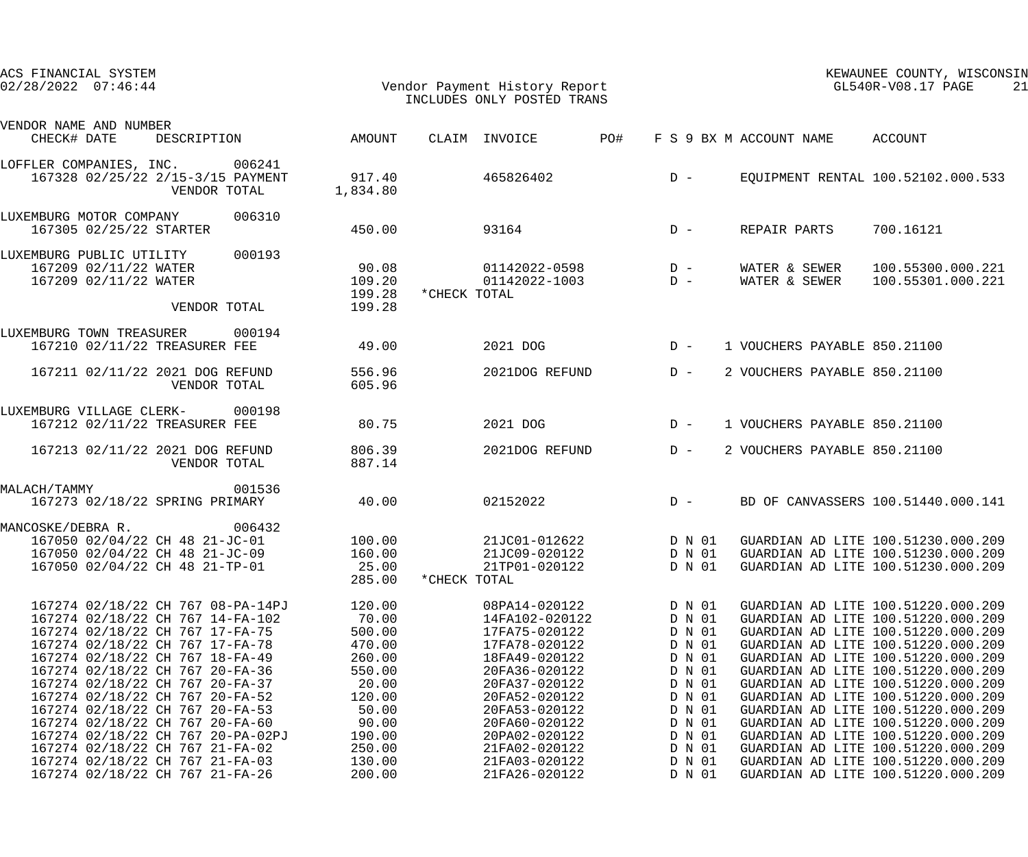ACS FINANCIAL SYSTEM
02/28/2022 07:46:44

KEWAUNEE COUNTY, WISCONSIN
GL540R-V08.17

Vendor Payment History Report
INCLUDES ONLY POSTED TRANS

| VENDOR NAME AND NUMBER / CHECK# DATE DESCRIPTION | AMOUNT | CLAIM | INVOICE | PO# | F S 9 BX M | ACCOUNT NAME | ACCOUNT |
|---|---|---|---|---|---|---|---|
| LOFFLER COMPANIES, INC. 006241 | | | | | | | |
| 167328 02/25/22 2/15-3/15 PAYMENT | 917.40 | | 465826402 | | D - | EQUIPMENT RENTAL | 100.52102.000.533 |
| VENDOR TOTAL | 1,834.80 | | | | | | |
| LUXEMBURG MOTOR COMPANY 006310 | | | | | | | |
| 167305 02/25/22 STARTER | 450.00 | | 93164 | | D - | REPAIR PARTS | 700.16121 |
| LUXEMBURG PUBLIC UTILITY 000193 | | | | | | | |
| 167209 02/11/22 WATER | 90.08 | | 01142022-0598 | | D - | WATER & SEWER | 100.55300.000.221 |
| 167209 02/11/22 WATER | 109.20 | | 01142022-1003 | | D - | WATER & SEWER | 100.55301.000.221 |
| | 199.28 | *CHECK TOTAL | | | | | |
| VENDOR TOTAL | 199.28 | | | | | | |
| LUXEMBURG TOWN TREASURER 000194 | | | | | | | |
| 167210 02/11/22 TREASURER FEE | 49.00 | | 2021 DOG | | D - 1 | VOUCHERS PAYABLE | 850.21100 |
| 167211 02/11/22 2021 DOG REFUND | 556.96 | | 2021DOG REFUND | | D - 2 | VOUCHERS PAYABLE | 850.21100 |
| VENDOR TOTAL | 605.96 | | | | | | |
| LUXEMBURG VILLAGE CLERK- 000198 | | | | | | | |
| 167212 02/11/22 TREASURER FEE | 80.75 | | 2021 DOG | | D - 1 | VOUCHERS PAYABLE | 850.21100 |
| 167213 02/11/22 2021 DOG REFUND | 806.39 | | 2021DOG REFUND | | D - 2 | VOUCHERS PAYABLE | 850.21100 |
| VENDOR TOTAL | 887.14 | | | | | | |
| MALACH/TAMMY 001536 | | | | | | | |
| 167273 02/18/22 SPRING PRIMARY | 40.00 | | 02152022 | | D - | BD OF CANVASSERS | 100.51440.000.141 |
| MANCOSKE/DEBRA R. 006432 | | | | | | | |
| 167050 02/04/22 CH 48 21-JC-01 | 100.00 | | 21JC01-012622 | | D N 01 | GUARDIAN AD LITE | 100.51230.000.209 |
| 167050 02/04/22 CH 48 21-JC-09 | 160.00 | | 21JC09-020122 | | D N 01 | GUARDIAN AD LITE | 100.51230.000.209 |
| 167050 02/04/22 CH 48 21-TP-01 | 25.00 | | 21TP01-020122 | | D N 01 | GUARDIAN AD LITE | 100.51230.000.209 |
| | 285.00 | *CHECK TOTAL | | | | | |
| 167274 02/18/22 CH 767 08-PA-14PJ | 120.00 | | 08PA14-020122 | | D N 01 | GUARDIAN AD LITE | 100.51220.000.209 |
| 167274 02/18/22 CH 767 14-FA-102 | 70.00 | | 14FA102-020122 | | D N 01 | GUARDIAN AD LITE | 100.51220.000.209 |
| 167274 02/18/22 CH 767 17-FA-75 | 500.00 | | 17FA75-020122 | | D N 01 | GUARDIAN AD LITE | 100.51220.000.209 |
| 167274 02/18/22 CH 767 17-FA-78 | 470.00 | | 17FA78-020122 | | D N 01 | GUARDIAN AD LITE | 100.51220.000.209 |
| 167274 02/18/22 CH 767 18-FA-49 | 260.00 | | 18FA49-020122 | | D N 01 | GUARDIAN AD LITE | 100.51220.000.209 |
| 167274 02/18/22 CH 767 20-FA-36 | 550.00 | | 20FA36-020122 | | D N 01 | GUARDIAN AD LITE | 100.51220.000.209 |
| 167274 02/18/22 CH 767 20-FA-37 | 20.00 | | 20FA37-020122 | | D N 01 | GUARDIAN AD LITE | 100.51220.000.209 |
| 167274 02/18/22 CH 767 20-FA-52 | 120.00 | | 20FA52-020122 | | D N 01 | GUARDIAN AD LITE | 100.51220.000.209 |
| 167274 02/18/22 CH 767 20-FA-53 | 50.00 | | 20FA53-020122 | | D N 01 | GUARDIAN AD LITE | 100.51220.000.209 |
| 167274 02/18/22 CH 767 20-FA-60 | 90.00 | | 20FA60-020122 | | D N 01 | GUARDIAN AD LITE | 100.51220.000.209 |
| 167274 02/18/22 CH 767 20-PA-02PJ | 190.00 | | 20PA02-020122 | | D N 01 | GUARDIAN AD LITE | 100.51220.000.209 |
| 167274 02/18/22 CH 767 21-FA-02 | 250.00 | | 21FA02-020122 | | D N 01 | GUARDIAN AD LITE | 100.51220.000.209 |
| 167274 02/18/22 CH 767 21-FA-03 | 130.00 | | 21FA03-020122 | | D N 01 | GUARDIAN AD LITE | 100.51220.000.209 |
| 167274 02/18/22 CH 767 21-FA-26 | 200.00 | | 21FA26-020122 | | D N 01 | GUARDIAN AD LITE | 100.51220.000.209 |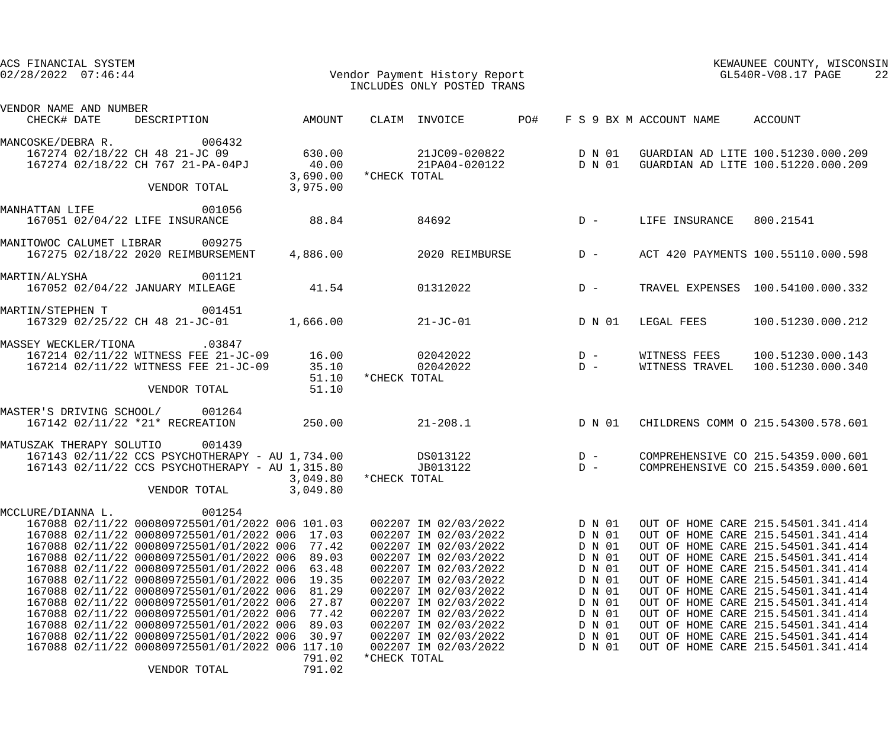ACS FINANCIAL SYSTEM
02/28/2022 07:46:44

Vendor Payment History Report
INCLUDES ONLY POSTED TRANS

KEWAUNEE COUNTY, WISCONSIN
GL540R-V08.17 PAGE 22

| VENDOR NAME AND NUMBER CHECK# DATE DESCRIPTION | AMOUNT | CLAIM INVOICE | PO# | F S 9 BX M | ACCOUNT NAME | ACCOUNT |
|---|---|---|---|---|---|---|
| MANCOSKE/DEBRA R. 006432 | | | | | | |
| 167274 02/18/22 CH 48 21-JC 09 | 630.00 | 21JC09-020822 | | D N 01 | GUARDIAN AD LITE | 100.51230.000.209 |
| 167274 02/18/22 CH 767 21-PA-04PJ | 40.00 | 21PA04-020122 | | D N 01 | GUARDIAN AD LITE | 100.51220.000.209 |
| | 3,690.00 | *CHECK TOTAL | | | | |
| VENDOR TOTAL | 3,975.00 | | | | | |
| MANHATTAN LIFE 001056 | | | | | | |
| 167051 02/04/22 LIFE INSURANCE | 88.84 | 84692 | | D - | LIFE INSURANCE | 800.21541 |
| MANITOWOC CALUMET LIBRAR 009275 | | | | | | |
| 167275 02/18/22 2020 REIMBURSEMENT | 4,886.00 | 2020 REIMBURSE | | D - | ACT 420 PAYMENTS | 100.55110.000.598 |
| MARTIN/ALYSHA 001121 | | | | | | |
| 167052 02/04/22 JANUARY MILEAGE | 41.54 | 01312022 | | D - | TRAVEL EXPENSES | 100.54100.000.332 |
| MARTIN/STEPHEN T 001451 | | | | | | |
| 167329 02/25/22 CH 48 21-JC-01 | 1,666.00 | 21-JC-01 | | D N 01 | LEGAL FEES | 100.51230.000.212 |
| MASSEY WECKLER/TIONA .03847 | | | | | | |
| 167214 02/11/22 WITNESS FEE 21-JC-09 | 16.00 | 02042022 | | D - | WITNESS FEES | 100.51230.000.143 |
| 167214 02/11/22 WITNESS FEE 21-JC-09 | 35.10 | 02042022 | | D - | WITNESS TRAVEL | 100.51230.000.340 |
| | 51.10 | *CHECK TOTAL | | | | |
| VENDOR TOTAL | 51.10 | | | | | |
| MASTER'S DRIVING SCHOOL/ 001264 | | | | | | |
| 167142 02/11/22 *21* RECREATION | 250.00 | 21-208.1 | | D N 01 | CHILDRENS COMM O | 215.54300.578.601 |
| MATUSZAK THERAPY SOLUTIO 001439 | | | | | | |
| 167143 02/11/22 CCS PSYCHOTHERAPY - AU | 1,734.00 | DS013122 | | D - | COMPREHENSIVE CO | 215.54359.000.601 |
| 167143 02/11/22 CCS PSYCHOTHERAPY - AU | 1,315.80 | JB013122 | | D - | COMPREHENSIVE CO | 215.54359.000.601 |
| | 3,049.80 | *CHECK TOTAL | | | | |
| VENDOR TOTAL | 3,049.80 | | | | | |
| MCCLURE/DIANNA L. 001254 | | | | | | |
| 167088 02/11/22 000809725501/01/2022 006 | 101.03 | 002207 IM 02/03/2022 | | D N 01 | OUT OF HOME CARE | 215.54501.341.414 |
| 167088 02/11/22 000809725501/01/2022 006 | 17.03 | 002207 IM 02/03/2022 | | D N 01 | OUT OF HOME CARE | 215.54501.341.414 |
| 167088 02/11/22 000809725501/01/2022 006 | 77.42 | 002207 IM 02/03/2022 | | D N 01 | OUT OF HOME CARE | 215.54501.341.414 |
| 167088 02/11/22 000809725501/01/2022 006 | 89.03 | 002207 IM 02/03/2022 | | D N 01 | OUT OF HOME CARE | 215.54501.341.414 |
| 167088 02/11/22 000809725501/01/2022 006 | 63.48 | 002207 IM 02/03/2022 | | D N 01 | OUT OF HOME CARE | 215.54501.341.414 |
| 167088 02/11/22 000809725501/01/2022 006 | 19.35 | 002207 IM 02/03/2022 | | D N 01 | OUT OF HOME CARE | 215.54501.341.414 |
| 167088 02/11/22 000809725501/01/2022 006 | 81.29 | 002207 IM 02/03/2022 | | D N 01 | OUT OF HOME CARE | 215.54501.341.414 |
| 167088 02/11/22 000809725501/01/2022 006 | 27.87 | 002207 IM 02/03/2022 | | D N 01 | OUT OF HOME CARE | 215.54501.341.414 |
| 167088 02/11/22 000809725501/01/2022 006 | 77.42 | 002207 IM 02/03/2022 | | D N 01 | OUT OF HOME CARE | 215.54501.341.414 |
| 167088 02/11/22 000809725501/01/2022 006 | 89.03 | 002207 IM 02/03/2022 | | D N 01 | OUT OF HOME CARE | 215.54501.341.414 |
| 167088 02/11/22 000809725501/01/2022 006 | 30.97 | 002207 IM 02/03/2022 | | D N 01 | OUT OF HOME CARE | 215.54501.341.414 |
| 167088 02/11/22 000809725501/01/2022 006 | 117.10 | 002207 IM 02/03/2022 | | D N 01 | OUT OF HOME CARE | 215.54501.341.414 |
| | 791.02 | *CHECK TOTAL | | | | |
| VENDOR TOTAL | 791.02 | | | | | |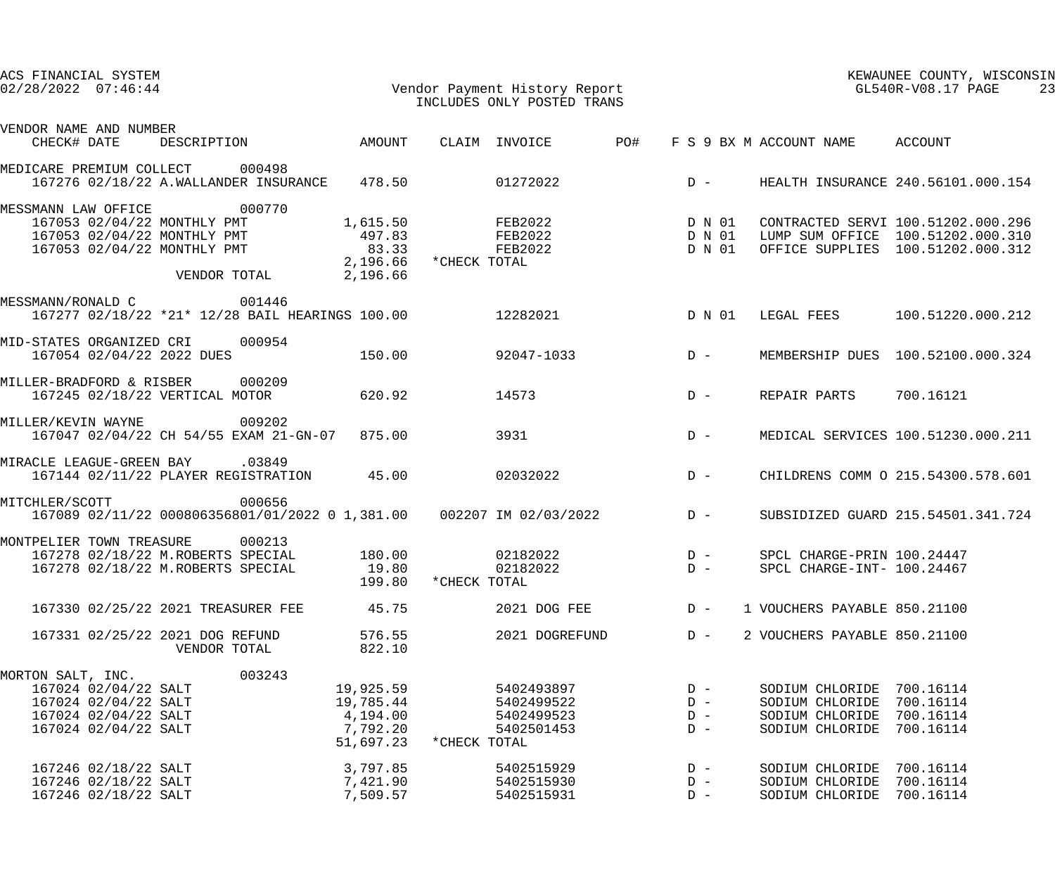ACS FINANCIAL SYSTEM
02/28/2022 07:46:44

Vendor Payment History Report
INCLUDES ONLY POSTED TRANS

KEWAUNEE COUNTY, WISCONSIN
GL540R-V08.17 PAGE 23

| VENDOR NAME AND NUMBER CHECK# DATE | DESCRIPTION | AMOUNT | CLAIM | INVOICE | PO# | F S 9 BX M | ACCOUNT NAME | ACCOUNT |
|---|---|---|---|---|---|---|---|---|
| MEDICARE PREMIUM COLLECT 000498 | | | | | | | | |
| 167276 02/18/22 | A.WALLANDER INSURANCE | 478.50 | | 01272022 | | D - | HEALTH INSURANCE | 240.56101.000.154 |
| MESSMANN LAW OFFICE 000770 | | | | | | | | |
| 167053 02/04/22 | MONTHLY PMT | 1,615.50 | | FEB2022 | | D N 01 | CONTRACTED SERVI | 100.51202.000.296 |
| 167053 02/04/22 | MONTHLY PMT | 497.83 | | FEB2022 | | D N 01 | LUMP SUM OFFICE | 100.51202.000.310 |
| 167053 02/04/22 | MONTHLY PMT | 83.33 | | FEB2022 | | D N 01 | OFFICE SUPPLIES | 100.51202.000.312 |
| | | 2,196.66 | *CHECK TOTAL | | | | | |
| | VENDOR TOTAL | 2,196.66 | | | | | | |
| MESSMANN/RONALD C 001446 | | | | | | | | |
| 167277 02/18/22 | *21* 12/28 BAIL HEARINGS | 100.00 | | 12282021 | | D N 01 | LEGAL FEES | 100.51220.000.212 |
| MID-STATES ORGANIZED CRI 000954 | | | | | | | | |
| 167054 02/04/22 | 2022 DUES | 150.00 | | 92047-1033 | | D - | MEMBERSHIP DUES | 100.52100.000.324 |
| MILLER-BRADFORD & RISBER 000209 | | | | | | | | |
| 167245 02/18/22 | VERTICAL MOTOR | 620.92 | | 14573 | | D - | REPAIR PARTS | 700.16121 |
| MILLER/KEVIN WAYNE 009202 | | | | | | | | |
| 167047 02/04/22 | CH 54/55 EXAM 21-GN-07 | 875.00 | | 3931 | | D - | MEDICAL SERVICES | 100.51230.000.211 |
| MIRACLE LEAGUE-GREEN BAY .03849 | | | | | | | | |
| 167144 02/11/22 | PLAYER REGISTRATION | 45.00 | | 02032022 | | D - | CHILDRENS COMM O | 215.54300.578.601 |
| MITCHLER/SCOTT 000656 | | | | | | | | |
| 167089 02/11/22 | 000806356801/01/2022 0 | 1,381.00 | 002207 | IM 02/03/2022 | | D - | SUBSIDIZED GUARD | 215.54501.341.724 |
| MONTPELIER TOWN TREASURE 000213 | | | | | | | | |
| 167278 02/18/22 | M.ROBERTS SPECIAL | 180.00 | | 02182022 | | D - | SPCL CHARGE-PRIN | 100.24447 |
| 167278 02/18/22 | M.ROBERTS SPECIAL | 19.80 | | 02182022 | | D - | SPCL CHARGE-INT- | 100.24467 |
| | | 199.80 | *CHECK TOTAL | | | | | |
| 167330 02/25/22 | 2021 TREASURER FEE | 45.75 | | 2021 DOG FEE | | D - 1 | VOUCHERS PAYABLE | 850.21100 |
| 167331 02/25/22 | 2021 DOG REFUND | 576.55 | | 2021 DOGREFUND | | D - 2 | VOUCHERS PAYABLE | 850.21100 |
| | VENDOR TOTAL | 822.10 | | | | | | |
| MORTON SALT, INC. 003243 | | | | | | | | |
| 167024 02/04/22 | SALT | 19,925.59 | | 5402493897 | | D - | SODIUM CHLORIDE | 700.16114 |
| 167024 02/04/22 | SALT | 19,785.44 | | 5402499522 | | D - | SODIUM CHLORIDE | 700.16114 |
| 167024 02/04/22 | SALT | 4,194.00 | | 5402499523 | | D - | SODIUM CHLORIDE | 700.16114 |
| 167024 02/04/22 | SALT | 7,792.20 | | 5402501453 | | D - | SODIUM CHLORIDE | 700.16114 |
| | | 51,697.23 | *CHECK TOTAL | | | | | |
| 167246 02/18/22 | SALT | 3,797.85 | | 5402515929 | | D - | SODIUM CHLORIDE | 700.16114 |
| 167246 02/18/22 | SALT | 7,421.90 | | 5402515930 | | D - | SODIUM CHLORIDE | 700.16114 |
| 167246 02/18/22 | SALT | 7,509.57 | | 5402515931 | | D - | SODIUM CHLORIDE | 700.16114 |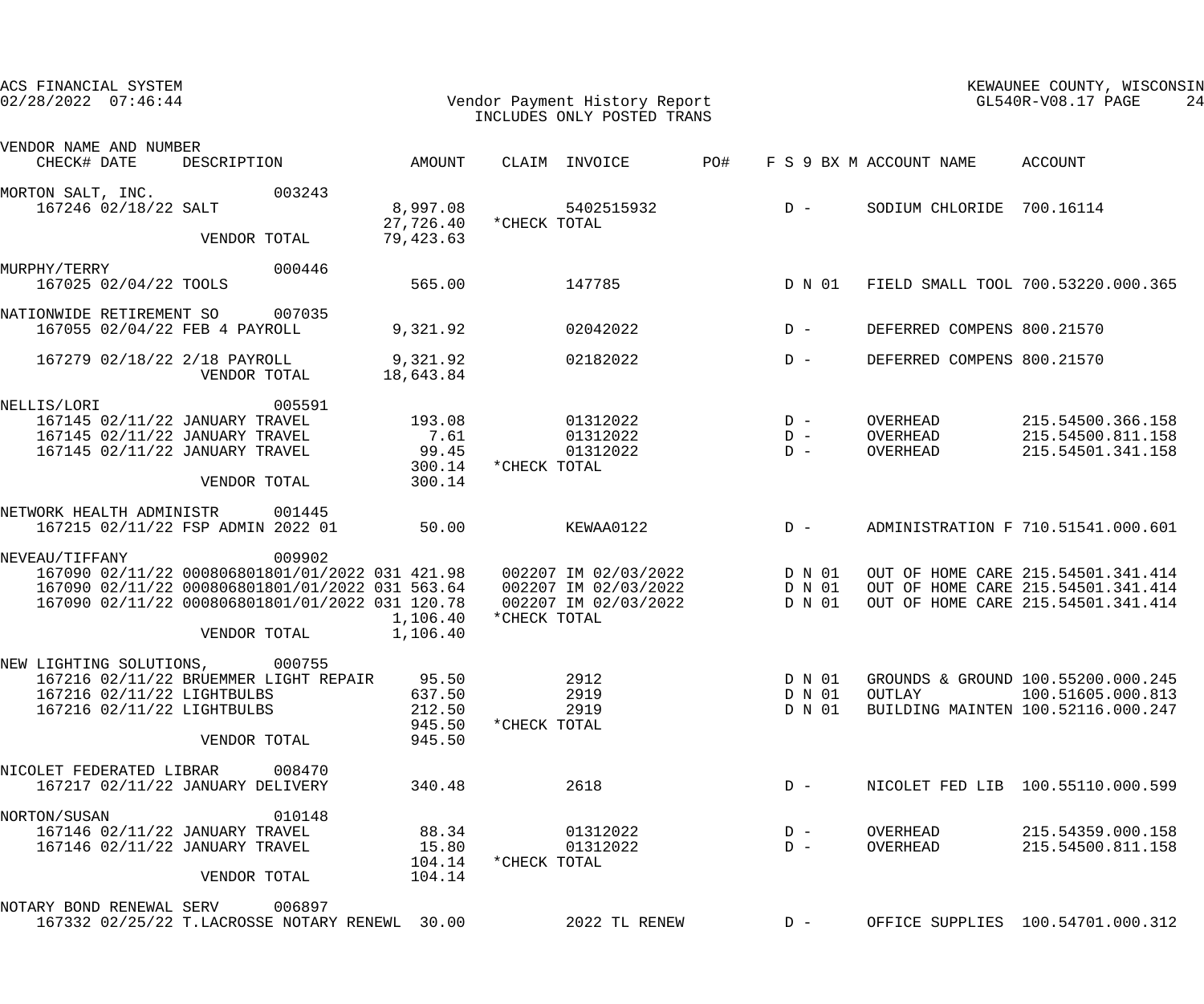ACS FINANCIAL SYSTEM
02/28/2022 07:46:44

Vendor Payment History Report
INCLUDES ONLY POSTED TRANS

KEWAUNEE COUNTY, WISCONSIN
GL540R-V08.17 PAGE 24

| VENDOR NAME AND NUMBER / CHECK# DATE | DESCRIPTION | AMOUNT | CLAIM | INVOICE | PO# | F S 9 BX M | ACCOUNT NAME | ACCOUNT |
|---|---|---|---|---|---|---|---|---|
| MORTON SALT, INC. 003243 | | | | | | | | |
| 167246 02/18/22 | SALT | 8,997.08 | | 5402515932 | | D - | SODIUM CHLORIDE | 700.16114 |
| | | 27,726.40 | *CHECK TOTAL | | | | | |
| | VENDOR TOTAL | 79,423.63 | | | | | | |
| MURPHY/TERRY 000446 | | | | | | | | |
| 167025 02/04/22 | TOOLS | 565.00 | | 147785 | | D N 01 | FIELD SMALL TOOL | 700.53220.000.365 |
| NATIONWIDE RETIREMENT SO 007035 | | | | | | | | |
| 167055 02/04/22 | FEB 4 PAYROLL | 9,321.92 | | 02042022 | | D - | DEFERRED COMPENS | 800.21570 |
| 167279 02/18/22 | 2/18 PAYROLL | 9,321.92 | | 02182022 | | D - | DEFERRED COMPENS | 800.21570 |
| | VENDOR TOTAL | 18,643.84 | | | | | | |
| NELLIS/LORI 005591 | | | | | | | | |
| 167145 02/11/22 | JANUARY TRAVEL | 193.08 | | 01312022 | | D - | OVERHEAD | 215.54500.366.158 |
| 167145 02/11/22 | JANUARY TRAVEL | 7.61 | | 01312022 | | D - | OVERHEAD | 215.54500.811.158 |
| 167145 02/11/22 | JANUARY TRAVEL | 99.45 | | 01312022 | | D - | OVERHEAD | 215.54501.341.158 |
| | | 300.14 | *CHECK TOTAL | | | | | |
| | VENDOR TOTAL | 300.14 | | | | | | |
| NETWORK HEALTH ADMINISTR 001445 | | | | | | | | |
| 167215 02/11/22 | FSP ADMIN 2022 01 | 50.00 | | KEWAA0122 | | D - | ADMINISTRATION F | 710.51541.000.601 |
| NEVEAU/TIFFANY 009902 | | | | | | | | |
| 167090 02/11/22 | 000806801801/01/2022 031 | 421.98 | 002207 | IM 02/03/2022 | | D N 01 | OUT OF HOME CARE | 215.54501.341.414 |
| 167090 02/11/22 | 000806801801/01/2022 031 | 563.64 | 002207 | IM 02/03/2022 | | D N 01 | OUT OF HOME CARE | 215.54501.341.414 |
| 167090 02/11/22 | 000806801801/01/2022 031 | 120.78 | 002207 | IM 02/03/2022 | | D N 01 | OUT OF HOME CARE | 215.54501.341.414 |
| | | 1,106.40 | *CHECK TOTAL | | | | | |
| | VENDOR TOTAL | 1,106.40 | | | | | | |
| NEW LIGHTING SOLUTIONS, 000755 | | | | | | | | |
| 167216 02/11/22 | BRUEMMER LIGHT REPAIR | 95.50 | | 2912 | | D N 01 | GROUNDS & GROUND | 100.55200.000.245 |
| 167216 02/11/22 | LIGHTBULBS | 637.50 | | 2919 | | D N 01 | OUTLAY | 100.51605.000.813 |
| 167216 02/11/22 | LIGHTBULBS | 212.50 | | 2919 | | D N 01 | BUILDING MAINTEN | 100.52116.000.247 |
| | | 945.50 | *CHECK TOTAL | | | | | |
| | VENDOR TOTAL | 945.50 | | | | | | |
| NICOLET FEDERATED LIBRAR 008470 | | | | | | | | |
| 167217 02/11/22 | JANUARY DELIVERY | 340.48 | | 2618 | | D - | NICOLET FED LIB | 100.55110.000.599 |
| NORTON/SUSAN 010148 | | | | | | | | |
| 167146 02/11/22 | JANUARY TRAVEL | 88.34 | | 01312022 | | D - | OVERHEAD | 215.54359.000.158 |
| 167146 02/11/22 | JANUARY TRAVEL | 15.80 | | 01312022 | | D - | OVERHEAD | 215.54500.811.158 |
| | | 104.14 | *CHECK TOTAL | | | | | |
| | VENDOR TOTAL | 104.14 | | | | | | |
| NOTARY BOND RENEWAL SERV 006897 | | | | | | | | |
| 167332 02/25/22 | T.LACROSSE NOTARY RENEWL | 30.00 | | 2022 TL RENEW | | D - | OFFICE SUPPLIES | 100.54701.000.312 |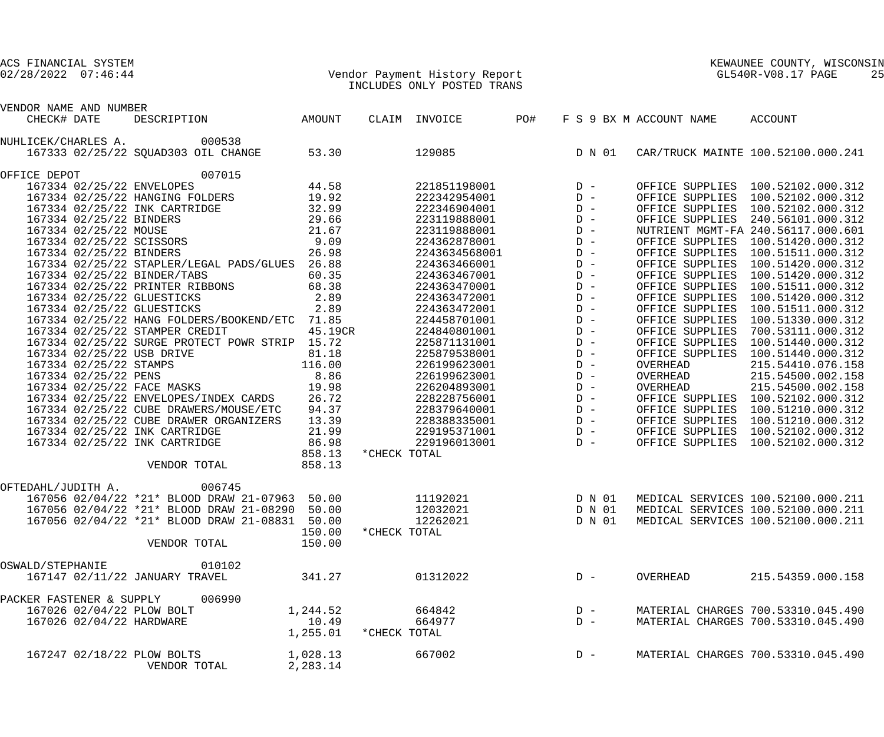ACS FINANCIAL SYSTEM
02/28/2022 07:46:44

Vendor Payment History Report
INCLUDES ONLY POSTED TRANS

KEWAUNEE COUNTY, WISCONSIN
GL540R-V08.17

| VENDOR NAME AND NUMBER CHECK# | DATE | DESCRIPTION | AMOUNT | CLAIM | INVOICE | PO# | F S 9 BX M | ACCOUNT NAME | ACCOUNT |
|---|---|---|---|---|---|---|---|---|---|
| NUHLICEK/CHARLES A. 000538 | | | | | | | | | |
| 167333 | 02/25/22 | SQUAD303 OIL CHANGE | 53.30 | | 129085 | | D N 01 | CAR/TRUCK MAINTE | 100.52100.000.241 |
| OFFICE DEPOT 007015 | | | | | | | | | |
| 167334 | 02/25/22 | ENVELOPES | 44.58 | | 221851198001 | | D - | OFFICE SUPPLIES | 100.52102.000.312 |
| 167334 | 02/25/22 | HANGING FOLDERS | 19.92 | | 222342954001 | | D - | OFFICE SUPPLIES | 100.52102.000.312 |
| 167334 | 02/25/22 | INK CARTRIDGE | 32.99 | | 222346904001 | | D - | OFFICE SUPPLIES | 100.52102.000.312 |
| 167334 | 02/25/22 | BINDERS | 29.66 | | 223119888001 | | D - | OFFICE SUPPLIES | 240.56101.000.312 |
| 167334 | 02/25/22 | MOUSE | 21.67 | | 223119888001 | | D - | NUTRIENT MGMT-FA | 240.56117.000.601 |
| 167334 | 02/25/22 | SCISSORS | 9.09 | | 224362878001 | | D - | OFFICE SUPPLIES | 100.51420.000.312 |
| 167334 | 02/25/22 | BINDERS | 26.98 | | 2243634568001 | | D - | OFFICE SUPPLIES | 100.51511.000.312 |
| 167334 | 02/25/22 | STAPLER/LEGAL PADS/GLUES | 26.88 | | 224363466001 | | D - | OFFICE SUPPLIES | 100.51420.000.312 |
| 167334 | 02/25/22 | BINDER/TABS | 60.35 | | 224363467001 | | D - | OFFICE SUPPLIES | 100.51420.000.312 |
| 167334 | 02/25/22 | PRINTER RIBBONS | 68.38 | | 224363470001 | | D - | OFFICE SUPPLIES | 100.51511.000.312 |
| 167334 | 02/25/22 | GLUESTICKS | 2.89 | | 224363472001 | | D - | OFFICE SUPPLIES | 100.51420.000.312 |
| 167334 | 02/25/22 | GLUESTICKS | 2.89 | | 224363472001 | | D - | OFFICE SUPPLIES | 100.51511.000.312 |
| 167334 | 02/25/22 | HANG FOLDERS/BOOKEND/ETC | 71.85 | | 224458701001 | | D - | OFFICE SUPPLIES | 100.51330.000.312 |
| 167334 | 02/25/22 | STAMPER CREDIT | 45.19CR | | 224840801001 | | D - | OFFICE SUPPLIES | 700.53111.000.312 |
| 167334 | 02/25/22 | SURGE PROTECT POWR STRIP | 15.72 | | 225871131001 | | D - | OFFICE SUPPLIES | 100.51440.000.312 |
| 167334 | 02/25/22 | USB DRIVE | 81.18 | | 225879538001 | | D - | OFFICE SUPPLIES | 100.51440.000.312 |
| 167334 | 02/25/22 | STAMPS | 116.00 | | 226199623001 | | D - | OVERHEAD | 215.54410.076.158 |
| 167334 | 02/25/22 | PENS | 8.86 | | 226199623001 | | D - | OVERHEAD | 215.54500.002.158 |
| 167334 | 02/25/22 | FACE MASKS | 19.98 | | 226204893001 | | D - | OVERHEAD | 215.54500.002.158 |
| 167334 | 02/25/22 | ENVELOPES/INDEX CARDS | 26.72 | | 228228756001 | | D - | OFFICE SUPPLIES | 100.52102.000.312 |
| 167334 | 02/25/22 | CUBE DRAWERS/MOUSE/ETC | 94.37 | | 228379640001 | | D - | OFFICE SUPPLIES | 100.51210.000.312 |
| 167334 | 02/25/22 | CUBE DRAWER ORGANIZERS | 13.39 | | 228388335001 | | D - | OFFICE SUPPLIES | 100.51210.000.312 |
| 167334 | 02/25/22 | INK CARTRIDGE | 21.99 | | 229195371001 | | D - | OFFICE SUPPLIES | 100.52102.000.312 |
| 167334 | 02/25/22 | INK CARTRIDGE | 86.98 | | 229196013001 | | D - | OFFICE SUPPLIES | 100.52102.000.312 |
| | | | 858.13 | *CHECK TOTAL | | | | | |
| | | VENDOR TOTAL | 858.13 | | | | | | |
| OFTEDAHL/JUDITH A. 006745 | | | | | | | | | |
| 167056 | 02/04/22 | *21* BLOOD DRAW 21-07963 | 50.00 | | 11192021 | | D N 01 | MEDICAL SERVICES | 100.52100.000.211 |
| 167056 | 02/04/22 | *21* BLOOD DRAW 21-08290 | 50.00 | | 12032021 | | D N 01 | MEDICAL SERVICES | 100.52100.000.211 |
| 167056 | 02/04/22 | *21* BLOOD DRAW 21-08831 | 50.00 | | 12262021 | | D N 01 | MEDICAL SERVICES | 100.52100.000.211 |
| | | | 150.00 | *CHECK TOTAL | | | | | |
| | | VENDOR TOTAL | 150.00 | | | | | | |
| OSWALD/STEPHANIE 010102 | | | | | | | | | |
| 167147 | 02/11/22 | JANUARY TRAVEL | 341.27 | | 01312022 | | D - | OVERHEAD | 215.54359.000.158 |
| PACKER FASTENER & SUPPLY 006990 | | | | | | | | | |
| 167026 | 02/04/22 | PLOW BOLT | 1,244.52 | | 664842 | | D - | MATERIAL CHARGES | 700.53310.045.490 |
| 167026 | 02/04/22 | HARDWARE | 10.49 | | 664977 | | D - | MATERIAL CHARGES | 700.53310.045.490 |
| | | | 1,255.01 | *CHECK TOTAL | | | | | |
| 167247 | 02/18/22 | PLOW BOLTS | 1,028.13 | | 667002 | | D - | MATERIAL CHARGES | 700.53310.045.490 |
| | | VENDOR TOTAL | 2,283.14 | | | | | | |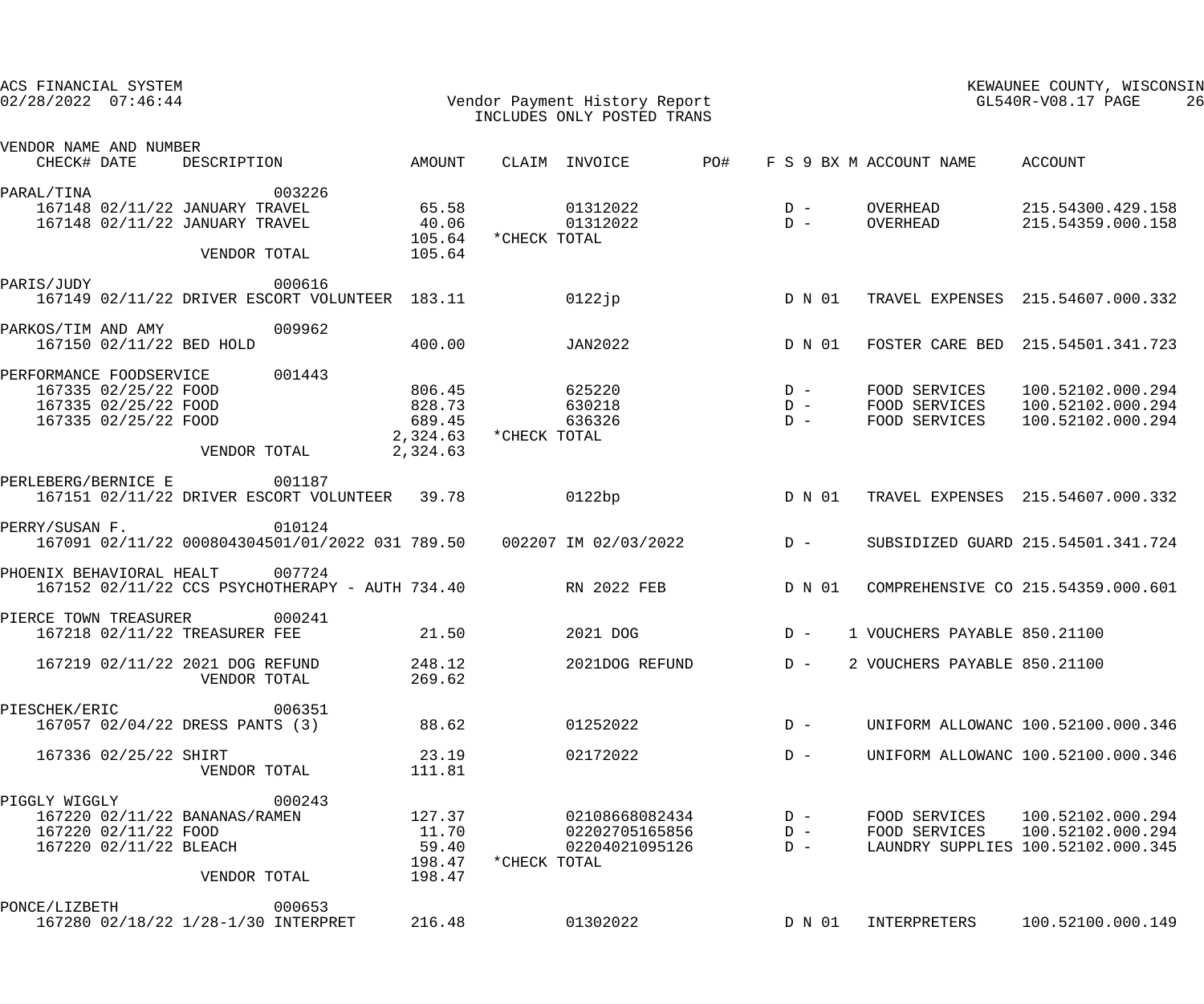ACS FINANCIAL SYSTEM
02/28/2022 07:46:44

KEWAUNEE COUNTY, WISCONSIN
GL540R-V08.17

# Vendor Payment History Report
INCLUDES ONLY POSTED TRANS

| VENDOR NAME AND NUMBER | | | | | | | | | | | | |
|---|---|---|---|---|---|---|---|---|---|---|---|---|
| CHECK# | DATE | DESCRIPTION | AMOUNT | CLAIM | INVOICE | PO# | F | S | 9 | BX M | ACCOUNT NAME | ACCOUNT |
| PARAL/TINA | | 003226 | | | | | | | | | | |
| 167148 | 02/11/22 | JANUARY TRAVEL | 65.58 | | 01312022 | | D | - | | | OVERHEAD | 215.54300.429.158 |
| 167148 | 02/11/22 | JANUARY TRAVEL | 40.06 | | 01312022 | | D | - | | | OVERHEAD | 215.54359.000.158 |
| | | | 105.64 | *CHECK TOTAL | | | | | | | | |
| | | VENDOR TOTAL | 105.64 | | | | | | | | | |
| PARIS/JUDY | | 000616 | | | | | | | | | | |
| 167149 | 02/11/22 | DRIVER ESCORT VOLUNTEER | 183.11 | | 0122jp | | D | N | 01 | | TRAVEL EXPENSES | 215.54607.000.332 |
| PARKOS/TIM AND AMY | | 009962 | | | | | | | | | | |
| 167150 | 02/11/22 | BED HOLD | 400.00 | | JAN2022 | | D | N | 01 | | FOSTER CARE BED | 215.54501.341.723 |
| PERFORMANCE FOODSERVICE | | 001443 | | | | | | | | | | |
| 167335 | 02/25/22 | FOOD | 806.45 | | 625220 | | D | - | | | FOOD SERVICES | 100.52102.000.294 |
| 167335 | 02/25/22 | FOOD | 828.73 | | 630218 | | D | - | | | FOOD SERVICES | 100.52102.000.294 |
| 167335 | 02/25/22 | FOOD | 689.45 | | 636326 | | D | - | | | FOOD SERVICES | 100.52102.000.294 |
| | | | 2,324.63 | *CHECK TOTAL | | | | | | | | |
| | | VENDOR TOTAL | 2,324.63 | | | | | | | | | |
| PERLEBERG/BERNICE E | | 001187 | | | | | | | | | | |
| 167151 | 02/11/22 | DRIVER ESCORT VOLUNTEER | 39.78 | | 0122bp | | D | N | 01 | | TRAVEL EXPENSES | 215.54607.000.332 |
| PERRY/SUSAN F. | | 010124 | | | | | | | | | | |
| 167091 | 02/11/22 | 000804304501/01/2022 031 | 789.50 | 002207 | IM 02/03/2022 | | D | - | | | SUBSIDIZED GUARD | 215.54501.341.724 |
| PHOENIX BEHAVIORAL HEALT | | 007724 | | | | | | | | | | |
| 167152 | 02/11/22 | CCS PSYCHOTHERAPY - AUTH | 734.40 | | RN 2022 FEB | | D | N | 01 | | COMPREHENSIVE CO | 215.54359.000.601 |
| PIERCE TOWN TREASURER | | 000241 | | | | | | | | | | |
| 167218 | 02/11/22 | TREASURER FEE | 21.50 | | 2021 DOG | | D | - | | 1 | VOUCHERS PAYABLE | 850.21100 |
| 167219 | 02/11/22 | 2021 DOG REFUND | 248.12 | | 2021DOG REFUND | | D | - | | 2 | VOUCHERS PAYABLE | 850.21100 |
| | | VENDOR TOTAL | 269.62 | | | | | | | | | |
| PIESCHEK/ERIC | | 006351 | | | | | | | | | | |
| 167057 | 02/04/22 | DRESS PANTS (3) | 88.62 | | 01252022 | | D | - | | | UNIFORM ALLOWANC | 100.52100.000.346 |
| 167336 | 02/25/22 | SHIRT | 23.19 | | 02172022 | | D | - | | | UNIFORM ALLOWANC | 100.52100.000.346 |
| | | VENDOR TOTAL | 111.81 | | | | | | | | | |
| PIGGLY WIGGLY | | 000243 | | | | | | | | | | |
| 167220 | 02/11/22 | BANANAS/RAMEN | 127.37 | | 02108668082434 | | D | - | | | FOOD SERVICES | 100.52102.000.294 |
| 167220 | 02/11/22 | FOOD | 11.70 | | 02202705165856 | | D | - | | | FOOD SERVICES | 100.52102.000.294 |
| 167220 | 02/11/22 | BLEACH | 59.40 | | 02204021095126 | | D | - | | | LAUNDRY SUPPLIES | 100.52102.000.345 |
| | | | 198.47 | *CHECK TOTAL | | | | | | | | |
| | | VENDOR TOTAL | 198.47 | | | | | | | | | |
| PONCE/LIZBETH | | 000653 | | | | | | | | | | |
| 167280 | 02/18/22 | 1/28-1/30 INTERPRET | 216.48 | | 01302022 | | D | N | 01 | | INTERPRETERS | 100.52100.000.149 |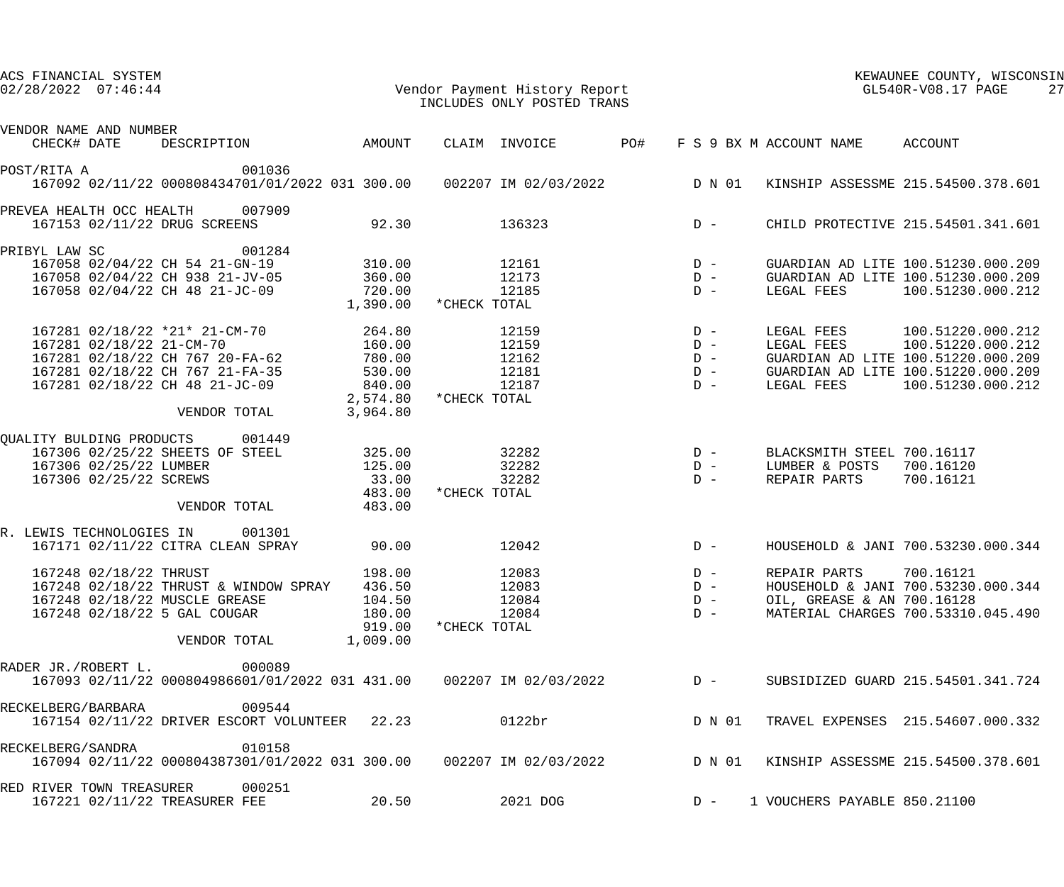ACS FINANCIAL SYSTEM
02/28/2022 07:46:44

# Vendor Payment History Report
INCLUDES ONLY POSTED TRANS

KEWAUNEE COUNTY, WISCONSIN
GL540R-V08.17

| VENDOR NAME AND NUMBER / CHECK# | DATE | DESCRIPTION | AMOUNT | CLAIM | INVOICE | PO# | F | S | 9 | BX | M | ACCOUNT NAME | ACCOUNT |
|---|---|---|---|---|---|---|---|---|---|---|---|---|---|
| POST/RITA A 001036 | | | | | | | | | | | | | |
| 167092 | 02/11/22 | 000808434701/01/2022 031 | 300.00 | 002207 | IM 02/03/2022 | | D | N | 01 | | | KINSHIP ASSESSME | 215.54500.378.601 |
| PREVEA HEALTH OCC HEALTH 007909 | | | | | | | | | | | | | |
| 167153 | 02/11/22 | DRUG SCREENS | 92.30 | | 136323 | | D | - | | | | CHILD PROTECTIVE | 215.54501.341.601 |
| PRIBYL LAW SC 001284 | | | | | | | | | | | | | |
| 167058 | 02/04/22 | CH 54 21-GN-19 | 310.00 | | 12161 | | D | - | | | | GUARDIAN AD LITE | 100.51230.000.209 |
| 167058 | 02/04/22 | CH 938 21-JV-05 | 360.00 | | 12173 | | D | - | | | | GUARDIAN AD LITE | 100.51230.000.209 |
| 167058 | 02/04/22 | CH 48 21-JC-09 | 720.00 | | 12185 | | D | - | | | | LEGAL FEES | 100.51230.000.212 |
| | | | 1,390.00 | *CHECK TOTAL | | | | | | | | | |
| 167281 | 02/18/22 | *21* 21-CM-70 | 264.80 | | 12159 | | D | - | | | | LEGAL FEES | 100.51220.000.212 |
| 167281 | 02/18/22 | 21-CM-70 | 160.00 | | 12159 | | D | - | | | | LEGAL FEES | 100.51220.000.212 |
| 167281 | 02/18/22 | CH 767 20-FA-62 | 780.00 | | 12162 | | D | - | | | | GUARDIAN AD LITE | 100.51220.000.209 |
| 167281 | 02/18/22 | CH 767 21-FA-35 | 530.00 | | 12181 | | D | - | | | | GUARDIAN AD LITE | 100.51220.000.209 |
| 167281 | 02/18/22 | CH 48 21-JC-09 | 840.00 | | 12187 | | D | - | | | | LEGAL FEES | 100.51230.000.212 |
| | | | 2,574.80 | *CHECK TOTAL | | | | | | | | | |
| | | VENDOR TOTAL | 3,964.80 | | | | | | | | | | |
| QUALITY BULDING PRODUCTS 001449 | | | | | | | | | | | | | |
| 167306 | 02/25/22 | SHEETS OF STEEL | 325.00 | | 32282 | | D | - | | | | BLACKSMITH STEEL | 700.16117 |
| 167306 | 02/25/22 | LUMBER | 125.00 | | 32282 | | D | - | | | | LUMBER & POSTS | 700.16120 |
| 167306 | 02/25/22 | SCREWS | 33.00 | | 32282 | | D | - | | | | REPAIR PARTS | 700.16121 |
| | | | 483.00 | *CHECK TOTAL | | | | | | | | | |
| | | VENDOR TOTAL | 483.00 | | | | | | | | | | |
| R. LEWIS TECHNOLOGIES IN 001301 | | | | | | | | | | | | | |
| 167171 | 02/11/22 | CITRA CLEAN SPRAY | 90.00 | | 12042 | | D | - | | | | HOUSEHOLD & JANI | 700.53230.000.344 |
| 167248 | 02/18/22 | THRUST | 198.00 | | 12083 | | D | - | | | | REPAIR PARTS | 700.16121 |
| 167248 | 02/18/22 | THRUST & WINDOW SPRAY | 436.50 | | 12083 | | D | - | | | | HOUSEHOLD & JANI | 700.53230.000.344 |
| 167248 | 02/18/22 | MUSCLE GREASE | 104.50 | | 12084 | | D | - | | | | OIL, GREASE & AN | 700.16128 |
| 167248 | 02/18/22 | 5 GAL COUGAR | 180.00 | | 12084 | | D | - | | | | MATERIAL CHARGES | 700.53310.045.490 |
| | | | 919.00 | *CHECK TOTAL | | | | | | | | | |
| | | VENDOR TOTAL | 1,009.00 | | | | | | | | | | |
| RADER JR./ROBERT L. 000089 | | | | | | | | | | | | | |
| 167093 | 02/11/22 | 000804986601/01/2022 031 | 431.00 | 002207 | IM 02/03/2022 | | D | - | | | | SUBSIDIZED GUARD | 215.54501.341.724 |
| RECKELBERG/BARBARA 009544 | | | | | | | | | | | | | |
| 167154 | 02/11/22 | DRIVER ESCORT VOLUNTEER | 22.23 | | 0122br | | D | N | 01 | | | TRAVEL EXPENSES | 215.54607.000.332 |
| RECKELBERG/SANDRA 010158 | | | | | | | | | | | | | |
| 167094 | 02/11/22 | 000804387301/01/2022 031 | 300.00 | 002207 | IM 02/03/2022 | | D | N | 01 | | | KINSHIP ASSESSME | 215.54500.378.601 |
| RED RIVER TOWN TREASURER 000251 | | | | | | | | | | | | | |
| 167221 | 02/11/22 | TREASURER FEE | 20.50 | | 2021 DOG | | D | - | | | 1 | VOUCHERS PAYABLE | 850.21100 |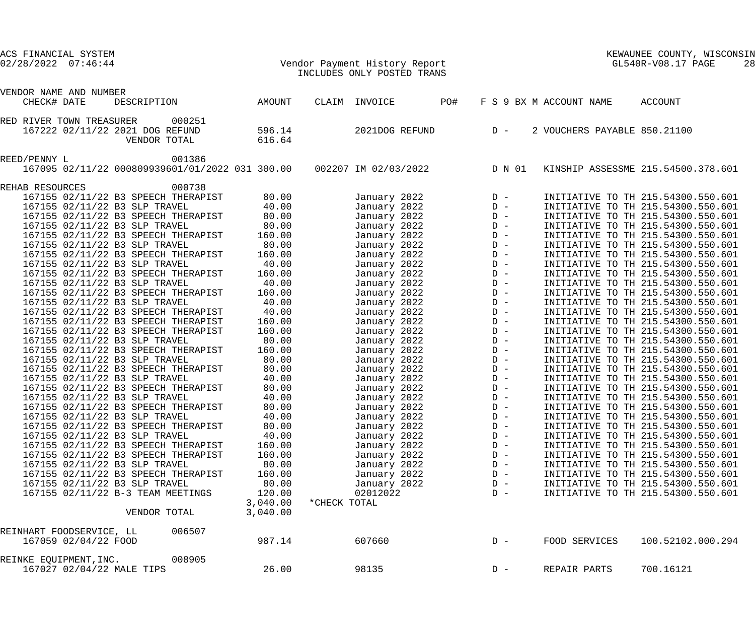ACS FINANCIAL SYSTEM
02/28/2022 07:46:44

Vendor Payment History Report
INCLUDES ONLY POSTED TRANS

KEWAUNEE COUNTY, WISCONSIN
GL540R-V08.17

| VENDOR NAME AND NUMBER CHECK# DATE | DESCRIPTION | AMOUNT | CLAIM | INVOICE | PO# | F S 9 BX M | ACCOUNT NAME | ACCOUNT |
|---|---|---|---|---|---|---|---|---|
| RED RIVER TOWN TREASURER 000251 | | | | | | | | |
| 167222 02/11/22 | 2021 DOG REFUND | 596.14 | | 2021DOG REFUND | | D - 2 | VOUCHERS PAYABLE | 850.21100 |
| | VENDOR TOTAL | 616.64 | | | | | | |
| REED/PENNY L 001386 | | | | | | | | |
| 167095 02/11/22 | 000809939601/01/2022 031 | 300.00 | 002207 | IM 02/03/2022 | | D N 01 | KINSHIP ASSESSME | 215.54500.378.601 |
| REHAB RESOURCES 000738 | | | | | | | | |
| 167155 02/11/22 | B3 SPEECH THERAPIST | 80.00 | | January 2022 | | D - | INITIATIVE TO TH | 215.54300.550.601 |
| 167155 02/11/22 | B3 SLP TRAVEL | 40.00 | | January 2022 | | D - | INITIATIVE TO TH | 215.54300.550.601 |
| 167155 02/11/22 | B3 SPEECH THERAPIST | 80.00 | | January 2022 | | D - | INITIATIVE TO TH | 215.54300.550.601 |
| 167155 02/11/22 | B3 SLP TRAVEL | 80.00 | | January 2022 | | D - | INITIATIVE TO TH | 215.54300.550.601 |
| 167155 02/11/22 | B3 SPEECH THERAPIST | 160.00 | | January 2022 | | D - | INITIATIVE TO TH | 215.54300.550.601 |
| 167155 02/11/22 | B3 SLP TRAVEL | 80.00 | | January 2022 | | D - | INITIATIVE TO TH | 215.54300.550.601 |
| 167155 02/11/22 | B3 SPEECH THERAPIST | 160.00 | | January 2022 | | D - | INITIATIVE TO TH | 215.54300.550.601 |
| 167155 02/11/22 | B3 SLP TRAVEL | 40.00 | | January 2022 | | D - | INITIATIVE TO TH | 215.54300.550.601 |
| 167155 02/11/22 | B3 SPEECH THERAPIST | 160.00 | | January 2022 | | D - | INITIATIVE TO TH | 215.54300.550.601 |
| 167155 02/11/22 | B3 SLP TRAVEL | 40.00 | | January 2022 | | D - | INITIATIVE TO TH | 215.54300.550.601 |
| 167155 02/11/22 | B3 SPEECH THERAPIST | 160.00 | | January 2022 | | D - | INITIATIVE TO TH | 215.54300.550.601 |
| 167155 02/11/22 | B3 SLP TRAVEL | 40.00 | | January 2022 | | D - | INITIATIVE TO TH | 215.54300.550.601 |
| 167155 02/11/22 | B3 SPEECH THERAPIST | 40.00 | | January 2022 | | D - | INITIATIVE TO TH | 215.54300.550.601 |
| 167155 02/11/22 | B3 SPEECH THERAPIST | 160.00 | | January 2022 | | D - | INITIATIVE TO TH | 215.54300.550.601 |
| 167155 02/11/22 | B3 SPEECH THERAPIST | 160.00 | | January 2022 | | D - | INITIATIVE TO TH | 215.54300.550.601 |
| 167155 02/11/22 | B3 SLP TRAVEL | 80.00 | | January 2022 | | D - | INITIATIVE TO TH | 215.54300.550.601 |
| 167155 02/11/22 | B3 SPEECH THERAPIST | 160.00 | | January 2022 | | D - | INITIATIVE TO TH | 215.54300.550.601 |
| 167155 02/11/22 | B3 SLP TRAVEL | 80.00 | | January 2022 | | D - | INITIATIVE TO TH | 215.54300.550.601 |
| 167155 02/11/22 | B3 SPEECH THERAPIST | 80.00 | | January 2022 | | D - | INITIATIVE TO TH | 215.54300.550.601 |
| 167155 02/11/22 | B3 SLP TRAVEL | 40.00 | | January 2022 | | D - | INITIATIVE TO TH | 215.54300.550.601 |
| 167155 02/11/22 | B3 SPEECH THERAPIST | 80.00 | | January 2022 | | D - | INITIATIVE TO TH | 215.54300.550.601 |
| 167155 02/11/22 | B3 SLP TRAVEL | 40.00 | | January 2022 | | D - | INITIATIVE TO TH | 215.54300.550.601 |
| 167155 02/11/22 | B3 SPEECH THERAPIST | 80.00 | | January 2022 | | D - | INITIATIVE TO TH | 215.54300.550.601 |
| 167155 02/11/22 | B3 SLP TRAVEL | 40.00 | | January 2022 | | D - | INITIATIVE TO TH | 215.54300.550.601 |
| 167155 02/11/22 | B3 SPEECH THERAPIST | 80.00 | | January 2022 | | D - | INITIATIVE TO TH | 215.54300.550.601 |
| 167155 02/11/22 | B3 SLP TRAVEL | 40.00 | | January 2022 | | D - | INITIATIVE TO TH | 215.54300.550.601 |
| 167155 02/11/22 | B3 SPEECH THERAPIST | 160.00 | | January 2022 | | D - | INITIATIVE TO TH | 215.54300.550.601 |
| 167155 02/11/22 | B3 SPEECH THERAPIST | 160.00 | | January 2022 | | D - | INITIATIVE TO TH | 215.54300.550.601 |
| 167155 02/11/22 | B3 SLP TRAVEL | 80.00 | | January 2022 | | D - | INITIATIVE TO TH | 215.54300.550.601 |
| 167155 02/11/22 | B3 SPEECH THERAPIST | 160.00 | | January 2022 | | D - | INITIATIVE TO TH | 215.54300.550.601 |
| 167155 02/11/22 | B3 SLP TRAVEL | 80.00 | | January 2022 | | D - | INITIATIVE TO TH | 215.54300.550.601 |
| 167155 02/11/22 | B-3 TEAM MEETINGS | 120.00 | | 02012022 | | D - | INITIATIVE TO TH | 215.54300.550.601 |
| | | 3,040.00 | *CHECK TOTAL | | | | | |
| | VENDOR TOTAL | 3,040.00 | | | | | | |
| REINHART FOODSERVICE, LL 006507 | | | | | | | | |
| 167059 02/04/22 | FOOD | 987.14 | | 607660 | | D - | FOOD SERVICES | 100.52102.000.294 |
| REINKE EQUIPMENT,INC. 008905 | | | | | | | | |
| 167027 02/04/22 | MALE TIPS | 26.00 | | 98135 | | D - | REPAIR PARTS | 700.16121 |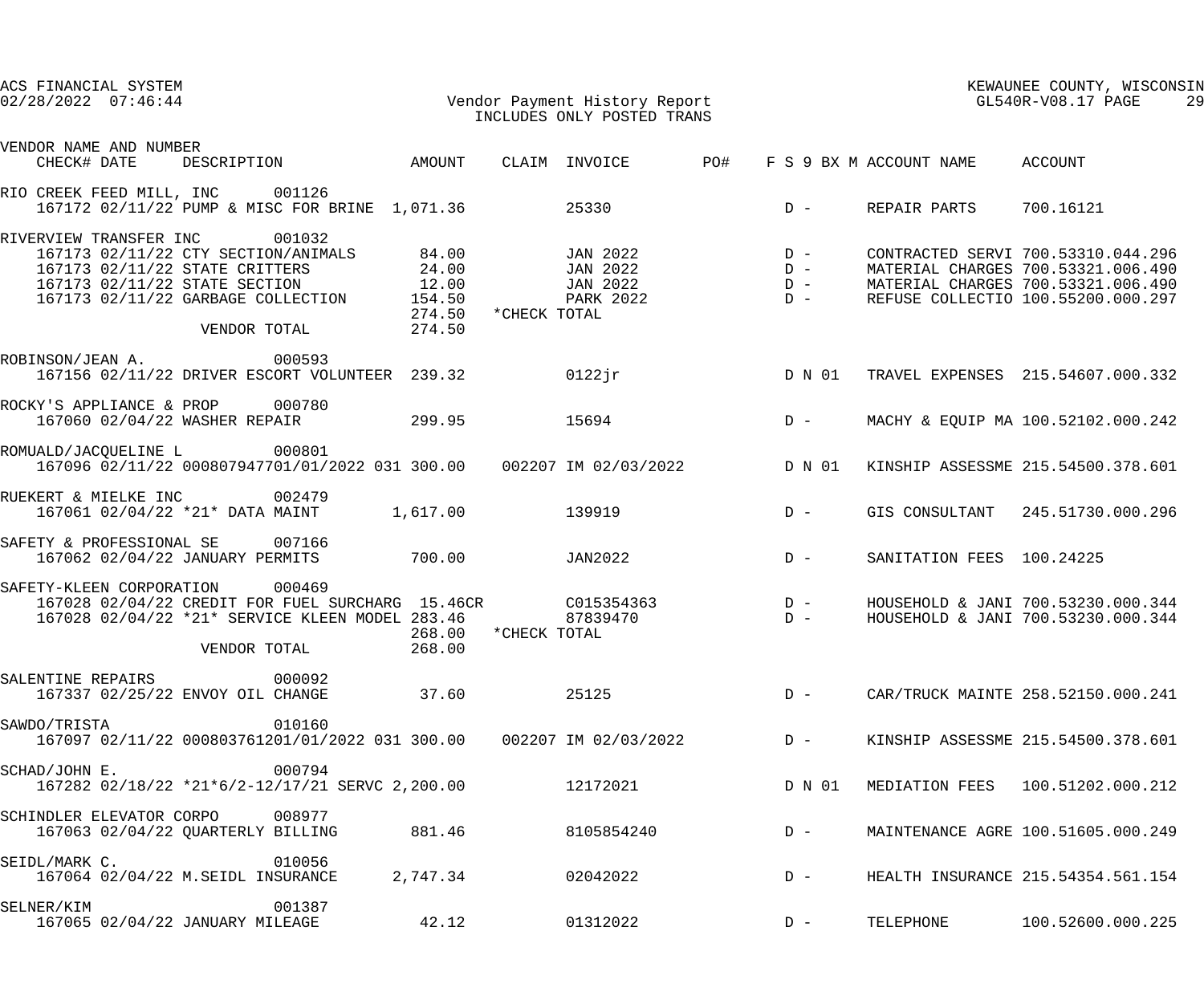ACS FINANCIAL SYSTEM
02/28/2022 07:46:44

Vendor Payment History Report
INCLUDES ONLY POSTED TRANS

KEWAUNEE COUNTY, WISCONSIN
GL540R-V08.17 PAGE 29

| VENDOR NAME AND NUMBER | | | | | | | | | |
|---|---|---|---|---|---|---|---|---|---|
| CHECK# DATE | DESCRIPTION | AMOUNT | CLAIM | INVOICE | PO# | F S 9 BX M | ACCOUNT NAME | ACCOUNT |
| RIO CREEK FEED MILL, INC 001126 | | | | | | | | |
| 167172 02/11/22 | PUMP & MISC FOR BRINE | 1,071.36 | | 25330 | | D - | REPAIR PARTS | 700.16121 |
| RIVERVIEW TRANSFER INC 001032 | | | | | | | | |
| 167173 02/11/22 | CTY SECTION/ANIMALS | 84.00 | | JAN 2022 | | D - | CONTRACTED SERVI | 700.53310.044.296 |
| 167173 02/11/22 | STATE CRITTERS | 24.00 | | JAN 2022 | | D - | MATERIAL CHARGES | 700.53321.006.490 |
| 167173 02/11/22 | STATE SECTION | 12.00 | | JAN 2022 | | D - | MATERIAL CHARGES | 700.53321.006.490 |
| 167173 02/11/22 | GARBAGE COLLECTION | 154.50 | | PARK 2022 | | D - | REFUSE COLLECTIO | 100.55200.000.297 |
| | | 274.50 | *CHECK TOTAL | | | | | |
| | VENDOR TOTAL | 274.50 | | | | | | |
| ROBINSON/JEAN A. 000593 | | | | | | | | |
| 167156 02/11/22 | DRIVER ESCORT VOLUNTEER | 239.32 | | 0122jr | | D N 01 | TRAVEL EXPENSES | 215.54607.000.332 |
| ROCKY'S APPLIANCE & PROP 000780 | | | | | | | | |
| 167060 02/04/22 | WASHER REPAIR | 299.95 | | 15694 | | D - | MACHY & EQUIP MA | 100.52102.000.242 |
| ROMUALD/JACQUELINE L 000801 | | | | | | | | |
| 167096 02/11/22 | 000807947701/01/2022 031 | 300.00 | 002207 | IM 02/03/2022 | | D N 01 | KINSHIP ASSESSME | 215.54500.378.601 |
| RUEKERT & MIELKE INC 002479 | | | | | | | | |
| 167061 02/04/22 | *21* DATA MAINT | 1,617.00 | | 139919 | | D - | GIS CONSULTANT | 245.51730.000.296 |
| SAFETY & PROFESSIONAL SE 007166 | | | | | | | | |
| 167062 02/04/22 | JANUARY PERMITS | 700.00 | | JAN2022 | | D - | SANITATION FEES | 100.24225 |
| SAFETY-KLEEN CORPORATION 000469 | | | | | | | | |
| 167028 02/04/22 | CREDIT FOR FUEL SURCHARG | 15.46CR | | C015354363 | | D - | HOUSEHOLD & JANI | 700.53230.000.344 |
| 167028 02/04/22 | *21* SERVICE KLEEN MODEL | 283.46 | | 87839470 | | D - | HOUSEHOLD & JANI | 700.53230.000.344 |
| | | 268.00 | *CHECK TOTAL | | | | | |
| | VENDOR TOTAL | 268.00 | | | | | | |
| SALENTINE REPAIRS 000092 | | | | | | | | |
| 167337 02/25/22 | ENVOY OIL CHANGE | 37.60 | | 25125 | | D - | CAR/TRUCK MAINTE | 258.52150.000.241 |
| SAWDO/TRISTA 010160 | | | | | | | | |
| 167097 02/11/22 | 000803761201/01/2022 031 | 300.00 | 002207 | IM 02/03/2022 | | D - | KINSHIP ASSESSME | 215.54500.378.601 |
| SCHAD/JOHN E. 000794 | | | | | | | | |
| 167282 02/18/22 | *21*6/2-12/17/21 SERVC | 2,200.00 | | 12172021 | | D N 01 | MEDIATION FEES | 100.51202.000.212 |
| SCHINDLER ELEVATOR CORPO 008977 | | | | | | | | |
| 167063 02/04/22 | QUARTERLY BILLING | 881.46 | | 8105854240 | | D - | MAINTENANCE AGRE | 100.51605.000.249 |
| SEIDL/MARK C. 010056 | | | | | | | | |
| 167064 02/04/22 | M.SEIDL INSURANCE | 2,747.34 | | 02042022 | | D - | HEALTH INSURANCE | 215.54354.561.154 |
| SELNER/KIM 001387 | | | | | | | | |
| 167065 02/04/22 | JANUARY MILEAGE | 42.12 | | 01312022 | | D - | TELEPHONE | 100.52600.000.225 |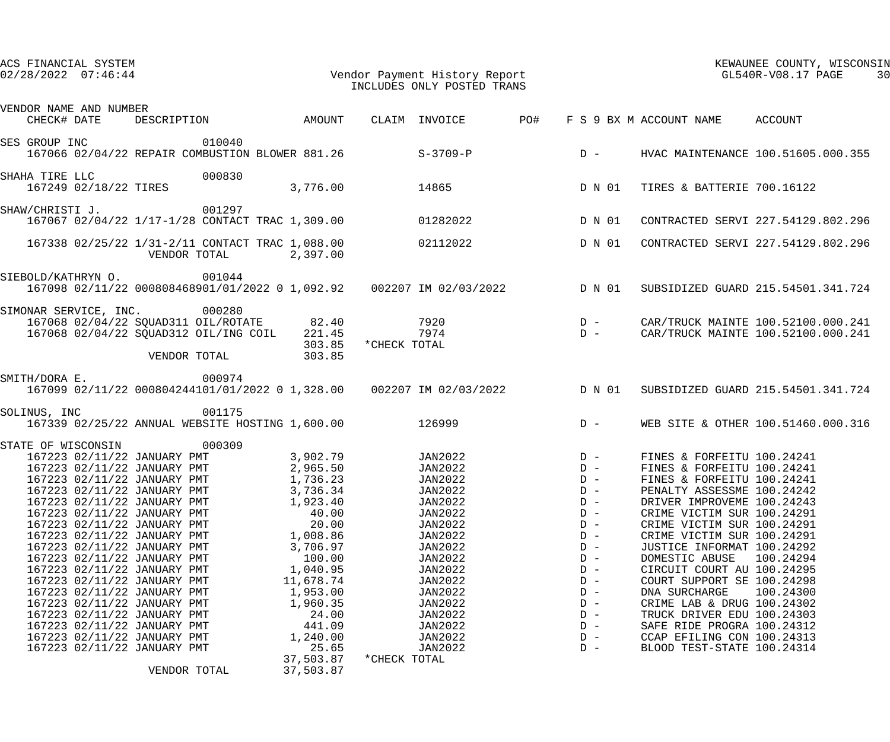ACS FINANCIAL SYSTEM
02/28/2022 07:46:44

KEWAUNEE COUNTY, WISCONSIN
GL540R-V08.17

# Vendor Payment History Report
INCLUDES ONLY POSTED TRANS

| VENDOR NAME AND NUMBER / CHECK# DATE | DESCRIPTION | AMOUNT | CLAIM | INVOICE | PO# | F S 9 BX M | ACCOUNT NAME | ACCOUNT |
|---|---|---|---|---|---|---|---|---|
| SES GROUP INC 010040 | | | | | | | | |
| 167066 02/04/22 | REPAIR COMBUSTION BLOWER | 881.26 | | S-3709-P | | D - | HVAC MAINTENANCE | 100.51605.000.355 |
| SHAHA TIRE LLC 000830 | | | | | | | | |
| 167249 02/18/22 | TIRES | 3,776.00 | | 14865 | | D N 01 | TIRES & BATTERIE | 700.16122 |
| SHAW/CHRISTI J. 001297 | | | | | | | | |
| 167067 02/04/22 | 1/17-1/28 CONTACT TRAC | 1,309.00 | | 01282022 | | D N 01 | CONTRACTED SERVI | 227.54129.802.296 |
| 167338 02/25/22 | 1/31-2/11 CONTACT TRAC | 1,088.00 | | 02112022 | | D N 01 | CONTRACTED SERVI | 227.54129.802.296 |
| | VENDOR TOTAL | 2,397.00 | | | | | | |
| SIEBOLD/KATHRYN O. 001044 | | | | | | | | |
| 167098 02/11/22 | 000808468901/01/2022 0 | 1,092.92 | 002207 | IM 02/03/2022 | | D N 01 | SUBSIDIZED GUARD | 215.54501.341.724 |
| SIMONAR SERVICE, INC. 000280 | | | | | | | | |
| 167068 02/04/22 | SQUAD311 OIL/ROTATE | 82.40 | | 7920 | | D - | CAR/TRUCK MAINTE | 100.52100.000.241 |
| 167068 02/04/22 | SQUAD312 OIL/ING COIL | 221.45 | | 7974 | | D - | CAR/TRUCK MAINTE | 100.52100.000.241 |
| | | 303.85 | *CHECK TOTAL | | | | | |
| | VENDOR TOTAL | 303.85 | | | | | | |
| SMITH/DORA E. 000974 | | | | | | | | |
| 167099 02/11/22 | 000804244101/01/2022 0 | 1,328.00 | 002207 | IM 02/03/2022 | | D N 01 | SUBSIDIZED GUARD | 215.54501.341.724 |
| SOLINUS, INC 001175 | | | | | | | | |
| 167339 02/25/22 | ANNUAL WEBSITE HOSTING | 1,600.00 | | 126999 | | D - | WEB SITE & OTHER | 100.51460.000.316 |
| STATE OF WISCONSIN 000309 | | | | | | | | |
| 167223 02/11/22 | JANUARY PMT | 3,902.79 | | JAN2022 | | D - | FINES & FORFEITU | 100.24241 |
| 167223 02/11/22 | JANUARY PMT | 2,965.50 | | JAN2022 | | D - | FINES & FORFEITU | 100.24241 |
| 167223 02/11/22 | JANUARY PMT | 1,736.23 | | JAN2022 | | D - | FINES & FORFEITU | 100.24241 |
| 167223 02/11/22 | JANUARY PMT | 3,736.34 | | JAN2022 | | D - | PENALTY ASSESSME | 100.24242 |
| 167223 02/11/22 | JANUARY PMT | 1,923.40 | | JAN2022 | | D - | DRIVER IMPROVEME | 100.24243 |
| 167223 02/11/22 | JANUARY PMT | 40.00 | | JAN2022 | | D - | CRIME VICTIM SUR | 100.24291 |
| 167223 02/11/22 | JANUARY PMT | 20.00 | | JAN2022 | | D - | CRIME VICTIM SUR | 100.24291 |
| 167223 02/11/22 | JANUARY PMT | 1,008.86 | | JAN2022 | | D - | CRIME VICTIM SUR | 100.24291 |
| 167223 02/11/22 | JANUARY PMT | 3,706.97 | | JAN2022 | | D - | JUSTICE INFORMAT | 100.24292 |
| 167223 02/11/22 | JANUARY PMT | 100.00 | | JAN2022 | | D - | DOMESTIC ABUSE | 100.24294 |
| 167223 02/11/22 | JANUARY PMT | 1,040.95 | | JAN2022 | | D - | CIRCUIT COURT AU | 100.24295 |
| 167223 02/11/22 | JANUARY PMT | 11,678.74 | | JAN2022 | | D - | COURT SUPPORT SE | 100.24298 |
| 167223 02/11/22 | JANUARY PMT | 1,953.00 | | JAN2022 | | D - | DNA SURCHARGE | 100.24300 |
| 167223 02/11/22 | JANUARY PMT | 1,960.35 | | JAN2022 | | D - | CRIME LAB & DRUG | 100.24302 |
| 167223 02/11/22 | JANUARY PMT | 24.00 | | JAN2022 | | D - | TRUCK DRIVER EDU | 100.24303 |
| 167223 02/11/22 | JANUARY PMT | 441.09 | | JAN2022 | | D - | SAFE RIDE PROGRA | 100.24312 |
| 167223 02/11/22 | JANUARY PMT | 1,240.00 | | JAN2022 | | D - | CCAP EFILING CON | 100.24313 |
| 167223 02/11/22 | JANUARY PMT | 25.65 | | JAN2022 | | D - | BLOOD TEST-STATE | 100.24314 |
| | | 37,503.87 | *CHECK TOTAL | | | | | |
| | VENDOR TOTAL | 37,503.87 | | | | | | |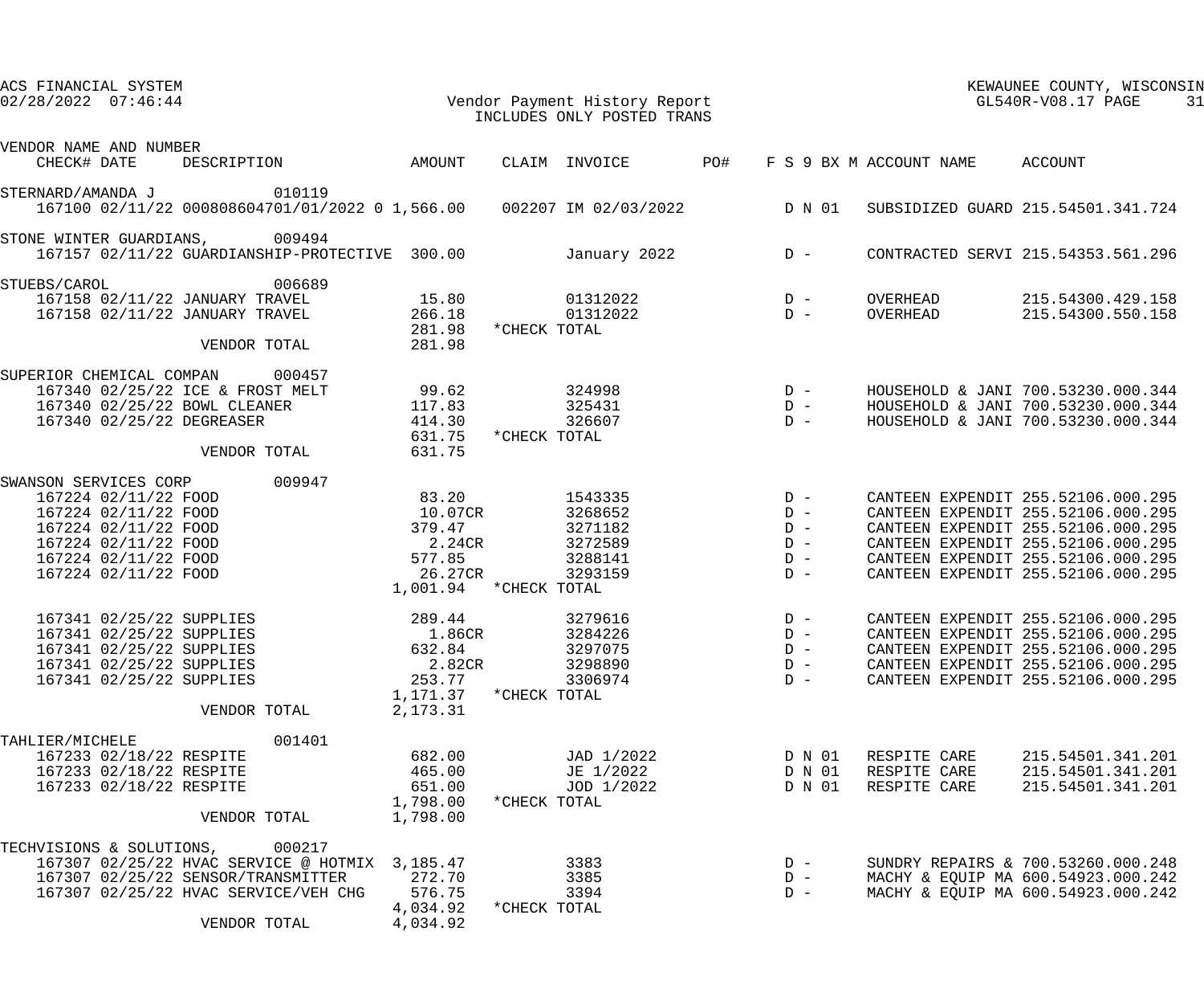ACS FINANCIAL SYSTEM
02/28/2022 07:46:44

KEWAUNEE COUNTY, WISCONSIN
GL540R-V08.17 PAGE 31

Vendor Payment History Report
INCLUDES ONLY POSTED TRANS

| VENDOR NAME AND NUMBER / CHECK# | DATE | DESCRIPTION | AMOUNT | CLAIM | INVOICE | PO# | F S 9 BX M | ACCOUNT NAME | ACCOUNT |
|---|---|---|---|---|---|---|---|---|---|
| STERNARD/AMANDA J 010119 | | | | | | | | | |
| 167100 | 02/11/22 | 000808604701/01/2022 0 | 1,566.00 | 002207 | IM 02/03/2022 | | D N 01 | SUBSIDIZED GUARD | 215.54501.341.724 |
| STONE WINTER GUARDIANS, 009494 | | | | | | | | | |
| 167157 | 02/11/22 | GUARDIANSHIP-PROTECTIVE | 300.00 | | January 2022 | | D - | CONTRACTED SERVI | 215.54353.561.296 |
| STUEBS/CAROL 006689 | | | | | | | | | |
| 167158 | 02/11/22 | JANUARY TRAVEL | 15.80 | | 01312022 | | D - | OVERHEAD | 215.54300.429.158 |
| 167158 | 02/11/22 | JANUARY TRAVEL | 266.18 | | 01312022 | | D - | OVERHEAD | 215.54300.550.158 |
| | | | 281.98 | *CHECK TOTAL | | | | | |
| | | VENDOR TOTAL | 281.98 | | | | | | |
| SUPERIOR CHEMICAL COMPAN 000457 | | | | | | | | | |
| 167340 | 02/25/22 | ICE & FROST MELT | 99.62 | | 324998 | | D - | HOUSEHOLD & JANI | 700.53230.000.344 |
| 167340 | 02/25/22 | BOWL CLEANER | 117.83 | | 325431 | | D - | HOUSEHOLD & JANI | 700.53230.000.344 |
| 167340 | 02/25/22 | DEGREASER | 414.30 | | 326607 | | D - | HOUSEHOLD & JANI | 700.53230.000.344 |
| | | | 631.75 | *CHECK TOTAL | | | | | |
| | | VENDOR TOTAL | 631.75 | | | | | | |
| SWANSON SERVICES CORP 009947 | | | | | | | | | |
| 167224 | 02/11/22 | FOOD | 83.20 | | 1543335 | | D - | CANTEEN EXPENDIT | 255.52106.000.295 |
| 167224 | 02/11/22 | FOOD | 10.07CR | | 3268652 | | D - | CANTEEN EXPENDIT | 255.52106.000.295 |
| 167224 | 02/11/22 | FOOD | 379.47 | | 3271182 | | D - | CANTEEN EXPENDIT | 255.52106.000.295 |
| 167224 | 02/11/22 | FOOD | 2.24CR | | 3272589 | | D - | CANTEEN EXPENDIT | 255.52106.000.295 |
| 167224 | 02/11/22 | FOOD | 577.85 | | 3288141 | | D - | CANTEEN EXPENDIT | 255.52106.000.295 |
| 167224 | 02/11/22 | FOOD | 26.27CR | | 3293159 | | D - | CANTEEN EXPENDIT | 255.52106.000.295 |
| | | | 1,001.94 | *CHECK TOTAL | | | | | |
| 167341 | 02/25/22 | SUPPLIES | 289.44 | | 3279616 | | D - | CANTEEN EXPENDIT | 255.52106.000.295 |
| 167341 | 02/25/22 | SUPPLIES | 1.86CR | | 3284226 | | D - | CANTEEN EXPENDIT | 255.52106.000.295 |
| 167341 | 02/25/22 | SUPPLIES | 632.84 | | 3297075 | | D - | CANTEEN EXPENDIT | 255.52106.000.295 |
| 167341 | 02/25/22 | SUPPLIES | 2.82CR | | 3298890 | | D - | CANTEEN EXPENDIT | 255.52106.000.295 |
| 167341 | 02/25/22 | SUPPLIES | 253.77 | | 3306974 | | D - | CANTEEN EXPENDIT | 255.52106.000.295 |
| | | | 1,171.37 | *CHECK TOTAL | | | | | |
| | | VENDOR TOTAL | 2,173.31 | | | | | | |
| TAHLIER/MICHELE 001401 | | | | | | | | | |
| 167233 | 02/18/22 | RESPITE | 682.00 | | JAD 1/2022 | | D N 01 | RESPITE CARE | 215.54501.341.201 |
| 167233 | 02/18/22 | RESPITE | 465.00 | | JE 1/2022 | | D N 01 | RESPITE CARE | 215.54501.341.201 |
| 167233 | 02/18/22 | RESPITE | 651.00 | | JOD 1/2022 | | D N 01 | RESPITE CARE | 215.54501.341.201 |
| | | | 1,798.00 | *CHECK TOTAL | | | | | |
| | | VENDOR TOTAL | 1,798.00 | | | | | | |
| TECHVISIONS & SOLUTIONS, 000217 | | | | | | | | | |
| 167307 | 02/25/22 | HVAC SERVICE @ HOTMIX | 3,185.47 | | 3383 | | D - | SUNDRY REPAIRS & | 700.53260.000.248 |
| 167307 | 02/25/22 | SENSOR/TRANSMITTER | 272.70 | | 3385 | | D - | MACHY & EQUIP MA | 600.54923.000.242 |
| 167307 | 02/25/22 | HVAC SERVICE/VEH CHG | 576.75 | | 3394 | | D - | MACHY & EQUIP MA | 600.54923.000.242 |
| | | | 4,034.92 | *CHECK TOTAL | | | | | |
| | | VENDOR TOTAL | 4,034.92 | | | | | | |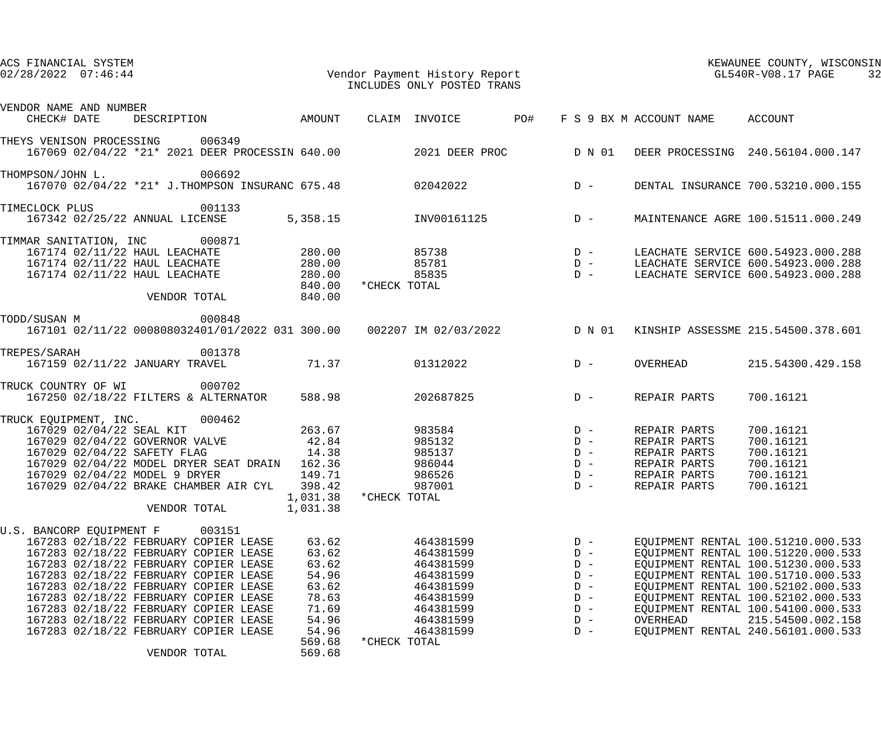ACS FINANCIAL SYSTEM
02/28/2022 07:46:44

# Vendor Payment History Report
INCLUDES ONLY POSTED TRANS

KEWAUNEE COUNTY, WISCONSIN
GL540R-V08.17

| VENDOR NAME AND NUMBER / CHECK# | DATE | DESCRIPTION | AMOUNT | CLAIM | INVOICE | PO# | F S 9 BX M | ACCOUNT NAME | ACCOUNT |
|---|---|---|---|---|---|---|---|---|---|
| THEYS VENISON PROCESSING 006349 | | | | | | | | | |
| 167069 | 02/04/22 | *21* 2021 DEER PROCESSIN | 640.00 | | 2021 DEER PROC | | D N 01 | DEER PROCESSING | 240.56104.000.147 |
| THOMPSON/JOHN L. 006692 | | | | | | | | | |
| 167070 | 02/04/22 | *21* J.THOMPSON INSURANC | 675.48 | | 02042022 | | D - | DENTAL INSURANCE | 700.53210.000.155 |
| TIMECLOCK PLUS 001133 | | | | | | | | | |
| 167342 | 02/25/22 | ANNUAL LICENSE | 5,358.15 | | INV00161125 | | D - | MAINTENANCE AGRE | 100.51511.000.249 |
| TIMMAR SANITATION, INC 000871 | | | | | | | | | |
| 167174 | 02/11/22 | HAUL LEACHATE | 280.00 | | 85738 | | D - | LEACHATE SERVICE | 600.54923.000.288 |
| 167174 | 02/11/22 | HAUL LEACHATE | 280.00 | | 85781 | | D - | LEACHATE SERVICE | 600.54923.000.288 |
| 167174 | 02/11/22 | HAUL LEACHATE | 280.00 | | 85835 | | D - | LEACHATE SERVICE | 600.54923.000.288 |
| | | | 840.00 | *CHECK TOTAL | | | | | |
| | | VENDOR TOTAL | 840.00 | | | | | | |
| TODD/SUSAN M 000848 | | | | | | | | | |
| 167101 | 02/11/22 | 000808032401/01/2022 031 | 300.00 | 002207 | IM 02/03/2022 | | D N 01 | KINSHIP ASSESSME | 215.54500.378.601 |
| TREPES/SARAH 001378 | | | | | | | | | |
| 167159 | 02/11/22 | JANUARY TRAVEL | 71.37 | | 01312022 | | D - | OVERHEAD | 215.54300.429.158 |
| TRUCK COUNTRY OF WI 000702 | | | | | | | | | |
| 167250 | 02/18/22 | FILTERS & ALTERNATOR | 588.98 | | 202687825 | | D - | REPAIR PARTS | 700.16121 |
| TRUCK EQUIPMENT, INC. 000462 | | | | | | | | | |
| 167029 | 02/04/22 | SEAL KIT | 263.67 | | 983584 | | D - | REPAIR PARTS | 700.16121 |
| 167029 | 02/04/22 | GOVERNOR VALVE | 42.84 | | 985132 | | D - | REPAIR PARTS | 700.16121 |
| 167029 | 02/04/22 | SAFETY FLAG | 14.38 | | 985137 | | D - | REPAIR PARTS | 700.16121 |
| 167029 | 02/04/22 | MODEL DRYER SEAT DRAIN | 162.36 | | 986044 | | D - | REPAIR PARTS | 700.16121 |
| 167029 | 02/04/22 | MODEL 9 DRYER | 149.71 | | 986526 | | D - | REPAIR PARTS | 700.16121 |
| 167029 | 02/04/22 | BRAKE CHAMBER AIR CYL | 398.42 | | 987001 | | D - | REPAIR PARTS | 700.16121 |
| | | | 1,031.38 | *CHECK TOTAL | | | | | |
| | | VENDOR TOTAL | 1,031.38 | | | | | | |
| U.S. BANCORP EQUIPMENT F 003151 | | | | | | | | | |
| 167283 | 02/18/22 | FEBRUARY COPIER LEASE | 63.62 | | 464381599 | | D - | EQUIPMENT RENTAL | 100.51210.000.533 |
| 167283 | 02/18/22 | FEBRUARY COPIER LEASE | 63.62 | | 464381599 | | D - | EQUIPMENT RENTAL | 100.51220.000.533 |
| 167283 | 02/18/22 | FEBRUARY COPIER LEASE | 63.62 | | 464381599 | | D - | EQUIPMENT RENTAL | 100.51230.000.533 |
| 167283 | 02/18/22 | FEBRUARY COPIER LEASE | 54.96 | | 464381599 | | D - | EQUIPMENT RENTAL | 100.51710.000.533 |
| 167283 | 02/18/22 | FEBRUARY COPIER LEASE | 63.62 | | 464381599 | | D - | EQUIPMENT RENTAL | 100.52102.000.533 |
| 167283 | 02/18/22 | FEBRUARY COPIER LEASE | 78.63 | | 464381599 | | D - | EQUIPMENT RENTAL | 100.52102.000.533 |
| 167283 | 02/18/22 | FEBRUARY COPIER LEASE | 71.69 | | 464381599 | | D - | EQUIPMENT RENTAL | 100.54100.000.533 |
| 167283 | 02/18/22 | FEBRUARY COPIER LEASE | 54.96 | | 464381599 | | D - | OVERHEAD | 215.54500.002.158 |
| 167283 | 02/18/22 | FEBRUARY COPIER LEASE | 54.96 | | 464381599 | | D - | EQUIPMENT RENTAL | 240.56101.000.533 |
| | | | 569.68 | *CHECK TOTAL | | | | | |
| | | VENDOR TOTAL | 569.68 | | | | | | |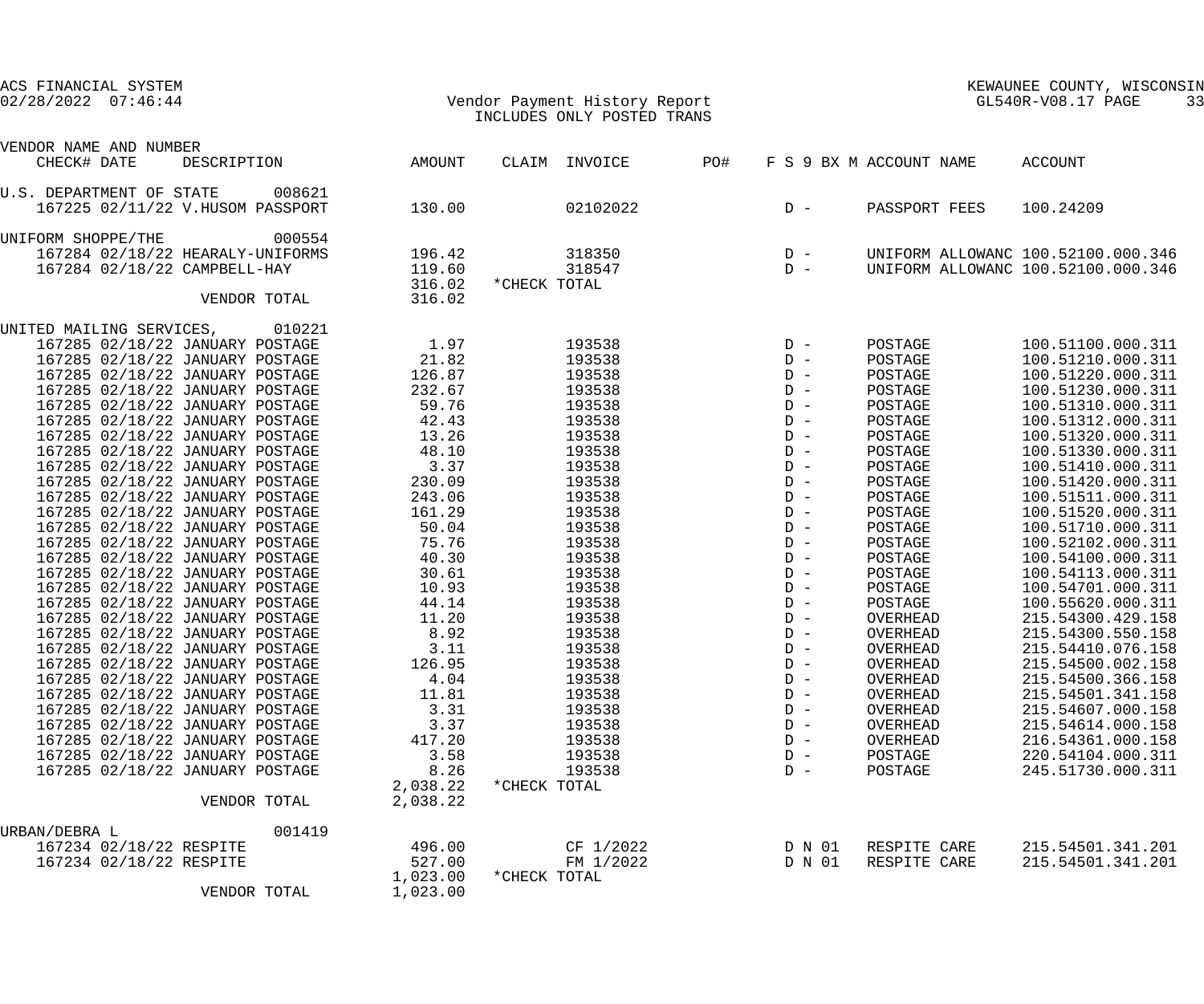ACS FINANCIAL SYSTEM
02/28/2022 07:46:44

Vendor Payment History Report
INCLUDES ONLY POSTED TRANS

KEWAUNEE COUNTY, WISCONSIN
GL540R-V08.17 PAGE 33

| VENDOR NAME AND NUMBER CHECK# DATE | DESCRIPTION | AMOUNT | CLAIM | INVOICE | PO# | F S 9 BX M | ACCOUNT NAME | ACCOUNT |
|---|---|---|---|---|---|---|---|---|
| U.S. DEPARTMENT OF STATE 008621 | | | | | | | | |
| 167225 02/11/22 | V.HUSOM PASSPORT | 130.00 | | 02102022 | | D - | PASSPORT FEES | 100.24209 |
| UNIFORM SHOPPE/THE 000554 | | | | | | | | |
| 167284 02/18/22 | HEARALY-UNIFORMS | 196.42 | | 318350 | | D - | UNIFORM ALLOWANC | 100.52100.000.346 |
| 167284 02/18/22 | CAMPBELL-HAY | 119.60 | | 318547 | | D - | UNIFORM ALLOWANC | 100.52100.000.346 |
| | | 316.02 | *CHECK TOTAL | | | | | |
| | VENDOR TOTAL | 316.02 | | | | | | |
| UNITED MAILING SERVICES, 010221 | | | | | | | | |
| 167285 02/18/22 | JANUARY POSTAGE | 1.97 | | 193538 | | D - | POSTAGE | 100.51100.000.311 |
| 167285 02/18/22 | JANUARY POSTAGE | 21.82 | | 193538 | | D - | POSTAGE | 100.51210.000.311 |
| 167285 02/18/22 | JANUARY POSTAGE | 126.87 | | 193538 | | D - | POSTAGE | 100.51220.000.311 |
| 167285 02/18/22 | JANUARY POSTAGE | 232.67 | | 193538 | | D - | POSTAGE | 100.51230.000.311 |
| 167285 02/18/22 | JANUARY POSTAGE | 59.76 | | 193538 | | D - | POSTAGE | 100.51310.000.311 |
| 167285 02/18/22 | JANUARY POSTAGE | 42.43 | | 193538 | | D - | POSTAGE | 100.51312.000.311 |
| 167285 02/18/22 | JANUARY POSTAGE | 13.26 | | 193538 | | D - | POSTAGE | 100.51320.000.311 |
| 167285 02/18/22 | JANUARY POSTAGE | 48.10 | | 193538 | | D - | POSTAGE | 100.51330.000.311 |
| 167285 02/18/22 | JANUARY POSTAGE | 3.37 | | 193538 | | D - | POSTAGE | 100.51410.000.311 |
| 167285 02/18/22 | JANUARY POSTAGE | 230.09 | | 193538 | | D - | POSTAGE | 100.51420.000.311 |
| 167285 02/18/22 | JANUARY POSTAGE | 243.06 | | 193538 | | D - | POSTAGE | 100.51511.000.311 |
| 167285 02/18/22 | JANUARY POSTAGE | 161.29 | | 193538 | | D - | POSTAGE | 100.51520.000.311 |
| 167285 02/18/22 | JANUARY POSTAGE | 50.04 | | 193538 | | D - | POSTAGE | 100.51710.000.311 |
| 167285 02/18/22 | JANUARY POSTAGE | 75.76 | | 193538 | | D - | POSTAGE | 100.52102.000.311 |
| 167285 02/18/22 | JANUARY POSTAGE | 40.30 | | 193538 | | D - | POSTAGE | 100.54100.000.311 |
| 167285 02/18/22 | JANUARY POSTAGE | 30.61 | | 193538 | | D - | POSTAGE | 100.54113.000.311 |
| 167285 02/18/22 | JANUARY POSTAGE | 10.93 | | 193538 | | D - | POSTAGE | 100.54701.000.311 |
| 167285 02/18/22 | JANUARY POSTAGE | 44.14 | | 193538 | | D - | POSTAGE | 100.55620.000.311 |
| 167285 02/18/22 | JANUARY POSTAGE | 11.20 | | 193538 | | D - | OVERHEAD | 215.54300.429.158 |
| 167285 02/18/22 | JANUARY POSTAGE | 8.92 | | 193538 | | D - | OVERHEAD | 215.54300.550.158 |
| 167285 02/18/22 | JANUARY POSTAGE | 3.11 | | 193538 | | D - | OVERHEAD | 215.54410.076.158 |
| 167285 02/18/22 | JANUARY POSTAGE | 126.95 | | 193538 | | D - | OVERHEAD | 215.54500.002.158 |
| 167285 02/18/22 | JANUARY POSTAGE | 4.04 | | 193538 | | D - | OVERHEAD | 215.54500.366.158 |
| 167285 02/18/22 | JANUARY POSTAGE | 11.81 | | 193538 | | D - | OVERHEAD | 215.54501.341.158 |
| 167285 02/18/22 | JANUARY POSTAGE | 3.31 | | 193538 | | D - | OVERHEAD | 215.54607.000.158 |
| 167285 02/18/22 | JANUARY POSTAGE | 3.37 | | 193538 | | D - | OVERHEAD | 215.54614.000.158 |
| 167285 02/18/22 | JANUARY POSTAGE | 417.20 | | 193538 | | D - | OVERHEAD | 216.54361.000.158 |
| 167285 02/18/22 | JANUARY POSTAGE | 3.58 | | 193538 | | D - | POSTAGE | 220.54104.000.311 |
| 167285 02/18/22 | JANUARY POSTAGE | 8.26 | | 193538 | | D - | POSTAGE | 245.51730.000.311 |
| | | 2,038.22 | *CHECK TOTAL | | | | | |
| | VENDOR TOTAL | 2,038.22 | | | | | | |
| URBAN/DEBRA L 001419 | | | | | | | | |
| 167234 02/18/22 | RESPITE | 496.00 | | CF 1/2022 | | D N 01 | RESPITE CARE | 215.54501.341.201 |
| 167234 02/18/22 | RESPITE | 527.00 | | FM 1/2022 | | D N 01 | RESPITE CARE | 215.54501.341.201 |
| | | 1,023.00 | *CHECK TOTAL | | | | | |
| | VENDOR TOTAL | 1,023.00 | | | | | | |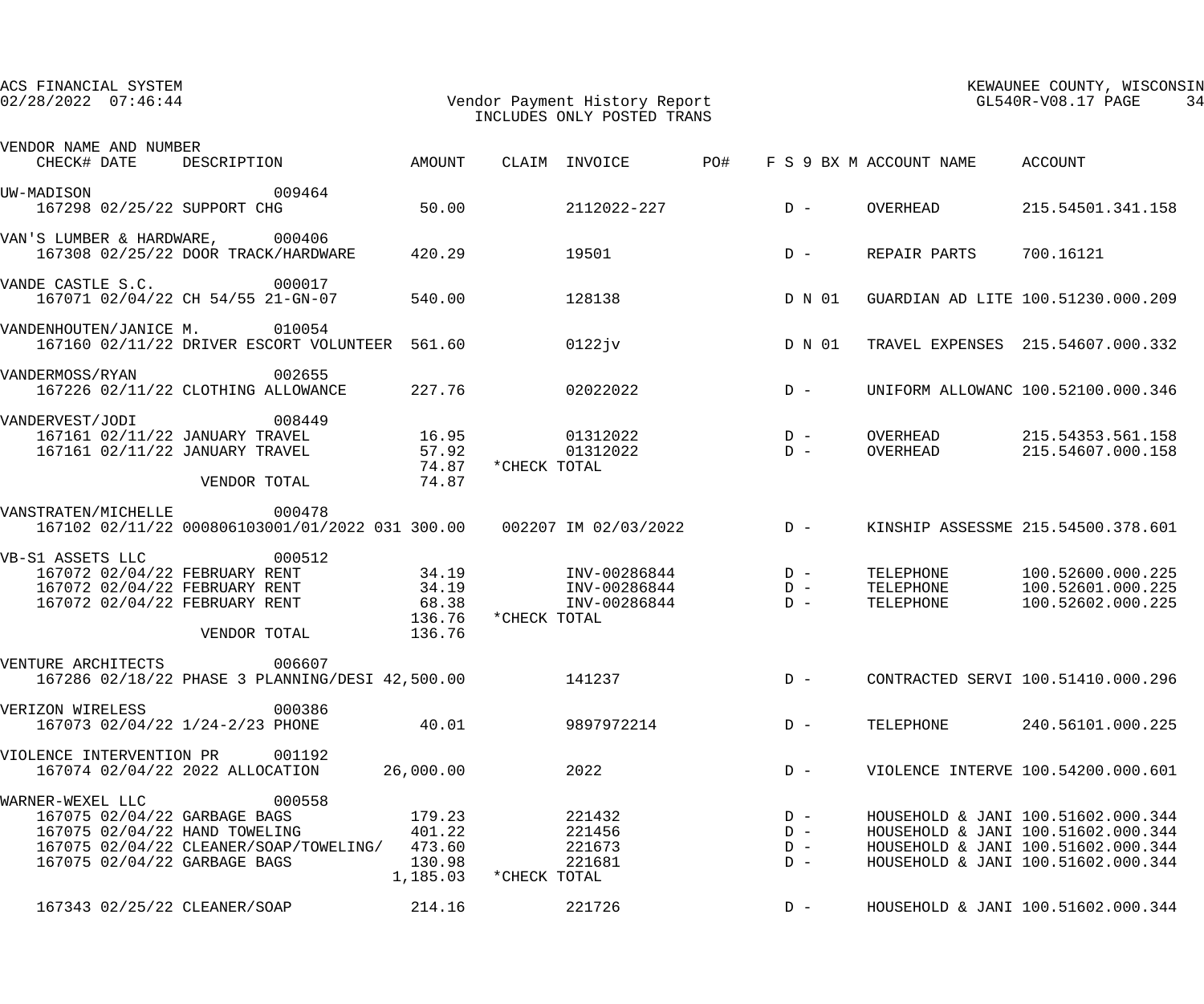ACS FINANCIAL SYSTEM
02/28/2022 07:46:44

Vendor Payment History Report
INCLUDES ONLY POSTED TRANS

KEWAUNEE COUNTY, WISCONSIN
GL540R-V08.17 PAGE 34

| VENDOR NAME AND NUMBER / CHECK# DATE | DESCRIPTION | AMOUNT | CLAIM | INVOICE | PO# | F S 9 BX M | ACCOUNT NAME | ACCOUNT |
|---|---|---|---|---|---|---|---|---|
| UW-MADISON 009464 | | | | | | | | |
| 167298 02/25/22 | SUPPORT CHG | 50.00 | | 2112022-227 | | D - | OVERHEAD | 215.54501.341.158 |
| VAN'S LUMBER & HARDWARE, 000406 | | | | | | | | |
| 167308 02/25/22 | DOOR TRACK/HARDWARE | 420.29 | | 19501 | | D - | REPAIR PARTS | 700.16121 |
| VANDE CASTLE S.C. 000017 | | | | | | | | |
| 167071 02/04/22 | CH 54/55 21-GN-07 | 540.00 | | 128138 | | D N 01 | GUARDIAN AD LITE | 100.51230.000.209 |
| VANDENHOUTEN/JANICE M. 010054 | | | | | | | | |
| 167160 02/11/22 | DRIVER ESCORT VOLUNTEER | 561.60 | | 0122jv | | D N 01 | TRAVEL EXPENSES | 215.54607.000.332 |
| VANDERMOSS/RYAN 002655 | | | | | | | | |
| 167226 02/11/22 | CLOTHING ALLOWANCE | 227.76 | | 02022022 | | D - | UNIFORM ALLOWANC | 100.52100.000.346 |
| VANDERVEST/JODI 008449 | | | | | | | | |
| 167161 02/11/22 | JANUARY TRAVEL | 16.95 | | 01312022 | | D - | OVERHEAD | 215.54353.561.158 |
| 167161 02/11/22 | JANUARY TRAVEL | 57.92 | | 01312022 | | D - | OVERHEAD | 215.54607.000.158 |
| | | 74.87 | *CHECK TOTAL | | | | | |
| | VENDOR TOTAL | 74.87 | | | | | | |
| VANSTRATEN/MICHELLE 000478 | | | | | | | | |
| 167102 02/11/22 | 000806103001/01/2022 031 | 300.00 | 002207 | IM 02/03/2022 | | D - | KINSHIP ASSESSME | 215.54500.378.601 |
| VB-S1 ASSETS LLC 000512 | | | | | | | | |
| 167072 02/04/22 | FEBRUARY RENT | 34.19 | | INV-00286844 | | D - | TELEPHONE | 100.52600.000.225 |
| 167072 02/04/22 | FEBRUARY RENT | 34.19 | | INV-00286844 | | D - | TELEPHONE | 100.52601.000.225 |
| 167072 02/04/22 | FEBRUARY RENT | 68.38 | | INV-00286844 | | D - | TELEPHONE | 100.52602.000.225 |
| | | 136.76 | *CHECK TOTAL | | | | | |
| | VENDOR TOTAL | 136.76 | | | | | | |
| VENTURE ARCHITECTS 006607 | | | | | | | | |
| 167286 02/18/22 | PHASE 3 PLANNING/DESI | 42,500.00 | | 141237 | | D - | CONTRACTED SERVI | 100.51410.000.296 |
| VERIZON WIRELESS 000386 | | | | | | | | |
| 167073 02/04/22 | 1/24-2/23 PHONE | 40.01 | | 9897972214 | | D - | TELEPHONE | 240.56101.000.225 |
| VIOLENCE INTERVENTION PR 001192 | | | | | | | | |
| 167074 02/04/22 | 2022 ALLOCATION | 26,000.00 | | 2022 | | D - | VIOLENCE INTERVE | 100.54200.000.601 |
| WARNER-WEXEL LLC 000558 | | | | | | | | |
| 167075 02/04/22 | GARBAGE BAGS | 179.23 | | 221432 | | D - | HOUSEHOLD & JANI | 100.51602.000.344 |
| 167075 02/04/22 | HAND TOWELING | 401.22 | | 221456 | | D - | HOUSEHOLD & JANI | 100.51602.000.344 |
| 167075 02/04/22 | CLEANER/SOAP/TOWELING/ | 473.60 | | 221673 | | D - | HOUSEHOLD & JANI | 100.51602.000.344 |
| 167075 02/04/22 | GARBAGE BAGS | 130.98 | | 221681 | | D - | HOUSEHOLD & JANI | 100.51602.000.344 |
| | | 1,185.03 | *CHECK TOTAL | | | | | |
| 167343 02/25/22 | CLEANER/SOAP | 214.16 | | 221726 | | D - | HOUSEHOLD & JANI | 100.51602.000.344 |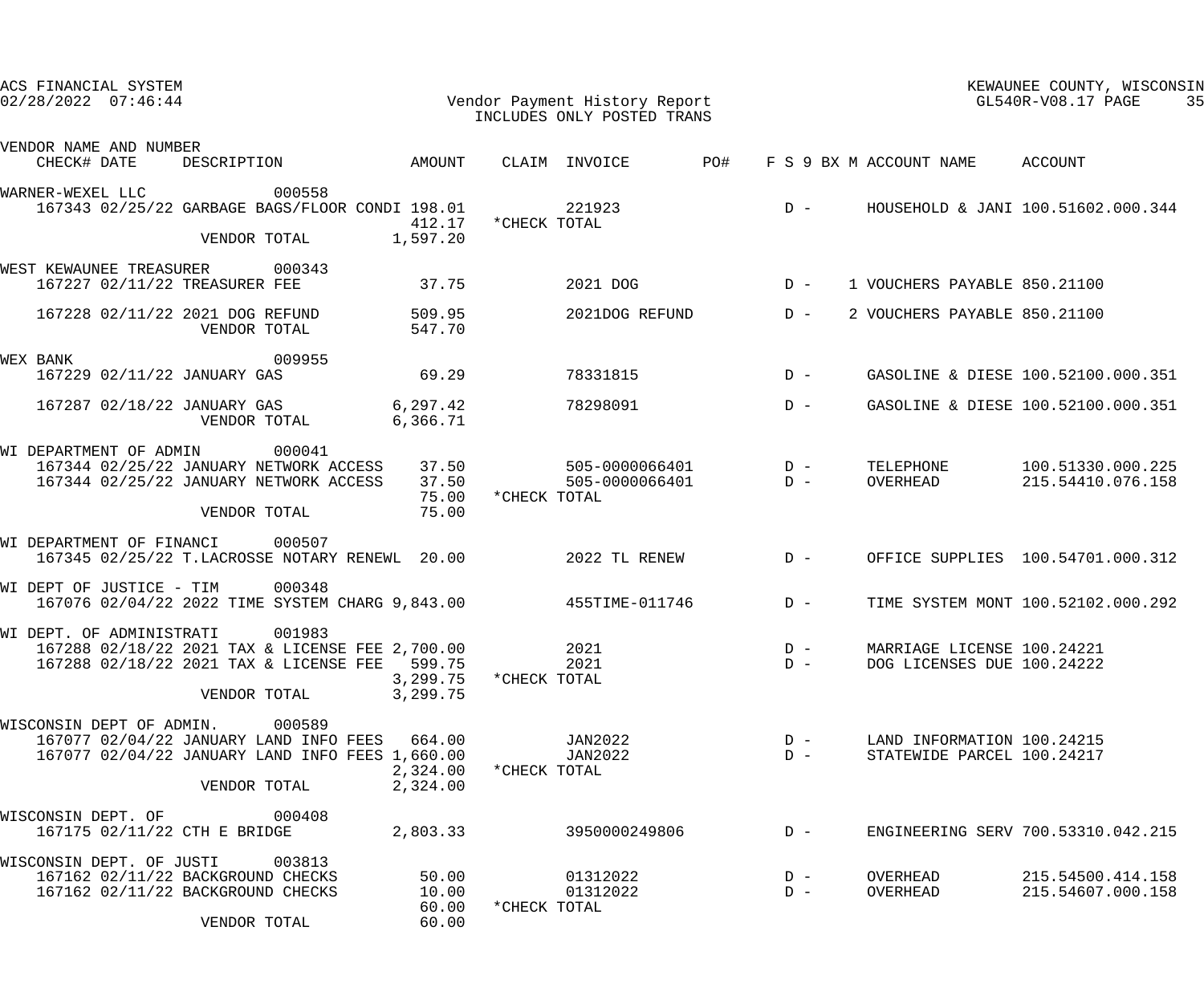ACS FINANCIAL SYSTEM
02/28/2022 07:46:44

# Vendor Payment History Report
INCLUDES ONLY POSTED TRANS

KEWAUNEE COUNTY, WISCONSIN
GL540R-V08.17 PAGE 35

| VENDOR NAME AND NUMBER | | | | | | | | | | | |
|---|---|---|---|---|---|---|---|---|---|---|---|
| CHECK# | DATE | DESCRIPTION | AMOUNT | CLAIM | INVOICE | PO# | F S 9 | BX | M | ACCOUNT NAME | ACCOUNT |
| WARNER-WEXEL LLC 000558 | | | | | | | | | | | |
| 167343 | 02/25/22 | GARBAGE BAGS/FLOOR CONDI | 198.01 | | 221923 | | D - | | | HOUSEHOLD & JANI | 100.51602.000.344 |
| | | | 412.17 | *CHECK TOTAL | | | | | | | |
| | | VENDOR TOTAL | 1,597.20 | | | | | | | | |
| WEST KEWAUNEE TREASURER 000343 | | | | | | | | | | | |
| 167227 | 02/11/22 | TREASURER FEE | 37.75 | | 2021 DOG | | D - | 1 | | VOUCHERS PAYABLE | 850.21100 |
| 167228 | 02/11/22 | 2021 DOG REFUND | 509.95 | | 2021DOG REFUND | | D - | 2 | | VOUCHERS PAYABLE | 850.21100 |
| | | VENDOR TOTAL | 547.70 | | | | | | | | |
| WEX BANK 009955 | | | | | | | | | | | |
| 167229 | 02/11/22 | JANUARY GAS | 69.29 | | 78331815 | | D - | | | GASOLINE & DIESE | 100.52100.000.351 |
| 167287 | 02/18/22 | JANUARY GAS | 6,297.42 | | 78298091 | | D - | | | GASOLINE & DIESE | 100.52100.000.351 |
| | | VENDOR TOTAL | 6,366.71 | | | | | | | | |
| WI DEPARTMENT OF ADMIN 000041 | | | | | | | | | | | |
| 167344 | 02/25/22 | JANUARY NETWORK ACCESS | 37.50 | | 505-0000066401 | | D - | | | TELEPHONE | 100.51330.000.225 |
| 167344 | 02/25/22 | JANUARY NETWORK ACCESS | 37.50 | | 505-0000066401 | | D - | | | OVERHEAD | 215.54410.076.158 |
| | | | 75.00 | *CHECK TOTAL | | | | | | | |
| | | VENDOR TOTAL | 75.00 | | | | | | | | |
| WI DEPARTMENT OF FINANCI 000507 | | | | | | | | | | | |
| 167345 | 02/25/22 | T.LACROSSE NOTARY RENEWL | 20.00 | | 2022 TL RENEW | | D - | | | OFFICE SUPPLIES | 100.54701.000.312 |
| WI DEPT OF JUSTICE - TIM 000348 | | | | | | | | | | | |
| 167076 | 02/04/22 | 2022 TIME SYSTEM CHARG | 9,843.00 | | 455TIME-011746 | | D - | | | TIME SYSTEM MONT | 100.52102.000.292 |
| WI DEPT. OF ADMINISTRATI 001983 | | | | | | | | | | | |
| 167288 | 02/18/22 | 2021 TAX & LICENSE FEE | 2,700.00 | | 2021 | | D - | | | MARRIAGE LICENSE | 100.24221 |
| 167288 | 02/18/22 | 2021 TAX & LICENSE FEE | 599.75 | | 2021 | | D - | | | DOG LICENSES DUE | 100.24222 |
| | | | 3,299.75 | *CHECK TOTAL | | | | | | | |
| | | VENDOR TOTAL | 3,299.75 | | | | | | | | |
| WISCONSIN DEPT OF ADMIN. 000589 | | | | | | | | | | | |
| 167077 | 02/04/22 | JANUARY LAND INFO FEES | 664.00 | | JAN2022 | | D - | | | LAND INFORMATION | 100.24215 |
| 167077 | 02/04/22 | JANUARY LAND INFO FEES | 1,660.00 | | JAN2022 | | D - | | | STATEWIDE PARCEL | 100.24217 |
| | | | 2,324.00 | *CHECK TOTAL | | | | | | | |
| | | VENDOR TOTAL | 2,324.00 | | | | | | | | |
| WISCONSIN DEPT. OF 000408 | | | | | | | | | | | |
| 167175 | 02/11/22 | CTH E BRIDGE | 2,803.33 | | 3950000249806 | | D - | | | ENGINEERING SERV | 700.53310.042.215 |
| WISCONSIN DEPT. OF JUSTI 003813 | | | | | | | | | | | |
| 167162 | 02/11/22 | BACKGROUND CHECKS | 50.00 | | 01312022 | | D - | | | OVERHEAD | 215.54500.414.158 |
| 167162 | 02/11/22 | BACKGROUND CHECKS | 10.00 | | 01312022 | | D - | | | OVERHEAD | 215.54607.000.158 |
| | | | 60.00 | *CHECK TOTAL | | | | | | | |
| | | VENDOR TOTAL | 60.00 | | | | | | | | |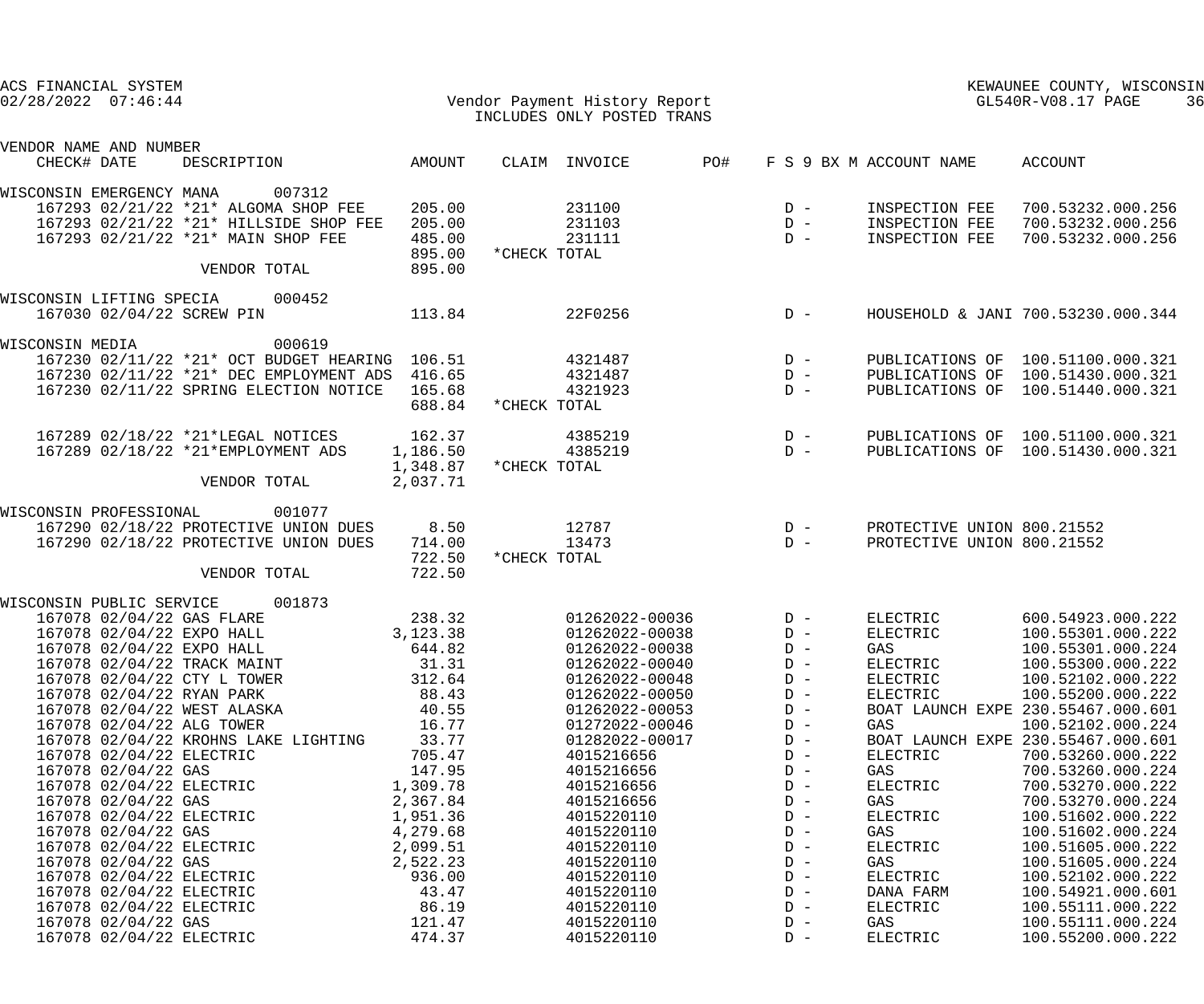ACS FINANCIAL SYSTEM
02/28/2022 07:46:44

Vendor Payment History Report
INCLUDES ONLY POSTED TRANS

KEWAUNEE COUNTY, WISCONSIN
GL540R-V08.17

| VENDOR NAME AND NUMBER / CHECK# | DATE | DESCRIPTION | AMOUNT | CLAIM | INVOICE | PO# | F S 9 BX M | ACCOUNT NAME | ACCOUNT |
|---|---|---|---|---|---|---|---|---|---|
| WISCONSIN EMERGENCY MANA 007312 | | | | | | | | | |
| 167293 | 02/21/22 | *21* ALGOMA SHOP FEE | 205.00 | | 231100 | | D - | INSPECTION FEE | 700.53232.000.256 |
| 167293 | 02/21/22 | *21* HILLSIDE SHOP FEE | 205.00 | | 231103 | | D - | INSPECTION FEE | 700.53232.000.256 |
| 167293 | 02/21/22 | *21* MAIN SHOP FEE | 485.00 | | 231111 | | D - | INSPECTION FEE | 700.53232.000.256 |
| | | | 895.00 | *CHECK TOTAL | | | | | |
| | | VENDOR TOTAL | 895.00 | | | | | | |
| WISCONSIN LIFTING SPECIA 000452 | | | | | | | | | |
| 167030 | 02/04/22 | SCREW PIN | 113.84 | | 22F0256 | | D - | HOUSEHOLD & JANI | 700.53230.000.344 |
| WISCONSIN MEDIA 000619 | | | | | | | | | |
| 167230 | 02/11/22 | *21* OCT BUDGET HEARING | 106.51 | | 4321487 | | D - | PUBLICATIONS OF | 100.51100.000.321 |
| 167230 | 02/11/22 | *21* DEC EMPLOYMENT ADS | 416.65 | | 4321487 | | D - | PUBLICATIONS OF | 100.51430.000.321 |
| 167230 | 02/11/22 | SPRING ELECTION NOTICE | 165.68 | | 4321923 | | D - | PUBLICATIONS OF | 100.51440.000.321 |
| | | | 688.84 | *CHECK TOTAL | | | | | |
| 167289 | 02/18/22 | *21*LEGAL NOTICES | 162.37 | | 4385219 | | D - | PUBLICATIONS OF | 100.51100.000.321 |
| 167289 | 02/18/22 | *21*EMPLOYMENT ADS | 1,186.50 | | 4385219 | | D - | PUBLICATIONS OF | 100.51430.000.321 |
| | | | 1,348.87 | *CHECK TOTAL | | | | | |
| | | VENDOR TOTAL | 2,037.71 | | | | | | |
| WISCONSIN PROFESSIONAL 001077 | | | | | | | | | |
| 167290 | 02/18/22 | PROTECTIVE UNION DUES | 8.50 | | 12787 | | D - | PROTECTIVE UNION | 800.21552 |
| 167290 | 02/18/22 | PROTECTIVE UNION DUES | 714.00 | | 13473 | | D - | PROTECTIVE UNION | 800.21552 |
| | | | 722.50 | *CHECK TOTAL | | | | | |
| | | VENDOR TOTAL | 722.50 | | | | | | |
| WISCONSIN PUBLIC SERVICE 001873 | | | | | | | | | |
| 167078 | 02/04/22 | GAS FLARE | 238.32 | | 01262022-00036 | | D - | ELECTRIC | 600.54923.000.222 |
| 167078 | 02/04/22 | EXPO HALL | 3,123.38 | | 01262022-00038 | | D - | ELECTRIC | 100.55301.000.222 |
| 167078 | 02/04/22 | EXPO HALL | 644.82 | | 01262022-00038 | | D - | GAS | 100.55301.000.224 |
| 167078 | 02/04/22 | TRACK MAINT | 31.31 | | 01262022-00040 | | D - | ELECTRIC | 100.55300.000.222 |
| 167078 | 02/04/22 | CTY L TOWER | 312.64 | | 01262022-00048 | | D - | ELECTRIC | 100.52102.000.222 |
| 167078 | 02/04/22 | RYAN PARK | 88.43 | | 01262022-00050 | | D - | ELECTRIC | 100.55200.000.222 |
| 167078 | 02/04/22 | WEST ALASKA | 40.55 | | 01262022-00053 | | D - | BOAT LAUNCH EXPE | 230.55467.000.601 |
| 167078 | 02/04/22 | ALG TOWER | 16.77 | | 01272022-00046 | | D - | GAS | 100.52102.000.224 |
| 167078 | 02/04/22 | KROHNS LAKE LIGHTING | 33.77 | | 01282022-00017 | | D - | BOAT LAUNCH EXPE | 230.55467.000.601 |
| 167078 | 02/04/22 | ELECTRIC | 705.47 | | 4015216656 | | D - | ELECTRIC | 700.53260.000.222 |
| 167078 | 02/04/22 | GAS | 147.95 | | 4015216656 | | D - | GAS | 700.53260.000.224 |
| 167078 | 02/04/22 | ELECTRIC | 1,309.78 | | 4015216656 | | D - | ELECTRIC | 700.53270.000.222 |
| 167078 | 02/04/22 | GAS | 2,367.84 | | 4015216656 | | D - | GAS | 700.53270.000.224 |
| 167078 | 02/04/22 | ELECTRIC | 1,951.36 | | 4015220110 | | D - | ELECTRIC | 100.51602.000.222 |
| 167078 | 02/04/22 | GAS | 4,279.68 | | 4015220110 | | D - | GAS | 100.51602.000.224 |
| 167078 | 02/04/22 | ELECTRIC | 2,099.51 | | 4015220110 | | D - | ELECTRIC | 100.51605.000.222 |
| 167078 | 02/04/22 | GAS | 2,522.23 | | 4015220110 | | D - | GAS | 100.51605.000.224 |
| 167078 | 02/04/22 | ELECTRIC | 936.00 | | 4015220110 | | D - | ELECTRIC | 100.52102.000.222 |
| 167078 | 02/04/22 | ELECTRIC | 43.47 | | 4015220110 | | D - | DANA FARM | 100.54921.000.601 |
| 167078 | 02/04/22 | ELECTRIC | 86.19 | | 4015220110 | | D - | ELECTRIC | 100.55111.000.222 |
| 167078 | 02/04/22 | GAS | 121.47 | | 4015220110 | | D - | GAS | 100.55111.000.224 |
| 167078 | 02/04/22 | ELECTRIC | 474.37 | | 4015220110 | | D - | ELECTRIC | 100.55200.000.222 |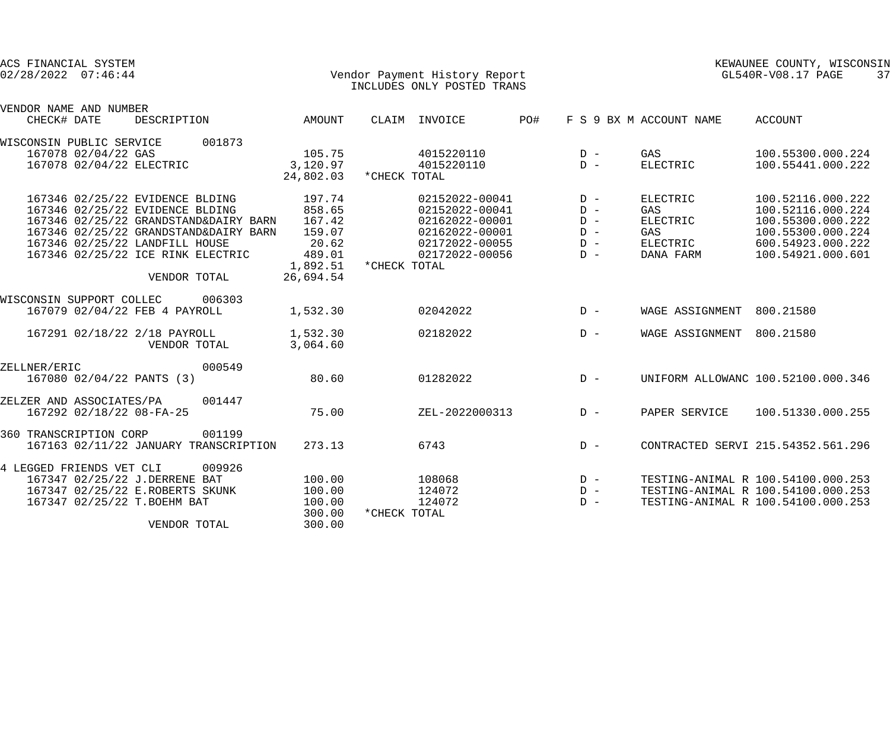ACS FINANCIAL SYSTEM
02/28/2022 07:46:44

# Vendor Payment History Report
INCLUDES ONLY POSTED TRANS

KEWAUNEE COUNTY, WISCONSIN
GL540R-V08.17

| VENDOR NAME AND NUMBER CHECK# DATE | DESCRIPTION | AMOUNT | CLAIM | INVOICE | PO# | F S 9 BX M | ACCOUNT NAME | ACCOUNT |
|---|---|---|---|---|---|---|---|---|
| WISCONSIN PUBLIC SERVICE 001873 | | | | | | | | |
| 167078 02/04/22 | GAS | 105.75 | | 4015220110 | | D - | GAS | 100.55300.000.224 |
| 167078 02/04/22 | ELECTRIC | 3,120.97 | | 4015220110 | | D - | ELECTRIC | 100.55441.000.222 |
| | | 24,802.03 | *CHECK TOTAL | | | | | |
| 167346 02/25/22 | EVIDENCE BLDING | 197.74 | | 02152022-00041 | | D - | ELECTRIC | 100.52116.000.222 |
| 167346 02/25/22 | EVIDENCE BLDING | 858.65 | | 02152022-00041 | | D - | GAS | 100.52116.000.224 |
| 167346 02/25/22 | GRANDSTAND&DAIRY BARN | 167.42 | | 02162022-00001 | | D - | ELECTRIC | 100.55300.000.222 |
| 167346 02/25/22 | GRANDSTAND&DAIRY BARN | 159.07 | | 02162022-00001 | | D - | GAS | 100.55300.000.224 |
| 167346 02/25/22 | LANDFILL HOUSE | 20.62 | | 02172022-00055 | | D - | ELECTRIC | 600.54923.000.222 |
| 167346 02/25/22 | ICE RINK ELECTRIC | 489.01 | | 02172022-00056 | | D - | DANA FARM | 100.54921.000.601 |
| | | 1,892.51 | *CHECK TOTAL | | | | | |
| | VENDOR TOTAL | 26,694.54 | | | | | | |
| WISCONSIN SUPPORT COLLEC 006303 | | | | | | | | |
| 167079 02/04/22 | FEB 4 PAYROLL | 1,532.30 | | 02042022 | | D - | WAGE ASSIGNMENT | 800.21580 |
| 167291 02/18/22 | 2/18 PAYROLL | 1,532.30 | | 02182022 | | D - | WAGE ASSIGNMENT | 800.21580 |
| | VENDOR TOTAL | 3,064.60 | | | | | | |
| ZELLNER/ERIC 000549 | | | | | | | | |
| 167080 02/04/22 | PANTS (3) | 80.60 | | 01282022 | | D - | UNIFORM ALLOWANC | 100.52100.000.346 |
| ZELZER AND ASSOCIATES/PA 001447 | | | | | | | | |
| 167292 02/18/22 | 08-FA-25 | 75.00 | | ZEL-2022000313 | | D - | PAPER SERVICE | 100.51330.000.255 |
| 360 TRANSCRIPTION CORP 001199 | | | | | | | | |
| 167163 02/11/22 | JANUARY TRANSCRIPTION | 273.13 | | 6743 | | D - | CONTRACTED SERVI | 215.54352.561.296 |
| 4 LEGGED FRIENDS VET CLI 009926 | | | | | | | | |
| 167347 02/25/22 | J.DERRENE BAT | 100.00 | | 108068 | | D - | TESTING-ANIMAL R | 100.54100.000.253 |
| 167347 02/25/22 | E.ROBERTS SKUNK | 100.00 | | 124072 | | D - | TESTING-ANIMAL R | 100.54100.000.253 |
| 167347 02/25/22 | T.BOEHM BAT | 100.00 | | 124072 | | D - | TESTING-ANIMAL R | 100.54100.000.253 |
| | | 300.00 | *CHECK TOTAL | | | | | |
| | VENDOR TOTAL | 300.00 | | | | | | |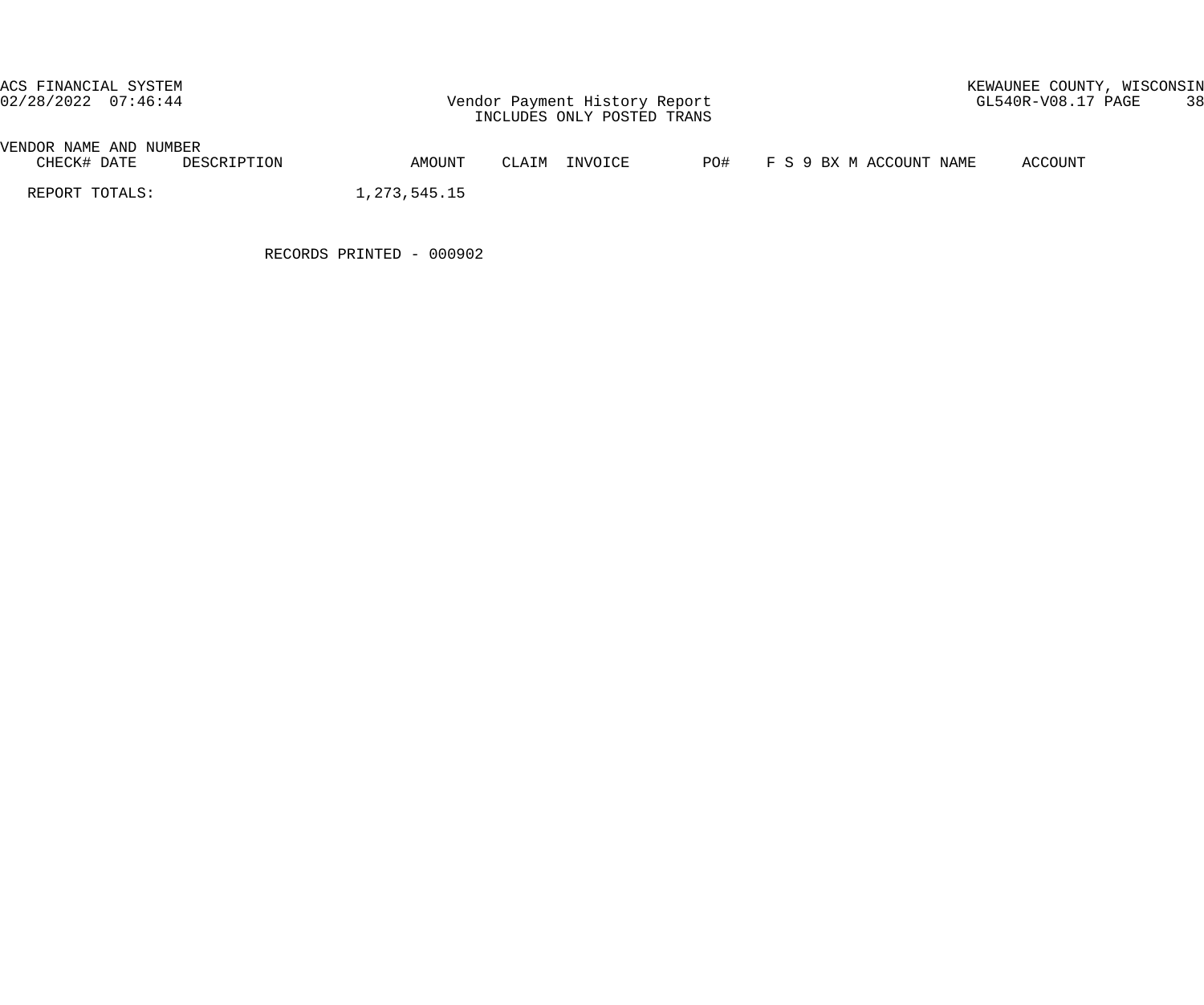| VENDOR NAME AND NUMBER | | | | | | | | |
|---|---|---|---|---|---|---|---|---|
| CHECK# DATE | DESCRIPTION | AMOUNT | CLAIM | INVOICE | PO# | F S 9 BX M ACCOUNT NAME | ACCOUNT |
| REPORT TOTALS: | | 1,273,545.15 | | | | | |

RECORDS PRINTED - 000902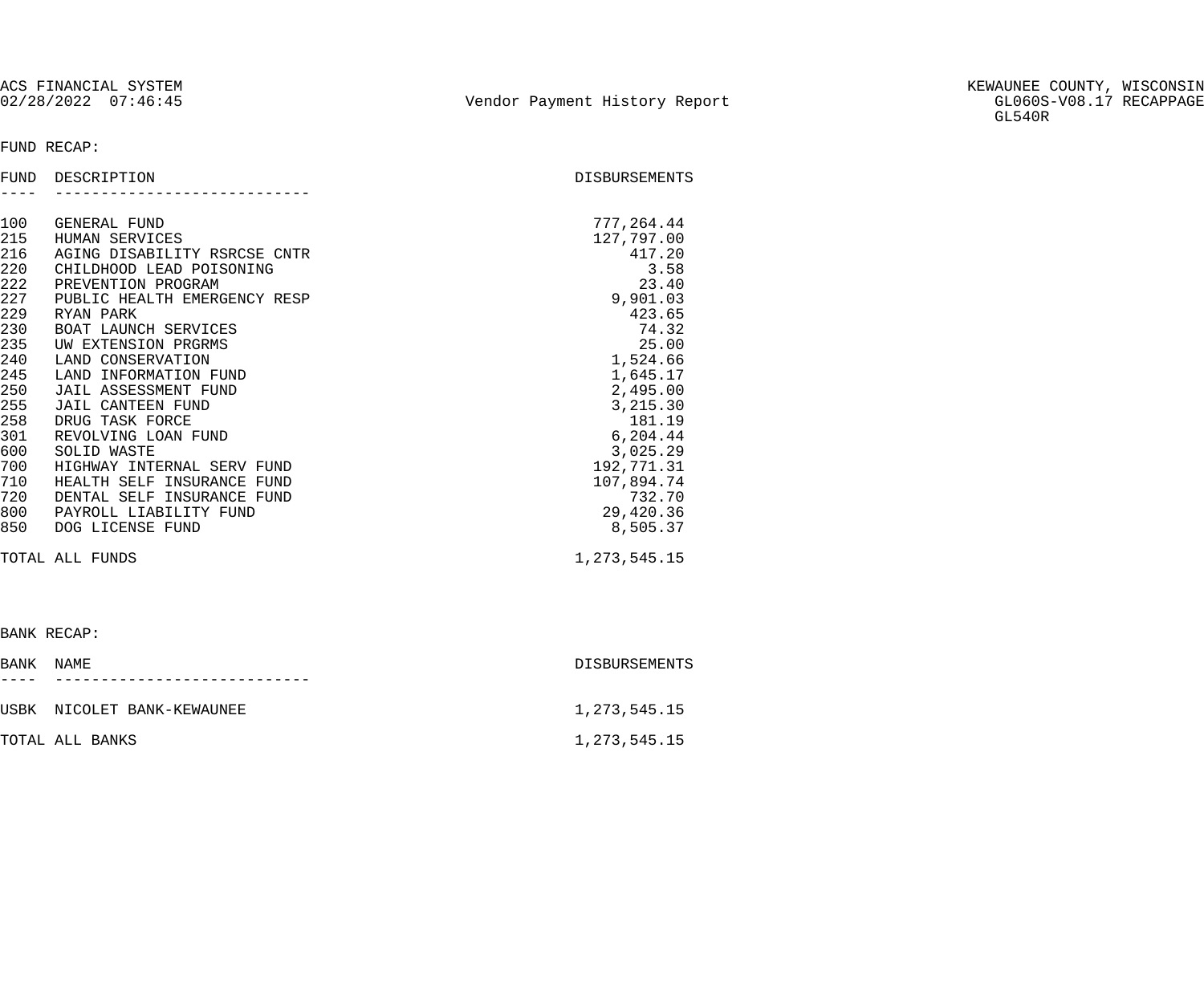ACS FINANCIAL SYSTEM
02/28/2022 07:46:45

Vendor Payment History Report

KEWAUNEE COUNTY, WISCONSIN
GL060S-V08.17 RECAPPAGE
GL540R

FUND RECAP:

| FUND | DESCRIPTION | DISBURSEMENTS |
|---|---|---|
| 100 | GENERAL FUND | 777,264.44 |
| 215 | HUMAN SERVICES | 127,797.00 |
| 216 | AGING DISABILITY RSRCSE CNTR | 417.20 |
| 220 | CHILDHOOD LEAD POISONING | 3.58 |
| 222 | PREVENTION PROGRAM | 23.40 |
| 227 | PUBLIC HEALTH EMERGENCY RESP | 9,901.03 |
| 229 | RYAN PARK | 423.65 |
| 230 | BOAT LAUNCH SERVICES | 74.32 |
| 235 | UW EXTENSION PRGRMS | 25.00 |
| 240 | LAND CONSERVATION | 1,524.66 |
| 245 | LAND INFORMATION FUND | 1,645.17 |
| 250 | JAIL ASSESSMENT FUND | 2,495.00 |
| 255 | JAIL CANTEEN FUND | 3,215.30 |
| 258 | DRUG TASK FORCE | 181.19 |
| 301 | REVOLVING LOAN FUND | 6,204.44 |
| 600 | SOLID WASTE | 3,025.29 |
| 700 | HIGHWAY INTERNAL SERV FUND | 192,771.31 |
| 710 | HEALTH SELF INSURANCE FUND | 107,894.74 |
| 720 | DENTAL SELF INSURANCE FUND | 732.70 |
| 800 | PAYROLL LIABILITY FUND | 29,420.36 |
| 850 | DOG LICENSE FUND | 8,505.37 |
| TOTAL ALL FUNDS | | 1,273,545.15 |

BANK RECAP:

| BANK | NAME | DISBURSEMENTS |
|---|---|---|
| USBK | NICOLET BANK-KEWAUNEE | 1,273,545.15 |
| TOTAL ALL BANKS | | 1,273,545.15 |